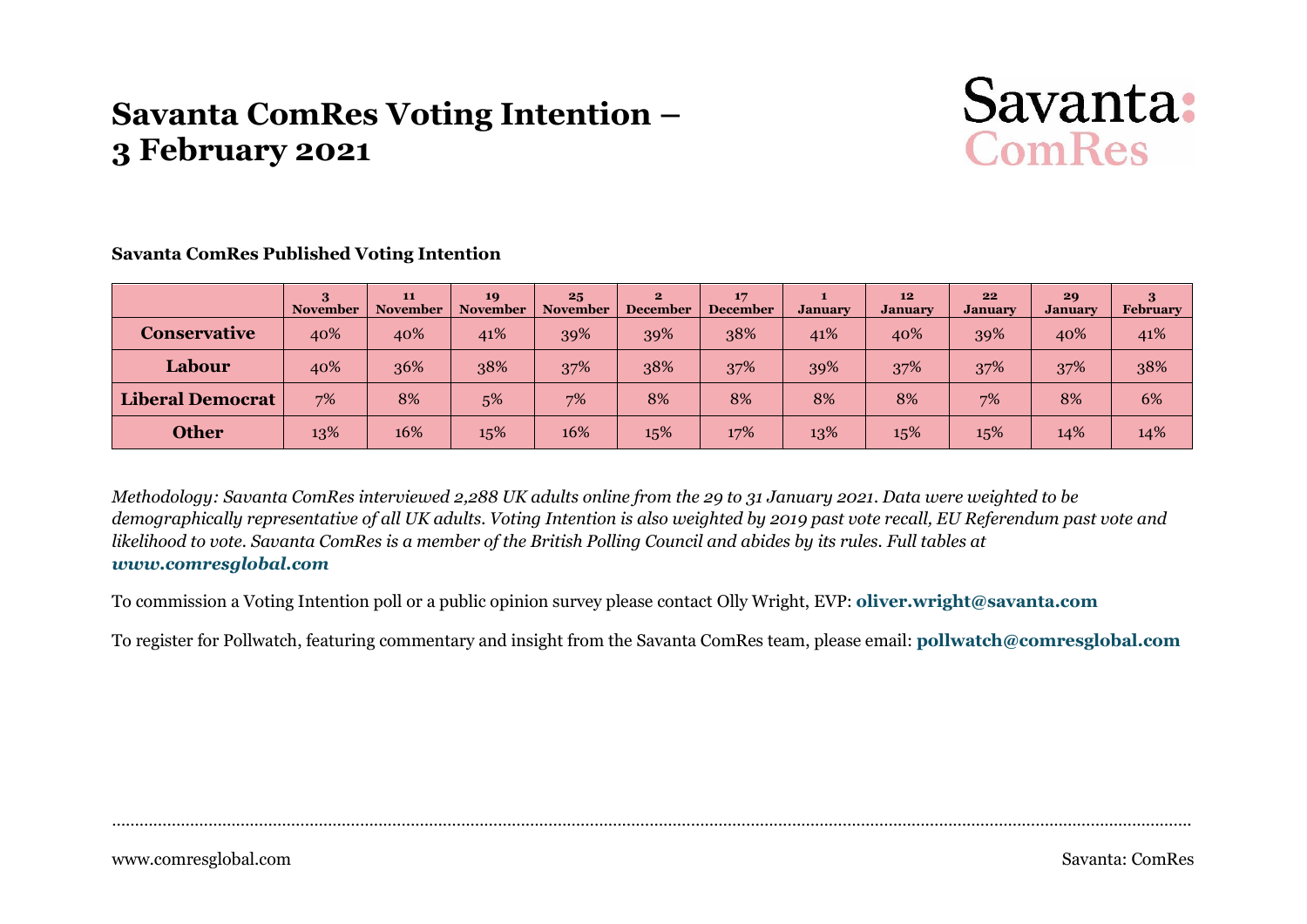# Savanta ComRes Voting Intention – 3 February 2021

Savanta: ComRes

**Savanta ComRes Published Voting Intention**

| | 3 November | 11 November | 19 November | 25 November | 2 December | 17 December | 1 January | 12 January | 22 January | 29 January | 3 February |
|---|---|---|---|---|---|---|---|---|---|---|---|
| **Conservative** | 40% | 40% | 41% | 39% | 39% | 38% | 41% | 40% | 39% | 40% | 41% |
| **Labour** | 40% | 36% | 38% | 37% | 38% | 37% | 39% | 37% | 37% | 37% | 38% |
| **Liberal Democrat** | 7% | 8% | 5% | 7% | 8% | 8% | 8% | 8% | 7% | 8% | 6% |
| **Other** | 13% | 16% | 15% | 16% | 15% | 17% | 13% | 15% | 15% | 14% | 14% |

*Methodology: Savanta ComRes interviewed 2,288 UK adults online from the 29 to 31 January 2021. Data were weighted to be demographically representative of all UK adults. Voting Intention is also weighted by 2019 past vote recall, EU Referendum past vote and likelihood to vote. Savanta ComRes is a member of the British Polling Council and abides by its rules. Full tables at* ***www.comresglobal.com***

To commission a Voting Intention poll or a public opinion survey please contact Olly Wright, EVP: **oliver.wright@savanta.com**

To register for Pollwatch, featuring commentary and insight from the Savanta ComRes team, please email: **pollwatch@comresglobal.com**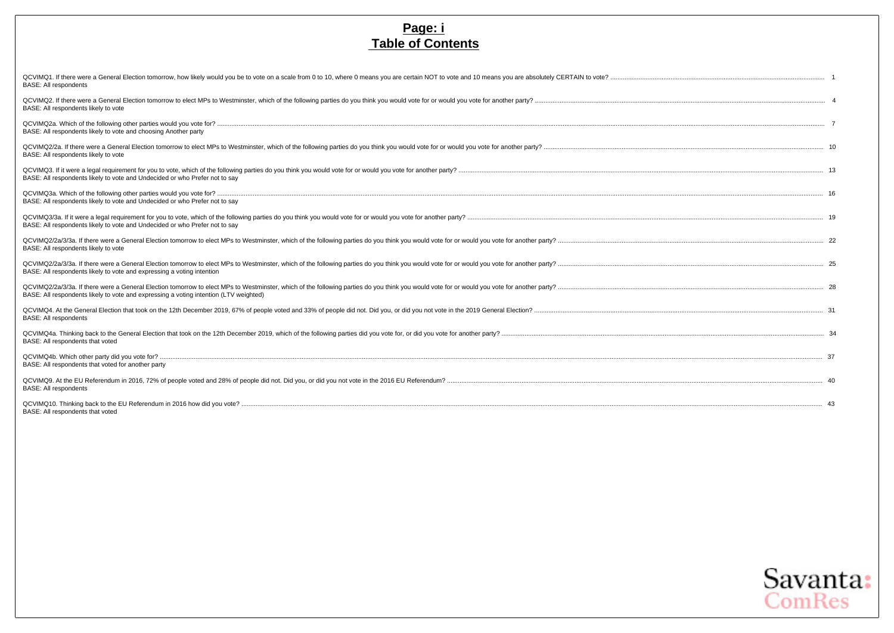# Page: i
# Table of Contents

QCVIMQ1. If there were a General Election tomorrow, how likely would you be to vote on a scale from 0 to 10, where 0 means you are certain NOT to vote and 10 means you are absolutely CERTAIN to vote? ..... 1
BASE: All respondents

QCVIMQ2. If there were a General Election tomorrow to elect MPs to Westminster, which of the following parties do you think you would vote for or would you vote for another party? ..... 4
BASE: All respondents likely to vote

QCVIMQ2a. Which of the following other parties would you vote for? ..... 7
BASE: All respondents likely to vote and choosing Another party

QCVIMQ2/2a. If there were a General Election tomorrow to elect MPs to Westminster, which of the following parties do you think you would vote for or would you vote for another party? ..... 10
BASE: All respondents likely to vote

QCVIMQ3. If it were a legal requirement for you to vote, which of the following parties do you think you would vote for or would you vote for another party? ..... 13
BASE: All respondents likely to vote and Undecided or who Prefer not to say

QCVIMQ3a. Which of the following other parties would you vote for? ..... 16
BASE: All respondents likely to vote and Undecided or who Prefer not to say

QCVIMQ3/3a. If it were a legal requirement for you to vote, which of the following parties do you think you would vote for or would you vote for another party? ..... 19
BASE: All respondents likely to vote and Undecided or who Prefer not to say

QCVIMQ2/2a/3/3a. If there were a General Election tomorrow to elect MPs to Westminster, which of the following parties do you think you would vote for or would you vote for another party? ..... 22
BASE: All respondents likely to vote

QCVIMQ2/2a/3/3a. If there were a General Election tomorrow to elect MPs to Westminster, which of the following parties do you think you would vote for or would you vote for another party? ..... 25
BASE: All respondents likely to vote and expressing a voting intention

QCVIMQ2/2a/3/3a. If there were a General Election tomorrow to elect MPs to Westminster, which of the following parties do you think you would vote for or would you vote for another party? ..... 28
BASE: All respondents likely to vote and expressing a voting intention (LTV weighted)

QCVIMQ4. At the General Election that took on the 12th December 2019, 67% of people voted and 33% of people did not. Did you, or did you not vote in the 2019 General Election? ..... 31
BASE: All respondents

QCVIMQ4a. Thinking back to the General Election that took on the 12th December 2019, which of the following parties did you vote for, or did you vote for another party? ..... 34
BASE: All respondents that voted

QCVIMQ4b. Which other party did you vote for? ..... 37
BASE: All respondents that voted for another party

QCVIMQ9. At the EU Referendum in 2016, 72% of people voted and 28% of people did not. Did you, or did you not vote in the 2016 EU Referendum? ..... 40
BASE: All respondents

QCVIMQ10. Thinking back to the EU Referendum in 2016 how did you vote? ..... 43
BASE: All respondents that voted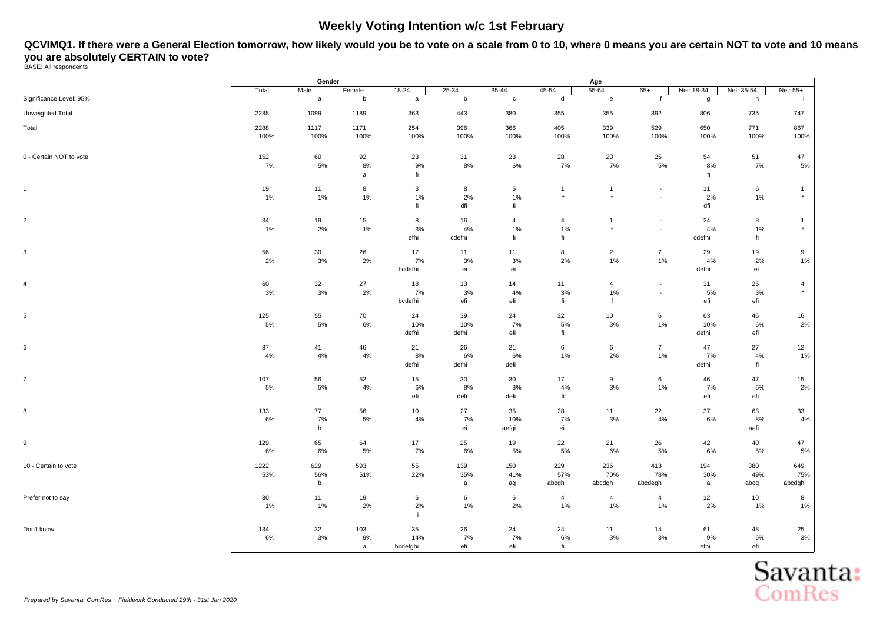## Weekly Voting Intention w/c 1st February

**QCVIMQ1. If there were a General Election tomorrow, how likely would you be to vote on a scale from 0 to 10, where 0 means you are certain NOT to vote and 10 means you are absolutely CERTAIN to vote?**

BASE: All respondents

| | Total | Gender | | Age | | | | | | | | |
|---|---|---|---|---|---|---|---|---|---|---|---|---|
| | Total | Male | Female | 18-24 | 25-34 | 35-44 | 45-54 | 55-64 | 65+ | Net: 18-34 | Net: 35-54 | Net: 55+ |
| Significance Level: 95% | | a | b | a | b | c | d | e | f | g | h | i |
| Unweighted Total | 2288 | 1099 | 1189 | 363 | 443 | 380 | 355 | 355 | 392 | 806 | 735 | 747 |
| Total | 2288<br>100% | 1117<br>100% | 1171<br>100% | 254<br>100% | 396<br>100% | 366<br>100% | 405<br>100% | 339<br>100% | 529<br>100% | 650<br>100% | 771<br>100% | 867<br>100% |
| 0 - Certain NOT to vote | 152<br>7% | 60<br>5% | 92<br>8%<br>a | 23<br>9%<br>fi | 31<br>8% | 23<br>6% | 28<br>7% | 23<br>7% | 25<br>5% | 54<br>8%<br>fi | 51<br>7% | 47<br>5% |
| 1 | 19<br>1% | 11<br>1% | 8<br>1% | 3<br>1%<br>fi | 8<br>2%<br>dfi | 5<br>1%<br>fi | 1<br>* | 1<br>* | -<br>- | 11<br>2%<br>dfi | 6<br>1% | 1<br>* |
| 2 | 34<br>1% | 19<br>2% | 15<br>1% | 8<br>3%<br>efhi | 16<br>4%<br>cdefhi | 4<br>1%<br>fi | 4<br>1%<br>fi | 1<br>* | -<br>- | 24<br>4%<br>cdefhi | 8<br>1%<br>fi | 1<br>* |
| 3 | 56<br>2% | 30<br>3% | 26<br>2% | 17<br>7%<br>bcdefhi | 11<br>3%<br>ei | 11<br>3%<br>ei | 8<br>2% | 2<br>1% | 7<br>1% | 29<br>4%<br>defhi | 19<br>2%<br>ei | 9<br>1% |
| 4 | 60<br>3% | 32<br>3% | 27<br>2% | 18<br>7%<br>bcdefhi | 13<br>3%<br>efi | 14<br>4%<br>efi | 11<br>3%<br>fi | 4<br>1%<br>f | -<br>- | 31<br>5%<br>efi | 25<br>3%<br>efi | 4<br>* |
| 5 | 125<br>5% | 55<br>5% | 70<br>6% | 24<br>10%<br>defhi | 39<br>10%<br>defhi | 24<br>7%<br>efi | 22<br>5%<br>fi | 10<br>3% | 6<br>1% | 63<br>10%<br>defhi | 46<br>6%<br>efi | 16<br>2% |
| 6 | 87<br>4% | 41<br>4% | 46<br>4% | 21<br>8%<br>defhi | 26<br>6%<br>defhi | 21<br>6%<br>defi | 6<br>1% | 6<br>2% | 7<br>1% | 47<br>7%<br>defhi | 27<br>4%<br>fi | 12<br>1% |
| 7 | 107<br>5% | 56<br>5% | 52<br>4% | 15<br>6%<br>efi | 30<br>8%<br>defi | 30<br>8%<br>defi | 17<br>4%<br>fi | 9<br>3% | 6<br>1% | 46<br>7%<br>efi | 47<br>6%<br>efi | 15<br>2% |
| 8 | 133<br>6% | 77<br>7%<br>b | 56<br>5% | 10<br>4% | 27<br>7%<br>ei | 35<br>10%<br>aefgi | 28<br>7%<br>ei | 11<br>3% | 22<br>4% | 37<br>6% | 63<br>8%<br>aefi | 33<br>4% |
| 9 | 129<br>6% | 65<br>6% | 64<br>5% | 17<br>7% | 25<br>6% | 19<br>5% | 22<br>5% | 21<br>6% | 26<br>5% | 42<br>6% | 40<br>5% | 47<br>5% |
| 10 - Certain to vote | 1222<br>53% | 629<br>56%<br>b | 593<br>51% | 55<br>22% | 139<br>35%<br>a | 150<br>41%<br>ag | 229<br>57%<br>abcgh | 236<br>70%<br>abcdgh | 413<br>78%<br>abcdegh | 194<br>30%<br>a | 380<br>49%<br>abcg | 649<br>75%<br>abcdgh |
| Prefer not to say | 30<br>1% | 11<br>1% | 19<br>2% | 6<br>2%<br>i | 6<br>1% | 6<br>2% | 4<br>1% | 4<br>1% | 4<br>1% | 12<br>2% | 10<br>1% | 8<br>1% |
| Don't know | 134<br>6% | 32<br>3% | 103<br>9%<br>a | 35<br>14%<br>bcdefghi | 26<br>7%<br>efi | 24<br>7%<br>efi | 24<br>6%<br>fi | 11<br>3% | 14<br>3% | 61<br>9%<br>efhi | 48<br>6%<br>efi | 25<br>3% |

*Prepared by Savanta: ComRes – Fieldwork Conducted 29th - 31st Jan 2020*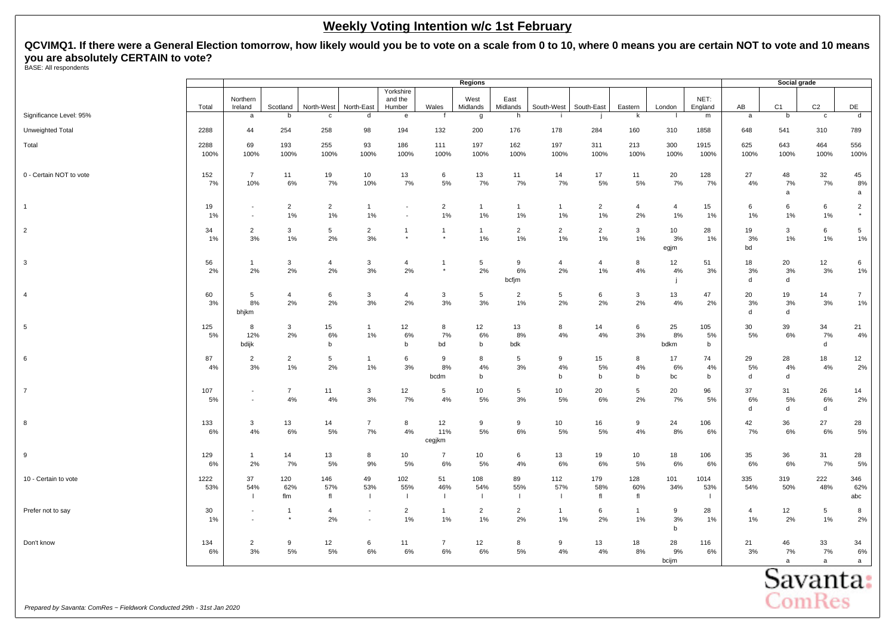## Weekly Voting Intention w/c 1st February

**QCVIMQ1. If there were a General Election tomorrow, how likely would you be to vote on a scale from 0 to 10, where 0 means you are certain NOT to vote and 10 means you are absolutely CERTAIN to vote?**

BASE: All respondents

| | | Regions | | | | | | | | | | | | | Social grade | | | |
|---|---|---|---|---|---|---|---|---|---|---|---|---|---|---|---|---|---|---|
| | Total | Northern Ireland | Scotland | North-West | North-East | Yorkshire and the Humber | Wales | West Midlands | East Midlands | South-West | South-East | Eastern | London | NET: England | AB | C1 | C2 | DE |
| Significance Level: 95% | | a | b | c | d | e | f | g | h | i | j | k | l | m | a | b | c | d |
| Unweighted Total | 2288 | 44 | 254 | 258 | 98 | 194 | 132 | 200 | 176 | 178 | 284 | 160 | 310 | 1858 | 648 | 541 | 310 | 789 |
| Total | 2288<br>100% | 69<br>100% | 193<br>100% | 255<br>100% | 93<br>100% | 186<br>100% | 111<br>100% | 197<br>100% | 162<br>100% | 197<br>100% | 311<br>100% | 213<br>100% | 300<br>100% | 1915<br>100% | 625<br>100% | 643<br>100% | 464<br>100% | 556<br>100% |
| 0 - Certain NOT to vote | 152<br>7% | 7<br>10% | 11<br>6% | 19<br>7% | 10<br>10% | 13<br>7% | 6<br>5% | 13<br>7% | 11<br>7% | 14<br>7% | 17<br>5% | 11<br>5% | 20<br>7% | 128<br>7% | 27<br>4% | 48<br>7%<br>a | 32<br>7% | 45<br>8%<br>a |
| 1 | 19<br>1% | -<br>- | 2<br>1% | 2<br>1% | 1<br>1% | -<br>- | 2<br>1% | 1<br>1% | 1<br>1% | 1<br>1% | 2<br>1% | 4<br>2% | 4<br>1% | 15<br>1% | 6<br>1% | 6<br>1% | 6<br>1% | 2<br>* |
| 2 | 34<br>1% | 2<br>3% | 3<br>1% | 5<br>2% | 2<br>3% | 1<br>* | 1<br>* | 1<br>1% | 2<br>1% | 2<br>1% | 2<br>1% | 3<br>1% | 10<br>3%<br>egjm | 28<br>1% | 19<br>3%<br>bd | 3<br>1% | 6<br>1% | 5<br>1% |
| 3 | 56<br>2% | 1<br>2% | 3<br>2% | 4<br>2% | 3<br>3% | 4<br>2% | 1<br>* | 5<br>2% | 9<br>6%<br>bcfjm | 4<br>2% | 4<br>1% | 8<br>4% | 12<br>4%<br>j | 51<br>3% | 18<br>3%<br>d | 20<br>3%<br>d | 12<br>3% | 6<br>1% |
| 4 | 60<br>3% | 5<br>8%<br>bhjkm | 4<br>2% | 6<br>2% | 3<br>3% | 4<br>2% | 3<br>3% | 5<br>3% | 2<br>1% | 5<br>2% | 6<br>2% | 3<br>2% | 13<br>4% | 47<br>2% | 20<br>3%<br>d | 19<br>3%<br>d | 14<br>3% | 7<br>1% |
| 5 | 125<br>5% | 8<br>12%<br>bdijk | 3<br>2% | 15<br>6%<br>b | 1<br>1% | 12<br>6%<br>b | 8<br>7%<br>bd | 12<br>6%<br>b | 13<br>8%<br>bdk | 8<br>4% | 14<br>4% | 6<br>3% | 25<br>8%<br>bdkm | 105<br>5%<br>b | 30<br>5% | 39<br>6% | 34<br>7%<br>d | 21<br>4% |
| 6 | 87<br>4% | 2<br>3% | 2<br>1% | 5<br>2% | 1<br>1% | 6<br>3% | 9<br>8%<br>bcdm | 8<br>4%<br>b | 5<br>3% | 9<br>4%<br>b | 15<br>5%<br>b | 8<br>4%<br>b | 17<br>6%<br>bc | 74<br>4%<br>b | 29<br>5%<br>d | 28<br>4%<br>d | 18<br>4% | 12<br>2% |
| 7 | 107<br>5% | -<br>- | 7<br>4% | 11<br>4% | 3<br>3% | 12<br>7% | 5<br>4% | 10<br>5% | 5<br>3% | 10<br>5% | 20<br>6% | 5<br>2% | 20<br>7% | 96<br>5% | 37<br>6%<br>d | 31<br>5%<br>d | 26<br>6%<br>d | 14<br>2% |
| 8 | 133<br>6% | 3<br>4% | 13<br>6% | 14<br>5% | 7<br>7% | 8<br>4% | 12<br>11%<br>cegjkm | 9<br>5% | 9<br>6% | 10<br>5% | 16<br>5% | 9<br>4% | 24<br>8% | 106<br>6% | 42<br>7% | 36<br>6% | 27<br>6% | 28<br>5% |
| 9 | 129<br>6% | 1<br>2% | 14<br>7% | 13<br>5% | 8<br>9% | 10<br>5% | 7<br>6% | 10<br>5% | 6<br>4% | 13<br>6% | 19<br>6% | 10<br>5% | 18<br>6% | 106<br>6% | 35<br>6% | 36<br>6% | 31<br>7% | 28<br>5% |
| 10 - Certain to vote | 1222<br>53% | 37<br>54%<br>l | 120<br>62%<br>flm | 146<br>57%<br>fl | 49<br>53%<br>l | 102<br>55%<br>l | 51<br>46%<br>l | 108<br>54%<br>l | 89<br>55%<br>l | 112<br>57%<br>l | 179<br>58%<br>fl | 128<br>60%<br>fl | 101<br>34% | 1014<br>53%<br>l | 335<br>54% | 319<br>50% | 222<br>48% | 346<br>62%<br>abc |
| Prefer not to say | 30<br>1% | -<br>- | 1<br>* | 4<br>2% | -<br>- | 2<br>1% | 1<br>1% | 2<br>1% | 2<br>2% | 1<br>1% | 6<br>2% | 1<br>1% | 9<br>3%<br>b | 28<br>1% | 4<br>1% | 12<br>2% | 5<br>1% | 8<br>2% |
| Don't know | 134<br>6% | 2<br>3% | 9<br>5% | 12<br>5% | 6<br>6% | 11<br>6% | 7<br>6% | 12<br>6% | 8<br>5% | 9<br>4% | 13<br>4% | 18<br>8% | 28<br>9%<br>bcijm | 116<br>6% | 21<br>3% | 46<br>7%<br>a | 33<br>7%<br>a | 34<br>6%<br>a |

*Prepared by Savanta: ComRes – Fieldwork Conducted 29th - 31st Jan 2020*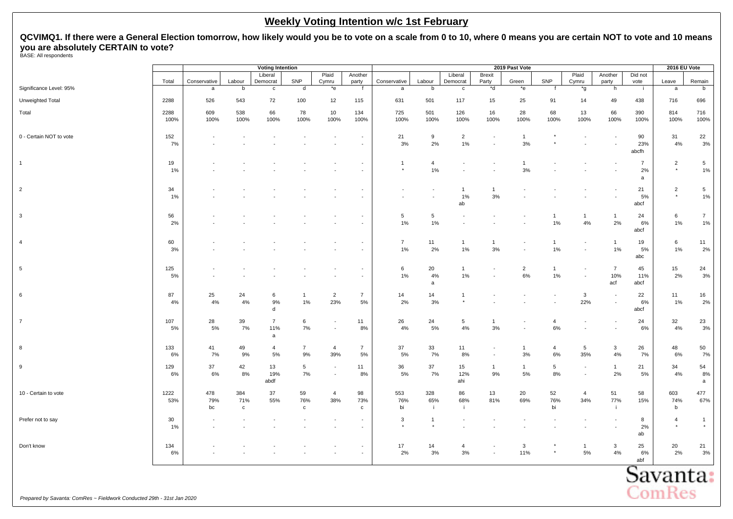## Weekly Voting Intention w/c 1st February

**QCVIMQ1. If there were a General Election tomorrow, how likely would you be to vote on a scale from 0 to 10, where 0 means you are certain NOT to vote and 10 means you are absolutely CERTAIN to vote?**

BASE: All respondents

| | | Voting Intention | | | | | | 2019 Past Vote | | | | | | | | | 2016 EU Vote | |
|---|---|---|---|---|---|---|---|---|---|---|---|---|---|---|---|---|---|---|
| | Total | Conservative | Labour | Liberal Democrat | SNP | Plaid Cymru | Another party | Conservative | Labour | Liberal Democrat | Brexit Party | Green | SNP | Plaid Cymru | Another party | Did not vote | Leave | Remain |
| Significance Level: 95% | | a | b | c | d | *e | f | a | b | c | *d | *e | f | *g | h | i | a | b |
| Unweighted Total | 2288 | 526 | 543 | 72 | 100 | 12 | 115 | 631 | 501 | 117 | 15 | 25 | 91 | 14 | 49 | 438 | 716 | 696 |
| Total | 2288<br>100% | 609<br>100% | 538<br>100% | 66<br>100% | 78<br>100% | 10<br>100% | 134<br>100% | 725<br>100% | 501<br>100% | 126<br>100% | 16<br>100% | 28<br>100% | 68<br>100% | 13<br>100% | 66<br>100% | 390<br>100% | 814<br>100% | 716<br>100% |
| 0 - Certain NOT to vote | 152<br>7% | -<br>- | -<br>- | -<br>- | -<br>- | -<br>- | -<br>- | 21<br>3% | 9<br>2% | 2<br>1% | -<br>- | 1<br>3% | *<br>* | -<br>- | -<br>- | 90<br>23%<br>abcfh | 31<br>4% | 22<br>3% |
| 1 | 19<br>1% | -<br>- | -<br>- | -<br>- | -<br>- | -<br>- | -<br>- | 1<br>* | 4<br>1% | -<br>- | -<br>- | 1<br>3% | -<br>- | -<br>- | -<br>- | 7<br>2%<br>a | 2<br>* | 5<br>1% |
| 2 | 34<br>1% | -<br>- | -<br>- | -<br>- | -<br>- | -<br>- | -<br>- | -<br>- | -<br>- | 1<br>1%<br>ab | 1<br>3% | -<br>- | -<br>- | -<br>- | -<br>- | 21<br>5%<br>abcf | 2<br>* | 5<br>1% |
| 3 | 56<br>2% | -<br>- | -<br>- | -<br>- | -<br>- | -<br>- | -<br>- | 5<br>1% | 5<br>1% | -<br>- | -<br>- | -<br>- | 1<br>1% | 1<br>4% | 1<br>2% | 24<br>6%<br>abcf | 6<br>1% | 7<br>1% |
| 4 | 60<br>3% | -<br>- | -<br>- | -<br>- | -<br>- | -<br>- | -<br>- | 7<br>1% | 11<br>2% | 1<br>1% | 1<br>3% | -<br>- | 1<br>1% | -<br>- | 1<br>1% | 19<br>5%<br>abc | 6<br>1% | 11<br>2% |
| 5 | 125<br>5% | -<br>- | -<br>- | -<br>- | -<br>- | -<br>- | -<br>- | 6<br>1% | 20<br>4%<br>a | 1<br>1% | -<br>- | 2<br>6% | 1<br>1% | -<br>- | 7<br>10%<br>acf | 45<br>11%<br>abcf | 15<br>2% | 24<br>3% |
| 6 | 87<br>4% | 25<br>4% | 24<br>4% | 6<br>9%<br>d | 1<br>1% | 2<br>23% | 7<br>5% | 14<br>2% | 14<br>3% | 1<br>* | -<br>- | -<br>- | -<br>- | 3<br>22% | -<br>- | 22<br>6%<br>abcf | 11<br>1% | 16<br>2% |
| 7 | 107<br>5% | 28<br>5% | 39<br>7% | 7<br>11%<br>a | 6<br>7% | -<br>- | 11<br>8% | 26<br>4% | 24<br>5% | 5<br>4% | 1<br>3% | -<br>- | 4<br>6% | -<br>- | -<br>- | 24<br>6% | 32<br>4% | 23<br>3% |
| 8 | 133<br>6% | 41<br>7% | 49<br>9% | 4<br>5% | 7<br>9% | 4<br>39% | 7<br>5% | 37<br>5% | 33<br>7% | 11<br>8% | -<br>- | 1<br>3% | 4<br>6% | 5<br>35% | 3<br>4% | 26<br>7% | 48<br>6% | 50<br>7% |
| 9 | 129<br>6% | 37<br>6% | 42<br>8% | 13<br>19%<br>abdf | 5<br>7% | -<br>- | 11<br>8% | 36<br>5% | 37<br>7% | 15<br>12%<br>ahi | 1<br>9% | 1<br>5% | 5<br>8% | -<br>- | 1<br>2% | 21<br>5% | 34<br>4% | 54<br>8%<br>a |
| 10 - Certain to vote | 1222<br>53% | 478<br>79%<br>bc | 384<br>71%<br>c | 37<br>55% | 59<br>76%<br>c | 4<br>38% | 98<br>73%<br>c | 553<br>76%<br>bi | 328<br>65%<br>i | 86<br>68%<br>i | 13<br>81% | 20<br>69% | 52<br>76%<br>bi | 4<br>34% | 51<br>77%<br>i | 58<br>15% | 603<br>74%<br>b | 477<br>67% |
| Prefer not to say | 30<br>1% | -<br>- | -<br>- | -<br>- | -<br>- | -<br>- | -<br>- | 3<br>* | 1<br>* | -<br>- | -<br>- | -<br>- | -<br>- | -<br>- | -<br>- | 8<br>2%<br>ab | 4<br>* | 1<br>* |
| Don't know | 134<br>6% | -<br>- | -<br>- | -<br>- | -<br>- | -<br>- | -<br>- | 17<br>2% | 14<br>3% | 4<br>3% | -<br>- | 3<br>11% | *<br>* | 1<br>5% | 3<br>4% | 25<br>6%<br>abf | 20<br>2% | 21<br>3% |

*Prepared by Savanta: ComRes – Fieldwork Conducted 29th - 31st Jan 2020*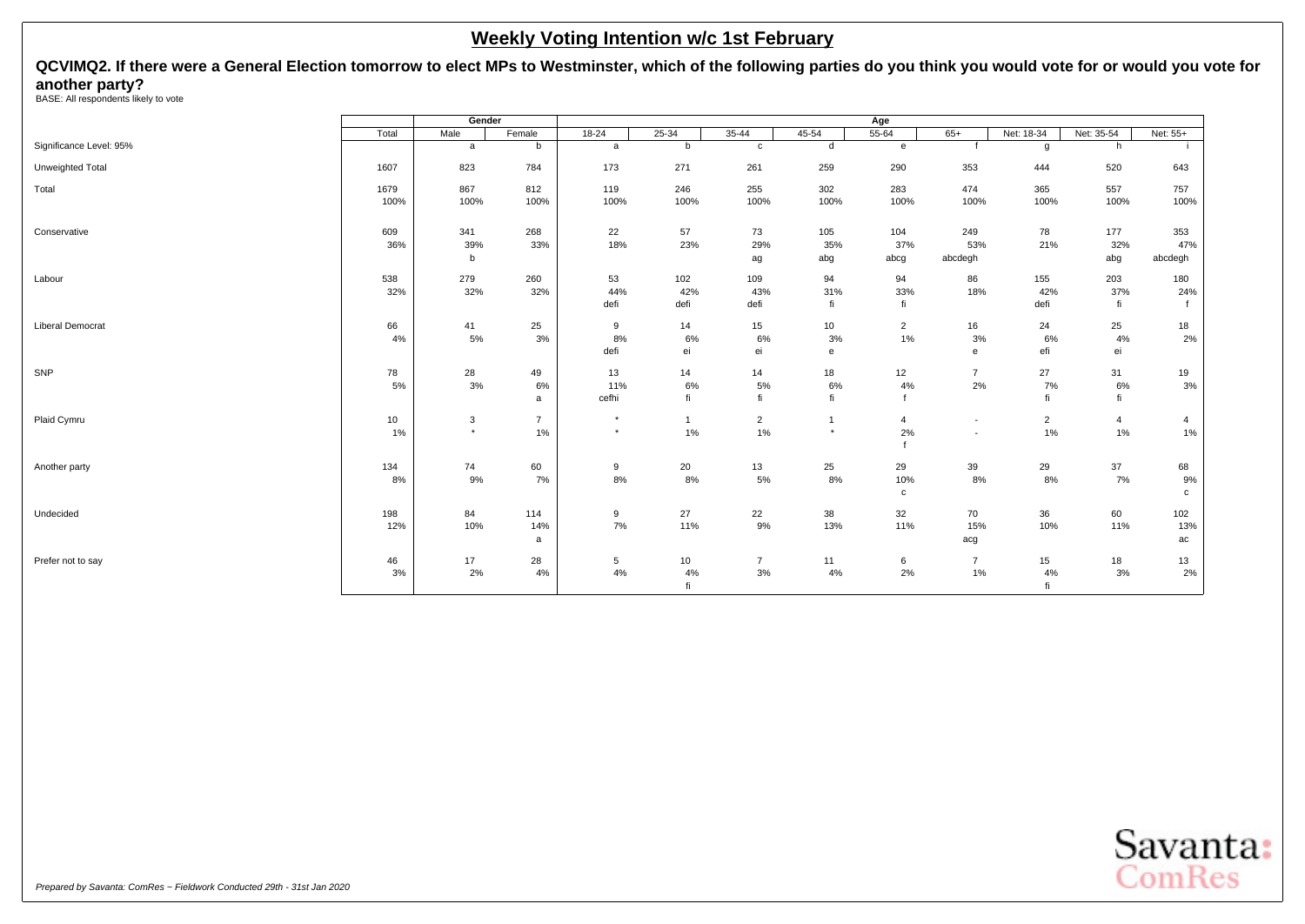# Weekly Voting Intention w/c 1st February

**QCVIMQ2. If there were a General Election tomorrow to elect MPs to Westminster, which of the following parties do you think you would vote for or would you vote for another party?**

BASE: All respondents likely to vote

| | Total | Gender | | Age | | | | | | | | |
|---|---|---|---|---|---|---|---|---|---|---|---|---|
| | | Male | Female | 18-24 | 25-34 | 35-44 | 45-54 | 55-64 | 65+ | Net: 18-34 | Net: 35-54 | Net: 55+ |
| Significance Level: 95% | | a | b | a | b | c | d | e | f | g | h | i |
| Unweighted Total | 1607 | 823 | 784 | 173 | 271 | 261 | 259 | 290 | 353 | 444 | 520 | 643 |
| Total | 1679 | 867 | 812 | 119 | 246 | 255 | 302 | 283 | 474 | 365 | 557 | 757 |
| | 100% | 100% | 100% | 100% | 100% | 100% | 100% | 100% | 100% | 100% | 100% | 100% |
| Conservative | 609 | 341 | 268 | 22 | 57 | 73 | 105 | 104 | 249 | 78 | 177 | 353 |
| | 36% | 39% | 33% | 18% | 23% | 29% | 35% | 37% | 53% | 21% | 32% | 47% |
| | | b | | | | ag | abg | abcg | abcdegh | | abg | abcdegh |
| Labour | 538 | 279 | 260 | 53 | 102 | 109 | 94 | 94 | 86 | 155 | 203 | 180 |
| | 32% | 32% | 32% | 44% | 42% | 43% | 31% | 33% | 18% | 42% | 37% | 24% |
| | | | | defi | defi | defi | fi | fi | | defi | fi | f |
| Liberal Democrat | 66 | 41 | 25 | 9 | 14 | 15 | 10 | 2 | 16 | 24 | 25 | 18 |
| | 4% | 5% | 3% | 8% | 6% | 6% | 3% | 1% | 3% | 6% | 4% | 2% |
| | | | | defi | ei | ei | e | | e | efi | ei | |
| SNP | 78 | 28 | 49 | 13 | 14 | 14 | 18 | 12 | 7 | 27 | 31 | 19 |
| | 5% | 3% | 6% | 11% | 6% | 5% | 6% | 4% | 2% | 7% | 6% | 3% |
| | | | a | cefhi | fi | fi | fi | f | | fi | fi | |
| Plaid Cymru | 10 | 3 | 7 | * | 1 | 2 | 1 | 4 | - | 2 | 4 | 4 |
| | 1% | * | 1% | * | 1% | 1% | * | 2% | - | 1% | 1% | 1% |
| | | | | | | | | f | | | | |
| Another party | 134 | 74 | 60 | 9 | 20 | 13 | 25 | 29 | 39 | 29 | 37 | 68 |
| | 8% | 9% | 7% | 8% | 8% | 5% | 8% | 10% | 8% | 8% | 7% | 9% |
| | | | | | | | | c | | | | c |
| Undecided | 198 | 84 | 114 | 9 | 27 | 22 | 38 | 32 | 70 | 36 | 60 | 102 |
| | 12% | 10% | 14% | 7% | 11% | 9% | 13% | 11% | 15% | 10% | 11% | 13% |
| | | | a | | | | | | acg | | | ac |
| Prefer not to say | 46 | 17 | 28 | 5 | 10 | 7 | 11 | 6 | 7 | 15 | 18 | 13 |
| | 3% | 2% | 4% | 4% | 4% | 3% | 4% | 2% | 1% | 4% | 3% | 2% |
| | | | | | fi | | | | | fi | | |

*Prepared by Savanta: ComRes – Fieldwork Conducted 29th - 31st Jan 2020*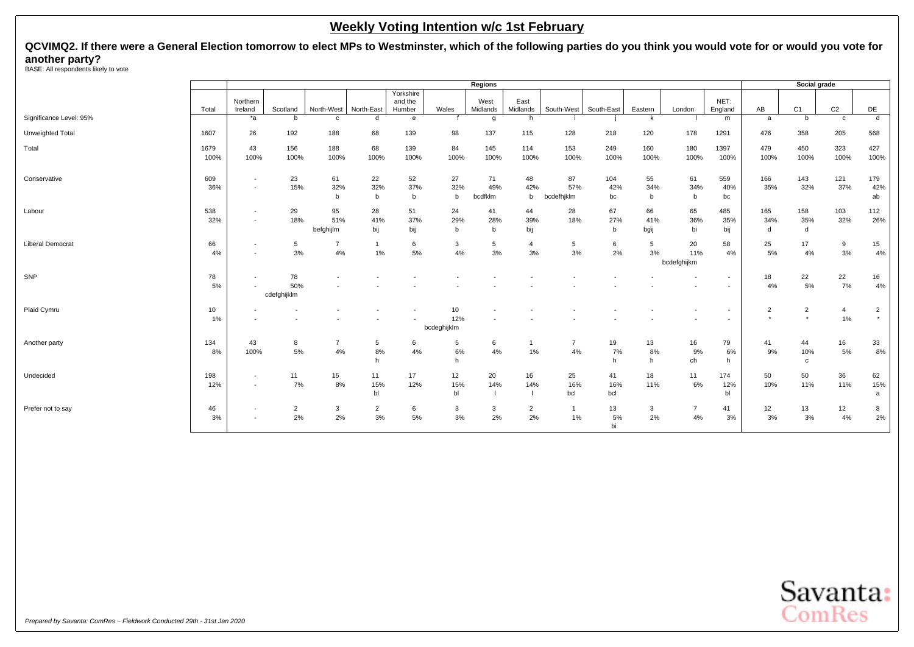## Weekly Voting Intention w/c 1st February

**QCVIMQ2. If there were a General Election tomorrow to elect MPs to Westminster, which of the following parties do you think you would vote for or would you vote for another party?**

BASE: All respondents likely to vote

| | | Regions | | | | | | | | | | | | | | Social grade | | | |
|---|---|---|---|---|---|---|---|---|---|---|---|---|---|---|---|---|---|---|---|
| | Total | Northern Ireland | Scotland | North-West | North-East | Yorkshire and the Humber | Wales | West Midlands | East Midlands | South-West | South-East | Eastern | London | NET: England | AB | C1 | C2 | DE |
| Significance Level: 95% | | *a | b | c | d | e | f | g | h | i | j | k | l | m | a | b | c | d |
| Unweighted Total | 1607 | 26 | 192 | 188 | 68 | 139 | 98 | 137 | 115 | 128 | 218 | 120 | 178 | 1291 | 476 | 358 | 205 | 568 |
| Total | 1679 | 43 | 156 | 188 | 68 | 139 | 84 | 145 | 114 | 153 | 249 | 160 | 180 | 1397 | 479 | 450 | 323 | 427 |
| | 100% | 100% | 100% | 100% | 100% | 100% | 100% | 100% | 100% | 100% | 100% | 100% | 100% | 100% | 100% | 100% | 100% | 100% |
| Conservative | 609 | - | 23 | 61 | 22 | 52 | 27 | 71 | 48 | 87 | 104 | 55 | 61 | 559 | 166 | 143 | 121 | 179 |
| | 36% | - | 15% | 32% | 32% | 37% | 32% | 49% | 42% | 57% | 42% | 34% | 34% | 40% | 35% | 32% | 37% | 42% |
| | | | | b | b | b | b | bcdfklm | b | bcdefhjklm | bc | b | b | bc | | | | ab |
| Labour | 538 | - | 29 | 95 | 28 | 51 | 24 | 41 | 44 | 28 | 67 | 66 | 65 | 485 | 165 | 158 | 103 | 112 |
| | 32% | - | 18% | 51% | 41% | 37% | 29% | 28% | 39% | 18% | 27% | 41% | 36% | 35% | 34% | 35% | 32% | 26% |
| | | | | befghijlm | bij | bij | b | b | bij | | b | bgij | bi | bij | d | d | | |
| Liberal Democrat | 66 | - | 5 | 7 | 1 | 6 | 3 | 5 | 4 | 5 | 6 | 5 | 20 | 58 | 25 | 17 | 9 | 15 |
| | 4% | - | 3% | 4% | 1% | 5% | 4% | 3% | 3% | 3% | 2% | 3% | 11% | 4% | 5% | 4% | 3% | 4% |
| | | | | | | | | | | | | | bcdefghijkm | | | | | |
| SNP | 78 | - | 78 | - | - | - | - | - | - | - | - | - | - | - | 18 | 22 | 22 | 16 |
| | 5% | - | 50% | - | - | - | - | - | - | - | - | - | - | - | 4% | 5% | 7% | 4% |
| | | | cdefghijklm | | | | | | | | | | | | | | | |
| Plaid Cymru | 10 | - | - | - | - | - | 10 | - | - | - | - | - | - | - | 2 | 2 | 4 | 2 |
| | 1% | - | - | - | - | - | 12% | - | - | - | - | - | - | - | * | * | 1% | * |
| | | | | | | | bcdeghijklm | | | | | | | | | | | |
| Another party | 134 | 43 | 8 | 7 | 5 | 6 | 5 | 6 | 1 | 7 | 19 | 13 | 16 | 79 | 41 | 44 | 16 | 33 |
| | 8% | 100% | 5% | 4% | 8% | 4% | 6% | 4% | 1% | 4% | 7% | 8% | 9% | 6% | 9% | 10% | 5% | 8% |
| | | | | | h | | h | | | | h | h | ch | h | | c | | |
| Undecided | 198 | - | 11 | 15 | 11 | 17 | 12 | 20 | 16 | 25 | 41 | 18 | 11 | 174 | 50 | 50 | 36 | 62 |
| | 12% | - | 7% | 8% | 15% | 12% | 15% | 14% | 14% | 16% | 16% | 11% | 6% | 12% | 10% | 11% | 11% | 15% |
| | | | | | bl | | bl | l | l | bcl | bcl | | | bl | | | | a |
| Prefer not to say | 46 | - | 2 | 3 | 2 | 6 | 3 | 3 | 2 | 1 | 13 | 3 | 7 | 41 | 12 | 13 | 12 | 8 |
| | 3% | - | 2% | 2% | 3% | 5% | 3% | 2% | 2% | 1% | 5% | 2% | 4% | 3% | 3% | 3% | 4% | 2% |
| | | | | | | | | | | | bi | | | | | | | |

*Prepared by Savanta: ComRes – Fieldwork Conducted 29th - 31st Jan 2020*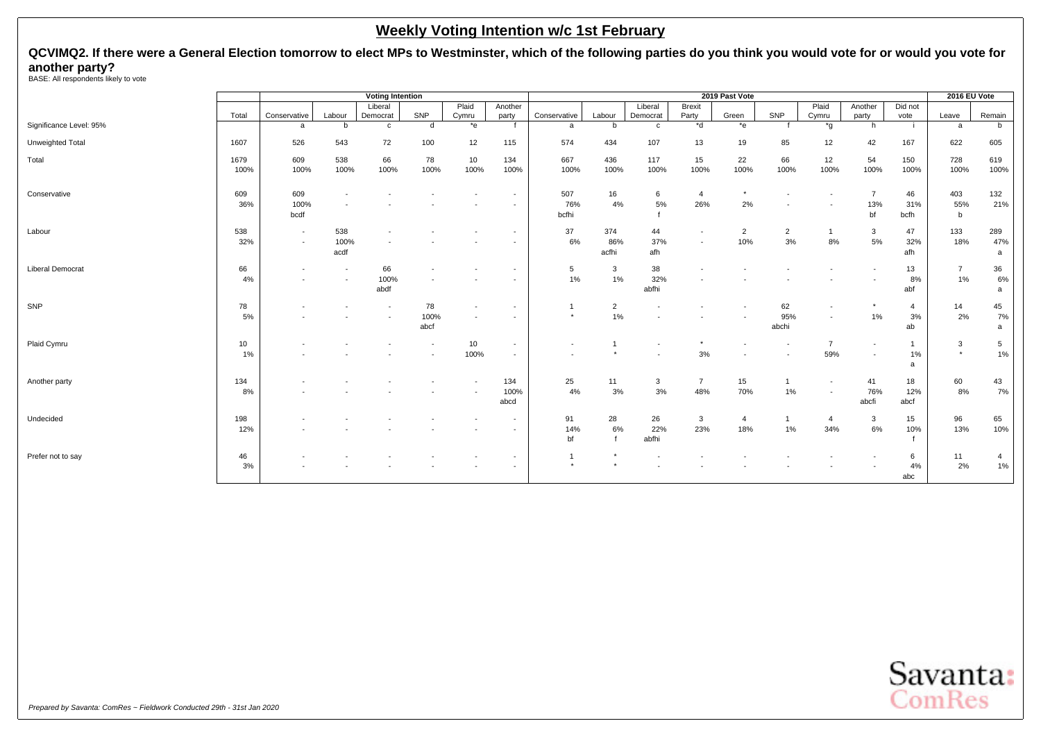## Weekly Voting Intention w/c 1st February

**QCVIMQ2. If there were a General Election tomorrow to elect MPs to Westminster, which of the following parties do you think you would vote for or would you vote for another party?**

BASE: All respondents likely to vote

| | | Voting Intention | | | | | | 2019 Past Vote | | | | | | | | | 2016 EU Vote | |
|---|---|---|---|---|---|---|---|---|---|---|---|---|---|---|---|---|---|---|
| | Total | Conservative | Labour | Liberal Democrat | SNP | Plaid Cymru | Another party | Conservative | Labour | Liberal Democrat | Brexit Party | Green | SNP | Plaid Cymru | Another party | Did not vote | Leave | Remain |
| Significance Level: 95% | | a | b | c | d | *e | f | a | b | c | *d | *e | f | *g | h | i | a | b |
| Unweighted Total | 1607 | 526 | 543 | 72 | 100 | 12 | 115 | 574 | 434 | 107 | 13 | 19 | 85 | 12 | 42 | 167 | 622 | 605 |
| Total | 1679 | 609 | 538 | 66 | 78 | 10 | 134 | 667 | 436 | 117 | 15 | 22 | 66 | 12 | 54 | 150 | 728 | 619 |
| | 100% | 100% | 100% | 100% | 100% | 100% | 100% | 100% | 100% | 100% | 100% | 100% | 100% | 100% | 100% | 100% | 100% | 100% |
| Conservative | 609 | 609 | - | - | - | - | - | 507 | 16 | 6 | 4 | * | - | - | 7 | 46 | 403 | 132 |
| | 36% | 100% | - | - | - | - | - | 76% | 4% | 5% | 26% | 2% | - | - | 13% | 31% | 55% | 21% |
| | | bcdf | | | | | | bcfhi | | | | | | | bf | bcfh | b | |
| Labour | 538 | - | 538 | - | - | - | - | 37 | 374 | 44 | - | 2 | 2 | 1 | 3 | 47 | 133 | 289 |
| | 32% | - | 100% | - | - | - | - | 6% | 86% | 37% | - | 10% | 3% | 8% | 5% | 32% | 18% | 47% |
| | | | acdf | | | | | | acfhi | afh | | | | | | afh | | a |
| Liberal Democrat | 66 | - | - | 66 | - | - | - | 5 | 3 | 38 | - | - | - | - | - | 13 | 7 | 36 |
| | 4% | - | - | 100% | - | - | - | 1% | 1% | 32% | - | - | - | - | - | 8% | 1% | 6% |
| | | | | abdf | | | | | | abfhi | | | | | | abf | | a |
| SNP | 78 | - | - | - | 78 | - | - | 1 | 2 | - | - | - | 62 | - | * | 4 | 14 | 45 |
| | 5% | - | - | - | 100% | - | - | * | 1% | - | - | - | 95% | - | 1% | 3% | 2% | 7% |
| | | | | | abcf | | | | | | | | abchi | | | ab | | a |
| Plaid Cymru | 10 | - | - | - | - | 10 | - | - | 1 | - | * | - | - | 7 | - | 1 | 3 | 5 |
| | 1% | - | - | - | - | 100% | - | - | * | - | 3% | - | - | 59% | - | 1% | * | 1% |
| | | | | | | | | | | | | | | | | a | | |
| Another party | 134 | - | - | - | - | - | 134 | 25 | 11 | 3 | 7 | 15 | 1 | - | 41 | 18 | 60 | 43 |
| | 8% | - | - | - | - | - | 100% | 4% | 3% | 3% | 48% | 70% | 1% | - | 76% | 12% | 8% | 7% |
| | | | | | | | abcd | | | | | | | | abcfi | abcf | | |
| Undecided | 198 | - | - | - | - | - | - | 91 | 28 | 26 | 3 | 4 | 1 | 4 | 3 | 15 | 96 | 65 |
| | 12% | - | - | - | - | - | - | 14% | 6% | 22% | 23% | 18% | 1% | 34% | 6% | 10% | 13% | 10% |
| | | | | | | | | bf | f | abfhi | | | | | | f | | |
| Prefer not to say | 46 | - | - | - | - | - | - | 1 | * | - | - | - | - | - | - | 6 | 11 | 4 |
| | 3% | - | - | - | - | - | - | * | * | - | - | - | - | - | - | 4% | 2% | 1% |
| | | | | | | | | | | | | | | | | abc | | |

*Prepared by Savanta: ComRes – Fieldwork Conducted 29th - 31st Jan 2020*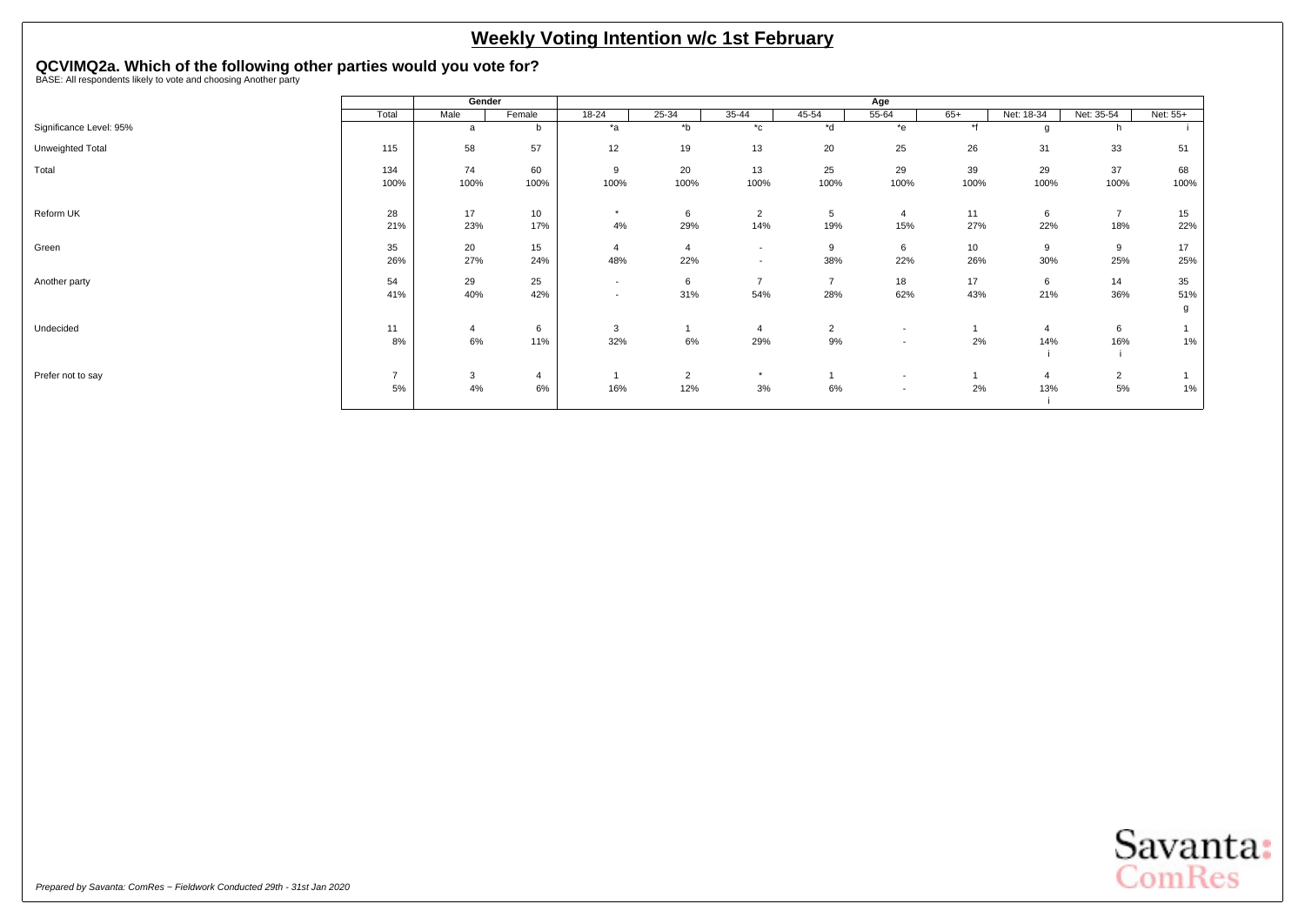# Weekly Voting Intention w/c 1st February

## QCVIMQ2a. Which of the following other parties would you vote for?

BASE: All respondents likely to vote and choosing Another party

| | Total | Gender | | Age | | | | | | | | |
|---|---|---|---|---|---|---|---|---|---|---|---|---|
| | | Male | Female | 18-24 | 25-34 | 35-44 | 45-54 | 55-64 | 65+ | Net: 18-34 | Net: 35-54 | Net: 55+ |
| Significance Level: 95% | | a | b | *a | *b | *c | *d | *e | *f | g | h | i |
| Unweighted Total | 115 | 58 | 57 | 12 | 19 | 13 | 20 | 25 | 26 | 31 | 33 | 51 |
| Total | 134 | 74 | 60 | 9 | 20 | 13 | 25 | 29 | 39 | 29 | 37 | 68 |
| | 100% | 100% | 100% | 100% | 100% | 100% | 100% | 100% | 100% | 100% | 100% | 100% |
| Reform UK | 28 | 17 | 10 | * | 6 | 2 | 5 | 4 | 11 | 6 | 7 | 15 |
| | 21% | 23% | 17% | 4% | 29% | 14% | 19% | 15% | 27% | 22% | 18% | 22% |
| Green | 35 | 20 | 15 | 4 | 4 | - | 9 | 6 | 10 | 9 | 9 | 17 |
| | 26% | 27% | 24% | 48% | 22% | - | 38% | 22% | 26% | 30% | 25% | 25% |
| Another party | 54 | 29 | 25 | - | 6 | 7 | 7 | 18 | 17 | 6 | 14 | 35 |
| | 41% | 40% | 42% | - | 31% | 54% | 28% | 62% | 43% | 21% | 36% | 51% |
| | | | | | | | | | | | | g |
| Undecided | 11 | 4 | 6 | 3 | 1 | 4 | 2 | - | 1 | 4 | 6 | 1 |
| | 8% | 6% | 11% | 32% | 6% | 29% | 9% | - | 2% | 14% | 16% | 1% |
| | | | | | | | | | | i | i | |
| Prefer not to say | 7 | 3 | 4 | 1 | 2 | * | 1 | - | 1 | 4 | 2 | 1 |
| | 5% | 4% | 6% | 16% | 12% | 3% | 6% | - | 2% | 13% | 5% | 1% |
| | | | | | | | | | | i | | |

*Prepared by Savanta: ComRes – Fieldwork Conducted 29th - 31st Jan 2020*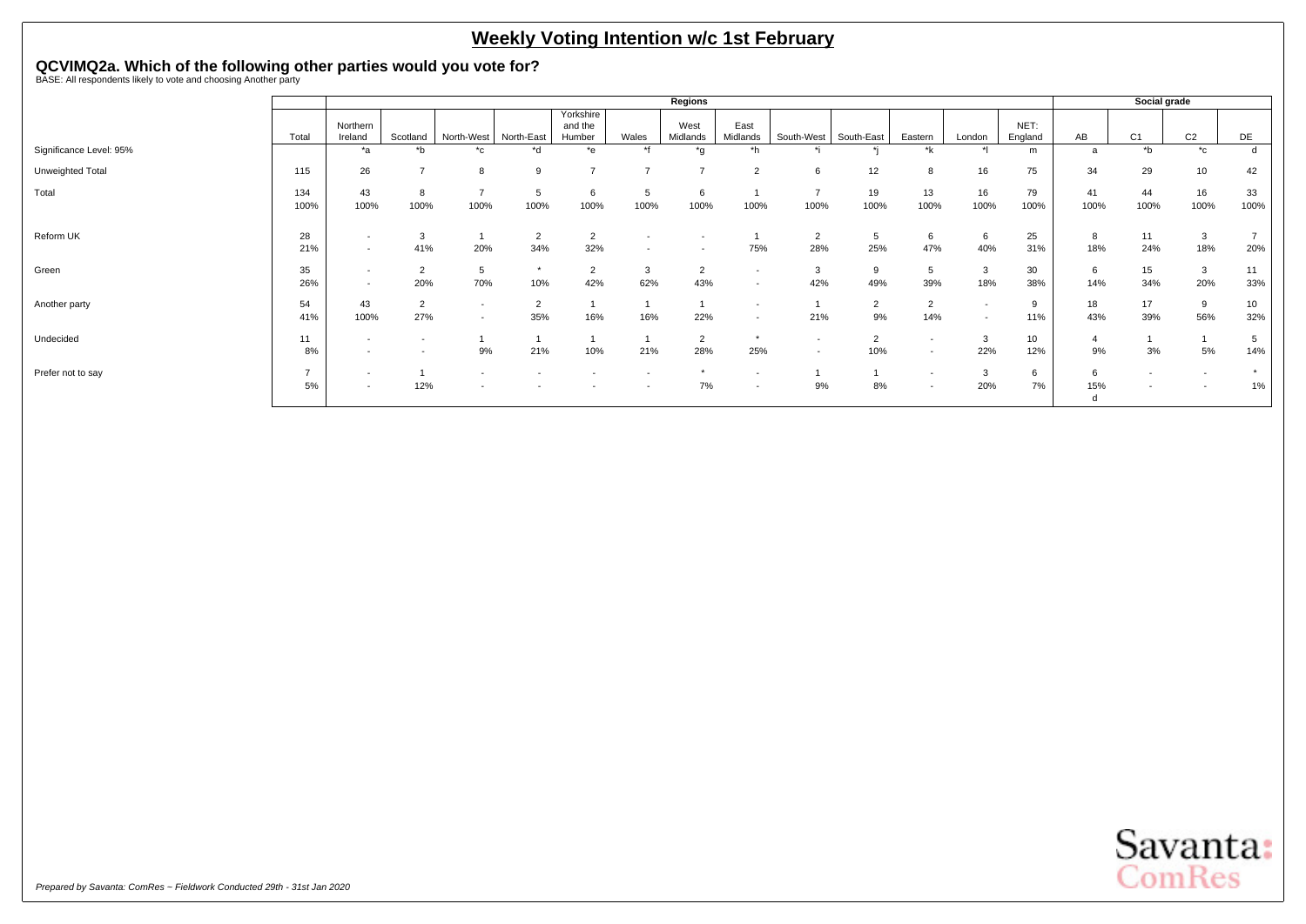# Weekly Voting Intention w/c 1st February

## QCVIMQ2a. Which of the following other parties would you vote for?

BASE: All respondents likely to vote and choosing Another party

| | | Regions | | | | | | | | | | | | | | Social grade | | | |
|---|---|---|---|---|---|---|---|---|---|---|---|---|---|---|---|---|---|---|---|
| | Total | Northern Ireland | Scotland | North-West | North-East | Yorkshire and the Humber | Wales | West Midlands | East Midlands | South-West | South-East | Eastern | London | NET: England | AB | C1 | C2 | DE |
| Significance Level: 95% | | *a | *b | *c | *d | *e | *f | *g | *h | *i | *j | *k | *l | m | a | *b | *c | d |
| Unweighted Total | 115 | 26 | 7 | 8 | 9 | 7 | 7 | 7 | 2 | 6 | 12 | 8 | 16 | 75 | 34 | 29 | 10 | 42 |
| Total | 134<br>100% | 43<br>100% | 8<br>100% | 7<br>100% | 5<br>100% | 6<br>100% | 5<br>100% | 6<br>100% | 1<br>100% | 7<br>100% | 19<br>100% | 13<br>100% | 16<br>100% | 79<br>100% | 41<br>100% | 44<br>100% | 16<br>100% | 33<br>100% |
| Reform UK | 28<br>21% | -<br>- | 3<br>41% | 1<br>20% | 2<br>34% | 2<br>32% | -<br>- | -<br>- | 1<br>75% | 2<br>28% | 5<br>25% | 6<br>47% | 6<br>40% | 25<br>31% | 8<br>18% | 11<br>24% | 3<br>18% | 7<br>20% |
| Green | 35<br>26% | -<br>- | 2<br>20% | 5<br>70% | *<br>10% | 2<br>42% | 3<br>62% | 2<br>43% | -<br>- | 3<br>42% | 9<br>49% | 5<br>39% | 3<br>18% | 30<br>38% | 6<br>14% | 15<br>34% | 3<br>20% | 11<br>33% |
| Another party | 54<br>41% | 43<br>100% | 2<br>27% | -<br>- | 2<br>35% | 1<br>16% | 1<br>16% | 1<br>22% | -<br>- | 1<br>21% | 2<br>9% | 2<br>14% | -<br>- | 9<br>11% | 18<br>43% | 17<br>39% | 9<br>56% | 10<br>32% |
| Undecided | 11<br>8% | -<br>- | -<br>- | 1<br>9% | 1<br>21% | 1<br>10% | 1<br>21% | 2<br>28% | *<br>25% | -<br>- | 2<br>10% | -<br>- | 3<br>22% | 10<br>12% | 4<br>9% | 1<br>3% | 1<br>5% | 5<br>14% |
| Prefer not to say | 7<br>5% | -<br>- | 1<br>12% | -<br>- | -<br>- | -<br>- | -<br>- | *<br>7% | -<br>- | 1<br>9% | 1<br>8% | -<br>- | 3<br>20% | 6<br>7% | 6<br>15%<br>d | -<br>- | -<br>- | *<br>1% |

*Prepared by Savanta: ComRes – Fieldwork Conducted 29th - 31st Jan 2020*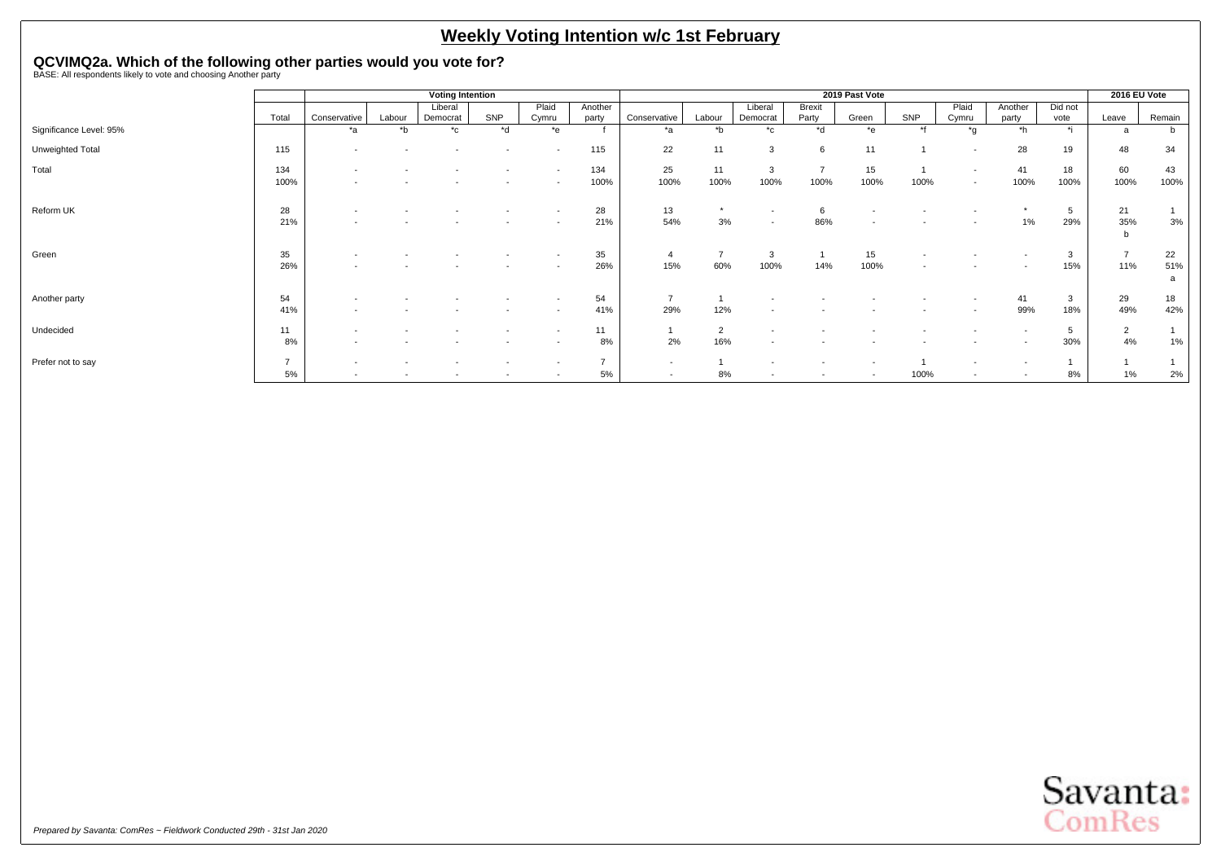# Weekly Voting Intention w/c 1st February

## QCVIMQ2a. Which of the following other parties would you vote for?

BASE: All respondents likely to vote and choosing Another party

| | | Voting Intention | | | | | | 2019 Past Vote | | | | | | | | | 2016 EU Vote | |
|---|---|---|---|---|---|---|---|---|---|---|---|---|---|---|---|---|---|---|
| | Total | Conservative | Labour | Liberal Democrat | SNP | Plaid Cymru | Another party | Conservative | Labour | Liberal Democrat | Brexit Party | Green | SNP | Plaid Cymru | Another party | Did not vote | Leave | Remain |
| Significance Level: 95% | | *a | *b | *c | *d | *e | f | *a | *b | *c | *d | *e | *f | *g | *h | *i | a | b |
| Unweighted Total | 115 | - | - | - | - | - | 115 | 22 | 11 | 3 | 6 | 11 | 1 | - | 28 | 19 | 48 | 34 |
| Total | 134 | - | - | - | - | - | 134 | 25 | 11 | 3 | 7 | 15 | 1 | - | 41 | 18 | 60 | 43 |
| | 100% | - | - | - | - | - | 100% | 100% | 100% | 100% | 100% | 100% | 100% | - | 100% | 100% | 100% | 100% |
| Reform UK | 28 | - | - | - | - | - | 28 | 13 | * | - | 6 | - | - | - | * | 5 | 21 | 1 |
| | 21% | - | - | - | - | - | 21% | 54% | 3% | - | 86% | - | - | - | 1% | 29% | 35% | 3% |
| | | | | | | | | | | | | | | | | | b | |
| Green | 35 | - | - | - | - | - | 35 | 4 | 7 | 3 | 1 | 15 | - | - | - | 3 | 7 | 22 |
| | 26% | - | - | - | - | - | 26% | 15% | 60% | 100% | 14% | 100% | - | - | - | 15% | 11% | 51% |
| | | | | | | | | | | | | | | | | | | a |
| Another party | 54 | - | - | - | - | - | 54 | 7 | 1 | - | - | - | - | - | 41 | 3 | 29 | 18 |
| | 41% | - | - | - | - | - | 41% | 29% | 12% | - | - | - | - | - | 99% | 18% | 49% | 42% |
| Undecided | 11 | - | - | - | - | - | 11 | 1 | 2 | - | - | - | - | - | - | 5 | 2 | 1 |
| | 8% | - | - | - | - | - | 8% | 2% | 16% | - | - | - | - | - | - | 30% | 4% | 1% |
| Prefer not to say | 7 | - | - | - | - | - | 7 | - | 1 | - | - | - | 1 | - | - | 1 | 1 | 1 |
| | 5% | - | - | - | - | - | 5% | - | 8% | - | - | - | 100% | - | - | 8% | 1% | 2% |

*Prepared by Savanta: ComRes – Fieldwork Conducted 29th - 31st Jan 2020*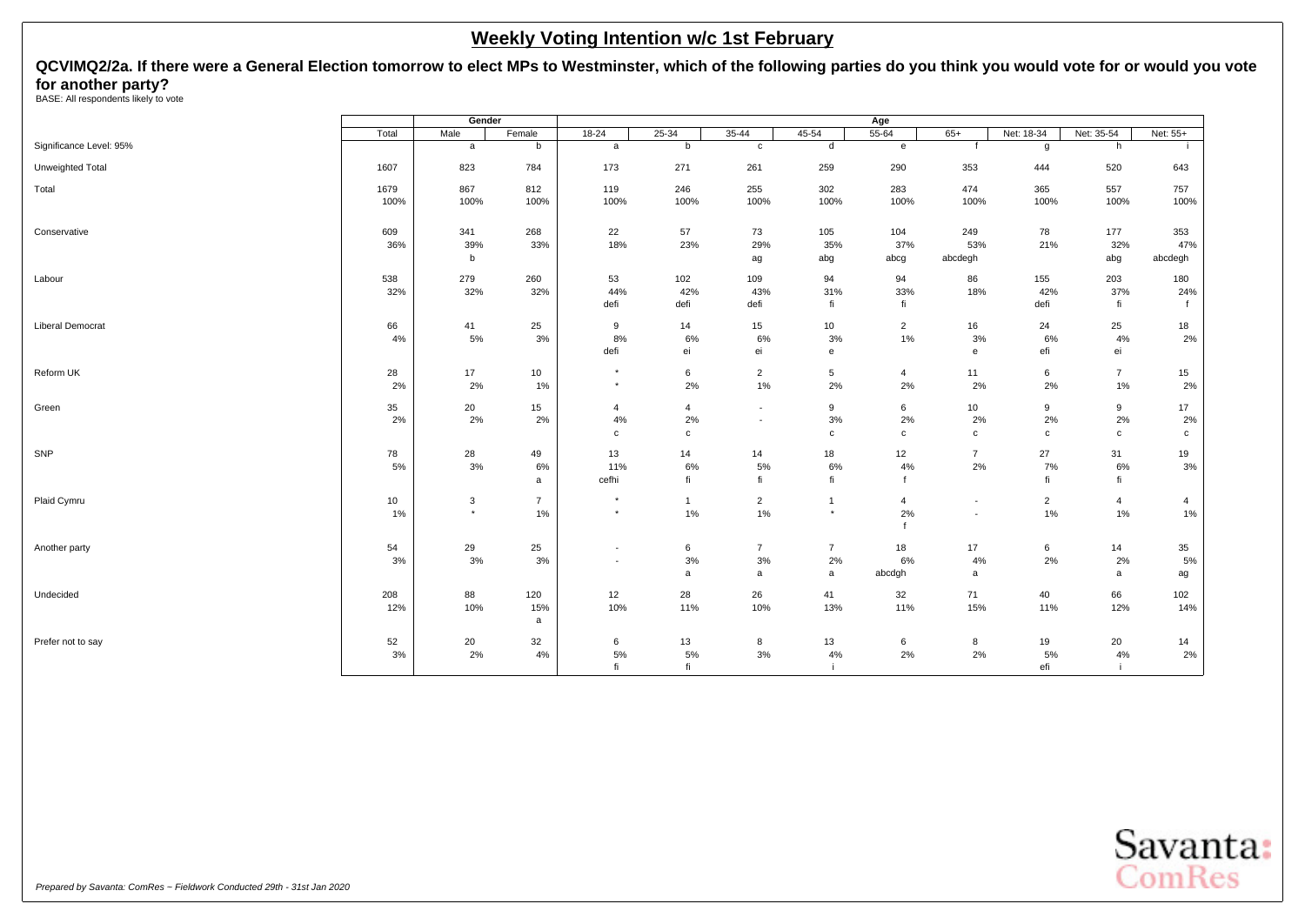# Weekly Voting Intention w/c 1st February

**QCVIMQ2/2a. If there were a General Election tomorrow to elect MPs to Westminster, which of the following parties do you think you would vote for or would you vote for another party?**

BASE: All respondents likely to vote

| | | Gender | | Age | | | | | | | | |
|---|---|---|---|---|---|---|---|---|---|---|---|---|
| | Total | Male | Female | 18-24 | 25-34 | 35-44 | 45-54 | 55-64 | 65+ | Net: 18-34 | Net: 35-54 | Net: 55+ |
| Significance Level: 95% | | a | b | a | b | c | d | e | f | g | h | i |
| Unweighted Total | 1607 | 823 | 784 | 173 | 271 | 261 | 259 | 290 | 353 | 444 | 520 | 643 |
| Total | 1679 | 867 | 812 | 119 | 246 | 255 | 302 | 283 | 474 | 365 | 557 | 757 |
| | 100% | 100% | 100% | 100% | 100% | 100% | 100% | 100% | 100% | 100% | 100% | 100% |
| Conservative | 609 | 341 | 268 | 22 | 57 | 73 | 105 | 104 | 249 | 78 | 177 | 353 |
| | 36% | 39% | 33% | 18% | 23% | 29% | 35% | 37% | 53% | 21% | 32% | 47% |
| | | b | | | | ag | abg | abcg | abcdegh | | abg | abcdegh |
| Labour | 538 | 279 | 260 | 53 | 102 | 109 | 94 | 94 | 86 | 155 | 203 | 180 |
| | 32% | 32% | 32% | 44% | 42% | 43% | 31% | 33% | 18% | 42% | 37% | 24% |
| | | | | defi | defi | defi | fi | fi | | defi | fi | f |
| Liberal Democrat | 66 | 41 | 25 | 9 | 14 | 15 | 10 | 2 | 16 | 24 | 25 | 18 |
| | 4% | 5% | 3% | 8% | 6% | 6% | 3% | 1% | 3% | 6% | 4% | 2% |
| | | | | defi | ei | ei | e | | e | efi | ei | |
| Reform UK | 28 | 17 | 10 | * | 6 | 2 | 5 | 4 | 11 | 6 | 7 | 15 |
| | 2% | 2% | 1% | * | 2% | 1% | 2% | 2% | 2% | 2% | 1% | 2% |
| Green | 35 | 20 | 15 | 4 | 4 | - | 9 | 6 | 10 | 9 | 9 | 17 |
| | 2% | 2% | 2% | 4% | 2% | - | 3% | 2% | 2% | 2% | 2% | 2% |
| | | | | c | c | | c | c | c | c | c | c |
| SNP | 78 | 28 | 49 | 13 | 14 | 14 | 18 | 12 | 7 | 27 | 31 | 19 |
| | 5% | 3% | 6% | 11% | 6% | 5% | 6% | 4% | 2% | 7% | 6% | 3% |
| | | | a | cefhi | fi | fi | fi | f | | fi | fi | |
| Plaid Cymru | 10 | 3 | 7 | * | 1 | 2 | 1 | 4 | - | 2 | 4 | 4 |
| | 1% | * | 1% | * | 1% | 1% | * | 2% | - | 1% | 1% | 1% |
| | | | | | | | | f | | | | |
| Another party | 54 | 29 | 25 | - | 6 | 7 | 7 | 18 | 17 | 6 | 14 | 35 |
| | 3% | 3% | 3% | - | 3% | 3% | 2% | 6% | 4% | 2% | 2% | 5% |
| | | | | | a | a | a | abcdgh | a | | a | ag |
| Undecided | 208 | 88 | 120 | 12 | 28 | 26 | 41 | 32 | 71 | 40 | 66 | 102 |
| | 12% | 10% | 15% | 10% | 11% | 10% | 13% | 11% | 15% | 11% | 12% | 14% |
| | | | a | | | | | | | | | |
| Prefer not to say | 52 | 20 | 32 | 6 | 13 | 8 | 13 | 6 | 8 | 19 | 20 | 14 |
| | 3% | 2% | 4% | 5% | 5% | 3% | 4% | 2% | 2% | 5% | 4% | 2% |
| | | | | fi | fi | | i | | | efi | i | |

*Prepared by Savanta: ComRes – Fieldwork Conducted 29th - 31st Jan 2020*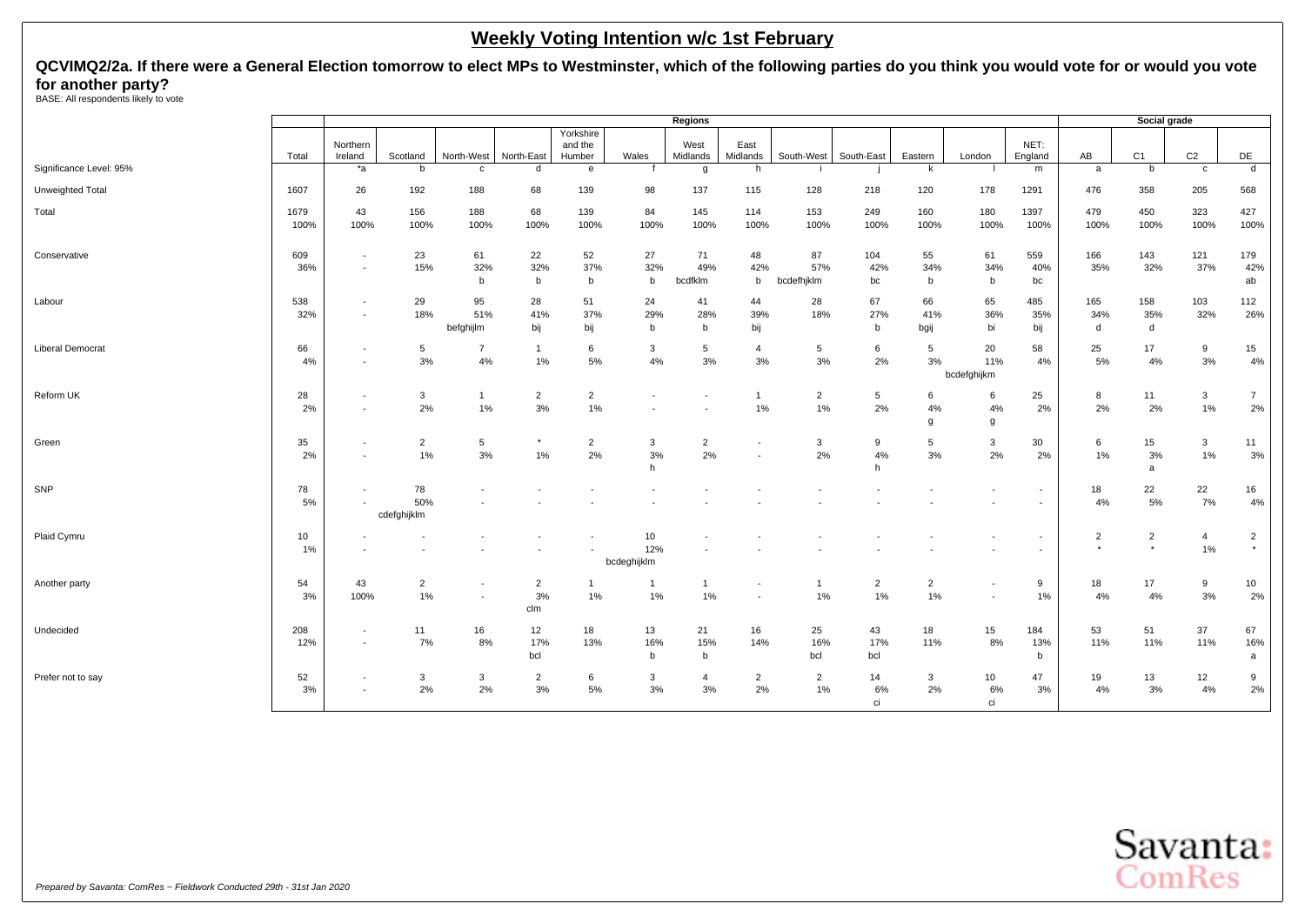# Weekly Voting Intention w/c 1st February

**QCVIMQ2/2a. If there were a General Election tomorrow to elect MPs to Westminster, which of the following parties do you think you would vote for or would you vote for another party?**

BASE: All respondents likely to vote

| | Total | Regions | | | | | | | | | | | | | Social grade | | | |
|---|---|---|---|---|---|---|---|---|---|---|---|---|---|---|---|---|---|---|
| | | Northern Ireland | Scotland | North-West | North-East | Yorkshire and the Humber | Wales | West Midlands | East Midlands | South-West | South-East | Eastern | London | NET: England | AB | C1 | C2 | DE |
| Significance Level: 95% | | *a | b | c | d | e | f | g | h | i | j | k | l | m | a | b | c | d |
| Unweighted Total | 1607 | 26 | 192 | 188 | 68 | 139 | 98 | 137 | 115 | 128 | 218 | 120 | 178 | 1291 | 476 | 358 | 205 | 568 |
| Total | 1679 | 43 | 156 | 188 | 68 | 139 | 84 | 145 | 114 | 153 | 249 | 160 | 180 | 1397 | 479 | 450 | 323 | 427 |
| | 100% | 100% | 100% | 100% | 100% | 100% | 100% | 100% | 100% | 100% | 100% | 100% | 100% | 100% | 100% | 100% | 100% | 100% |
| Conservative | 609 | - | 23 | 61 | 22 | 52 | 27 | 71 | 48 | 87 | 104 | 55 | 61 | 559 | 166 | 143 | 121 | 179 |
| | 36% | - | 15% | 32% | 32% | 37% | 32% | 49% | 42% | 57% | 42% | 34% | 34% | 40% | 35% | 32% | 37% | 42% |
| | | | | b | b | b | b | bcdfklm | b | bcdefhjklm | bc | b | b | bc | | | | ab |
| Labour | 538 | - | 29 | 95 | 28 | 51 | 24 | 41 | 44 | 28 | 67 | 66 | 65 | 485 | 165 | 158 | 103 | 112 |
| | 32% | - | 18% | 51% | 41% | 37% | 29% | 28% | 39% | 18% | 27% | 41% | 36% | 35% | 34% | 35% | 32% | 26% |
| | | | | befghijlm | bij | bij | b | b | bij | | b | bgij | bi | bij | d | d | | |
| Liberal Democrat | 66 | - | 5 | 7 | 1 | 6 | 3 | 5 | 4 | 5 | 6 | 5 | 20 | 58 | 25 | 17 | 9 | 15 |
| | 4% | - | 3% | 4% | 1% | 5% | 4% | 3% | 3% | 3% | 2% | 3% | 11% | 4% | 5% | 4% | 3% | 4% |
| | | | | | | | | | | | | | bcdefghijkm | | | | | |
| Reform UK | 28 | - | 3 | 1 | 2 | 2 | - | - | 1 | 2 | 5 | 6 | 6 | 25 | 8 | 11 | 3 | 7 |
| | 2% | - | 2% | 1% | 3% | 1% | - | - | 1% | 1% | 2% | 4% | 4% | 2% | 2% | 2% | 1% | 2% |
| | | | | | | | | | | | | g | g | | | | | |
| Green | 35 | - | 2 | 5 | * | 2 | 3 | 2 | - | 3 | 9 | 5 | 3 | 30 | 6 | 15 | 3 | 11 |
| | 2% | - | 1% | 3% | 1% | 2% | 3% | 2% | - | 2% | 4% | 3% | 2% | 2% | 1% | 3% | 1% | 3% |
| | | | | | | | h | | | | h | | | | | a | | |
| SNP | 78 | - | 78 | - | - | - | - | - | - | - | - | - | - | - | 18 | 22 | 22 | 16 |
| | 5% | - | 50% | - | - | - | - | - | - | - | - | - | - | - | 4% | 5% | 7% | 4% |
| | | | cdefghijklm | | | | | | | | | | | | | | | |
| Plaid Cymru | 10 | - | - | - | - | - | 10 | - | - | - | - | - | - | - | 2 | 2 | 4 | 2 |
| | 1% | - | - | - | - | - | 12% | - | - | - | - | - | - | - | * | * | 1% | * |
| | | | | | | | bcdeghijklm | | | | | | | | | | | |
| Another party | 54 | 43 | 2 | - | 2 | 1 | 1 | 1 | - | 1 | 2 | 2 | - | 9 | 18 | 17 | 9 | 10 |
| | 3% | 100% | 1% | - | 3% | 1% | 1% | 1% | - | 1% | 1% | 1% | - | 1% | 4% | 4% | 3% | 2% |
| | | | | | clm | | | | | | | | | | | | | |
| Undecided | 208 | - | 11 | 16 | 12 | 18 | 13 | 21 | 16 | 25 | 43 | 18 | 15 | 184 | 53 | 51 | 37 | 67 |
| | 12% | - | 7% | 8% | 17% | 13% | 16% | 15% | 14% | 16% | 17% | 11% | 8% | 13% | 11% | 11% | 11% | 16% |
| | | | | | bcl | | b | b | | bcl | bcl | | | b | | | | a |
| Prefer not to say | 52 | - | 3 | 3 | 2 | 6 | 3 | 4 | 2 | 2 | 14 | 3 | 10 | 47 | 19 | 13 | 12 | 9 |
| | 3% | - | 2% | 2% | 3% | 5% | 3% | 3% | 2% | 1% | 6% | 2% | 6% | 3% | 4% | 3% | 4% | 2% |
| | | | | | | | | | | | ci | | ci | | | | | |

*Prepared by Savanta: ComRes – Fieldwork Conducted 29th - 31st Jan 2020*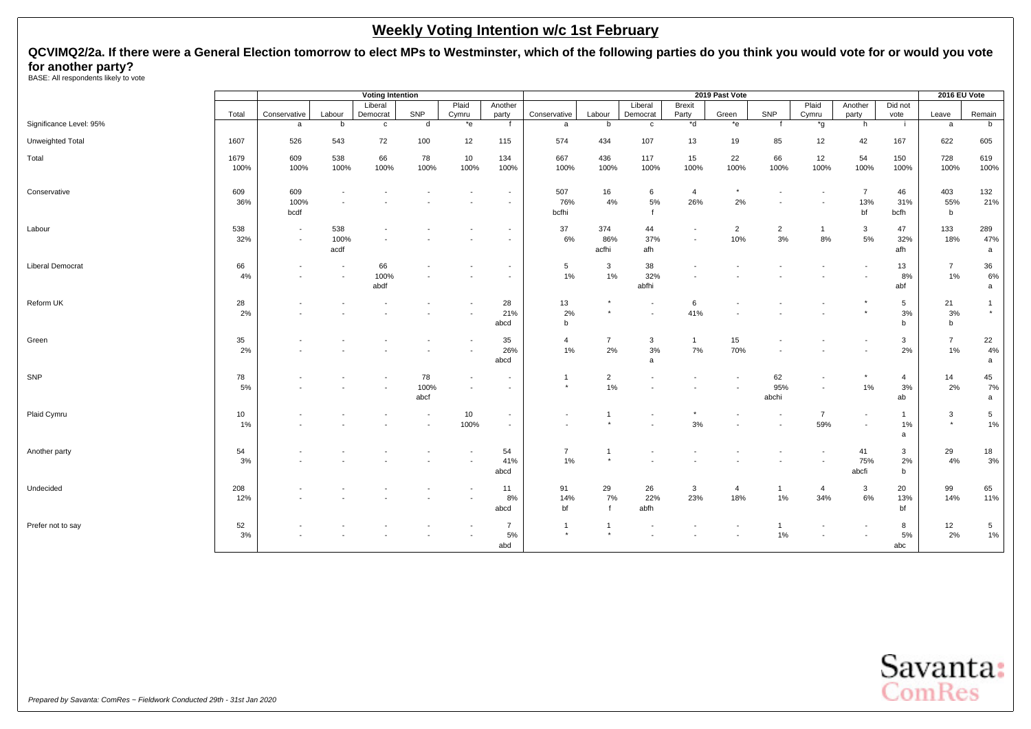## Weekly Voting Intention w/c 1st February

**QCVIMQ2/2a. If there were a General Election tomorrow to elect MPs to Westminster, which of the following parties do you think you would vote for or would you vote for another party?**

BASE: All respondents likely to vote

| | | Voting Intention | | | | | | 2019 Past Vote | | | | | | | | | 2016 EU Vote | |
|---|---|---|---|---|---|---|---|---|---|---|---|---|---|---|---|---|---|---|
| | Total | Conservative | Labour | Liberal Democrat | SNP | Plaid Cymru | Another party | Conservative | Labour | Liberal Democrat | Brexit Party | Green | SNP | Plaid Cymru | Another party | Did not vote | Leave | Remain |
| Significance Level: 95% | | a | b | c | d | *e | f | a | b | c | *d | *e | f | *g | h | i | a | b |
| Unweighted Total | 1607 | 526 | 543 | 72 | 100 | 12 | 115 | 574 | 434 | 107 | 13 | 19 | 85 | 12 | 42 | 167 | 622 | 605 |
| Total | 1679 | 609 | 538 | 66 | 78 | 10 | 134 | 667 | 436 | 117 | 15 | 22 | 66 | 12 | 54 | 150 | 728 | 619 |
| | 100% | 100% | 100% | 100% | 100% | 100% | 100% | 100% | 100% | 100% | 100% | 100% | 100% | 100% | 100% | 100% | 100% | 100% |
| Conservative | 609 | 609 | - | - | - | - | - | 507 | 16 | 6 | 4 | * | - | - | 7 | 46 | 403 | 132 |
| | 36% | 100% | - | - | - | - | - | 76% | 4% | 5% | 26% | 2% | - | - | 13% | 31% | 55% | 21% |
| | | bcdf | | | | | | bcfhi | | f | | | | | bf | bcfh | b | |
| Labour | 538 | - | 538 | - | - | - | - | 37 | 374 | 44 | - | 2 | 2 | 1 | 3 | 47 | 133 | 289 |
| | 32% | - | 100% | - | - | - | - | 6% | 86% | 37% | - | 10% | 3% | 8% | 5% | 32% | 18% | 47% |
| | | | acdf | | | | | | acfhi | afh | | | | | | afh | | a |
| Liberal Democrat | 66 | - | - | 66 | - | - | - | 5 | 3 | 38 | - | - | - | - | - | 13 | 7 | 36 |
| | 4% | - | - | 100% | - | - | - | 1% | 1% | 32% | - | - | - | - | - | 8% | 1% | 6% |
| | | | | abdf | | | | | | abfhi | | | | | | abf | | a |
| Reform UK | 28 | - | - | - | - | - | 28 | 13 | * | - | 6 | - | - | - | * | 5 | 21 | 1 |
| | 2% | - | - | - | - | - | 21% | 2% | * | - | 41% | - | - | - | * | 3% | 3% | * |
| | | | | | | | abcd | b | | | | | | | | b | b | |
| Green | 35 | - | - | - | - | - | 35 | 4 | 7 | 3 | 1 | 15 | - | - | - | 3 | 7 | 22 |
| | 2% | - | - | - | - | - | 26% | 1% | 2% | 3% | 7% | 70% | - | - | - | 2% | 1% | 4% |
| | | | | | | | abcd | | | a | | | | | | | | a |
| SNP | 78 | - | - | - | 78 | - | - | 1 | 2 | - | - | - | 62 | - | * | 4 | 14 | 45 |
| | 5% | - | - | - | 100% | - | - | * | 1% | - | - | - | 95% | - | 1% | 3% | 2% | 7% |
| | | | | | abcf | | | | | | | | abchi | | | ab | | a |
| Plaid Cymru | 10 | - | - | - | - | 10 | - | - | 1 | - | * | - | - | 7 | - | 1 | 3 | 5 |
| | 1% | - | - | - | - | 100% | - | - | * | - | 3% | - | - | 59% | - | 1% | * | 1% |
| | | | | | | | | | | | | | | | | a | | |
| Another party | 54 | - | - | - | - | - | 54 | 7 | 1 | - | - | - | - | - | 41 | 3 | 29 | 18 |
| | 3% | - | - | - | - | - | 41% | 1% | * | - | - | - | - | - | 75% | 2% | 4% | 3% |
| | | | | | | | abcd | | | | | | | | abcfi | b | | |
| Undecided | 208 | - | - | - | - | - | 11 | 91 | 29 | 26 | 3 | 4 | 1 | 4 | 3 | 20 | 99 | 65 |
| | 12% | - | - | - | - | - | 8% | 14% | 7% | 22% | 23% | 18% | 1% | 34% | 6% | 13% | 14% | 11% |
| | | | | | | | abcd | bf | f | abfh | | | | | | bf | | |
| Prefer not to say | 52 | - | - | - | - | - | 7 | 1 | 1 | - | - | - | 1 | - | - | 8 | 12 | 5 |
| | 3% | - | - | - | - | - | 5% | * | * | - | - | - | 1% | - | - | 5% | 2% | 1% |
| | | | | | | | abd | | | | | | | | | abc | | |

*Prepared by Savanta: ComRes – Fieldwork Conducted 29th - 31st Jan 2020*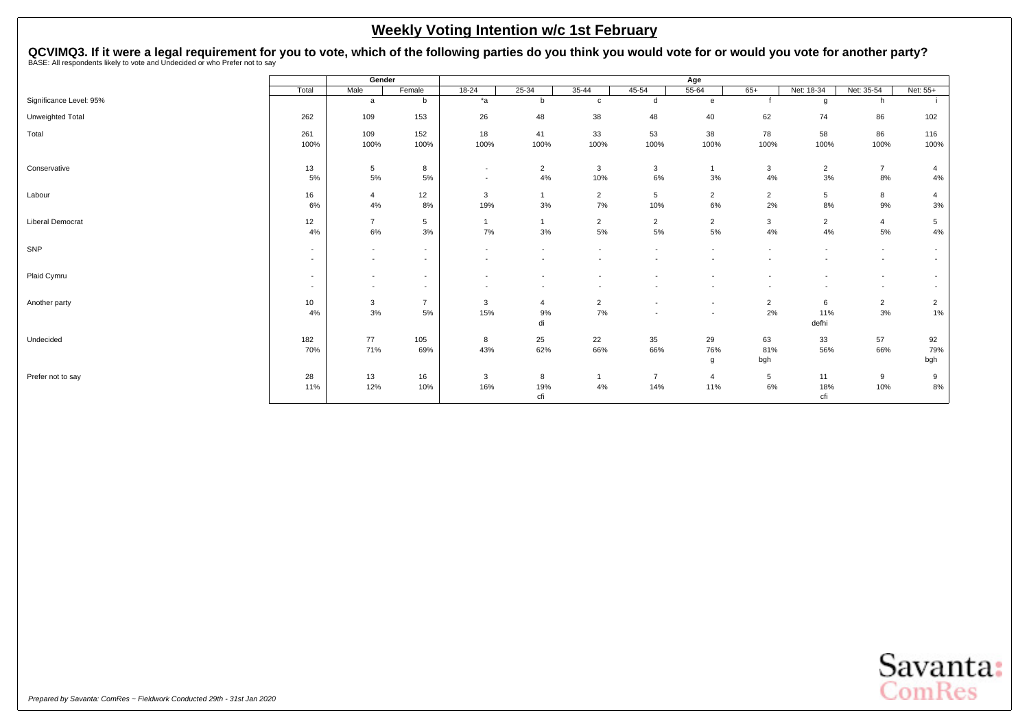# Weekly Voting Intention w/c 1st February

## QCVIMQ3. If it were a legal requirement for you to vote, which of the following parties do you think you would vote for or would you vote for another party?

BASE: All respondents likely to vote and Undecided or who Prefer not to say

| | Total | Gender | | Age | | | | | | | | |
|---|---|---|---|---|---|---|---|---|---|---|---|---|
| | Total | Male | Female | 18-24 | 25-34 | 35-44 | 45-54 | 55-64 | 65+ | Net: 18-34 | Net: 35-54 | Net: 55+ |
| Significance Level: 95% | | a | b | *a | b | c | d | e | f | g | h | i |
| Unweighted Total | 262 | 109 | 153 | 26 | 48 | 38 | 48 | 40 | 62 | 74 | 86 | 102 |
| Total | 261 | 109 | 152 | 18 | 41 | 33 | 53 | 38 | 78 | 58 | 86 | 116 |
| | 100% | 100% | 100% | 100% | 100% | 100% | 100% | 100% | 100% | 100% | 100% | 100% |
| Conservative | 13 | 5 | 8 | - | 2 | 3 | 3 | 1 | 3 | 2 | 7 | 4 |
| | 5% | 5% | 5% | - | 4% | 10% | 6% | 3% | 4% | 3% | 8% | 4% |
| Labour | 16 | 4 | 12 | 3 | 1 | 2 | 5 | 2 | 2 | 5 | 8 | 4 |
| | 6% | 4% | 8% | 19% | 3% | 7% | 10% | 6% | 2% | 8% | 9% | 3% |
| Liberal Democrat | 12 | 7 | 5 | 1 | 1 | 2 | 2 | 2 | 3 | 2 | 4 | 5 |
| | 4% | 6% | 3% | 7% | 3% | 5% | 5% | 5% | 4% | 4% | 5% | 4% |
| SNP | - | - | - | - | - | - | - | - | - | - | - | - |
| | - | - | - | - | - | - | - | - | - | - | - | - |
| Plaid Cymru | - | - | - | - | - | - | - | - | - | - | - | - |
| | - | - | - | - | - | - | - | - | - | - | - | - |
| Another party | 10 | 3 | 7 | 3 | 4 | 2 | - | - | 2 | 6 | 2 | 2 |
| | 4% | 3% | 5% | 15% | 9% | 7% | - | - | 2% | 11% | 3% | 1% |
| | | | | | di | | | | | defhi | | |
| Undecided | 182 | 77 | 105 | 8 | 25 | 22 | 35 | 29 | 63 | 33 | 57 | 92 |
| | 70% | 71% | 69% | 43% | 62% | 66% | 66% | 76% | 81% | 56% | 66% | 79% |
| | | | | | | | | g | bgh | | | bgh |
| Prefer not to say | 28 | 13 | 16 | 3 | 8 | 1 | 7 | 4 | 5 | 11 | 9 | 9 |
| | 11% | 12% | 10% | 16% | 19% | 4% | 14% | 11% | 6% | 18% | 10% | 8% |
| | | | | | cfi | | | | | cfi | | |

*Prepared by Savanta: ComRes – Fieldwork Conducted 29th - 31st Jan 2020*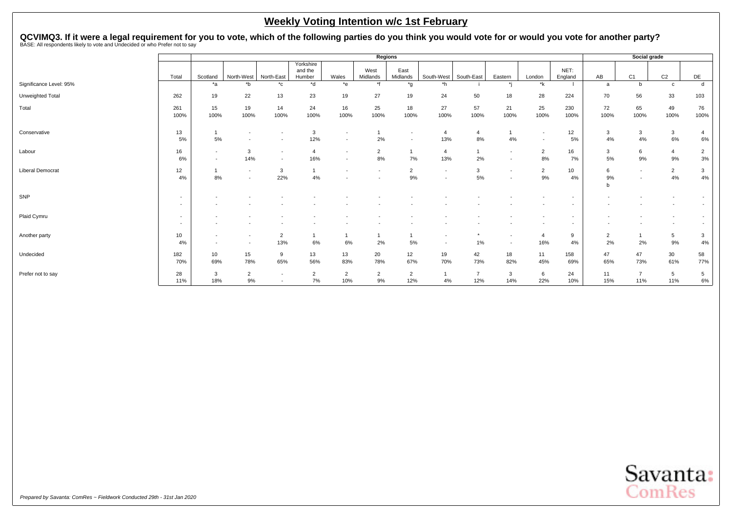# Weekly Voting Intention w/c 1st February

**QCVIMQ3. If it were a legal requirement for you to vote, which of the following parties do you think you would vote for or would you vote for another party?**

BASE: All respondents likely to vote and Undecided or who Prefer not to say

| | | Regions | | | | | | | | | | | | | Social grade | | | |
|---|---|---|---|---|---|---|---|---|---|---|---|---|---|---|---|---|---|---|
| | Total | Scotland | North-West | North-East | Yorkshire and the Humber | Wales | West Midlands | East Midlands | South-West | South-East | Eastern | London | NET: England | AB | C1 | C2 | DE |
| Significance Level: 95% | | *a | *b | *c | *d | *e | *f | *g | *h | i | *j | *k | l | a | b | c | d |
| Unweighted Total | 262 | 19 | 22 | 13 | 23 | 19 | 27 | 19 | 24 | 50 | 18 | 28 | 224 | 70 | 56 | 33 | 103 |
| Total | 261 | 15 | 19 | 14 | 24 | 16 | 25 | 18 | 27 | 57 | 21 | 25 | 230 | 72 | 65 | 49 | 76 |
| | 100% | 100% | 100% | 100% | 100% | 100% | 100% | 100% | 100% | 100% | 100% | 100% | 100% | 100% | 100% | 100% | 100% |
| Conservative | 13 | 1 | - | - | 3 | - | 1 | - | 4 | 4 | 1 | - | 12 | 3 | 3 | 3 | 4 |
| | 5% | 5% | - | - | 12% | - | 2% | - | 13% | 8% | 4% | - | 5% | 4% | 4% | 6% | 6% |
| Labour | 16 | - | 3 | - | 4 | - | 2 | 1 | 4 | 1 | - | 2 | 16 | 3 | 6 | 4 | 2 |
| | 6% | - | 14% | - | 16% | - | 8% | 7% | 13% | 2% | - | 8% | 7% | 5% | 9% | 9% | 3% |
| Liberal Democrat | 12 | 1 | - | 3 | 1 | - | - | 2 | - | 3 | - | 2 | 10 | 6 | - | 2 | 3 |
| | 4% | 8% | - | 22% | 4% | - | - | 9% | - | 5% | - | 9% | 4% | 9% | - | 4% | 4% |
| | | | | | | | | | | | | | | b | | | |
| SNP | - | - | - | - | - | - | - | - | - | - | - | - | - | - | - | - | - |
| | - | - | - | - | - | - | - | - | - | - | - | - | - | - | - | - | - |
| Plaid Cymru | - | - | - | - | - | - | - | - | - | - | - | - | - | - | - | - | - |
| | - | - | - | - | - | - | - | - | - | - | - | - | - | - | - | - | - |
| Another party | 10 | - | - | 2 | 1 | 1 | 1 | 1 | - | * | - | 4 | 9 | 2 | 1 | 5 | 3 |
| | 4% | - | - | 13% | 6% | 6% | 2% | 5% | - | 1% | - | 16% | 4% | 2% | 2% | 9% | 4% |
| Undecided | 182 | 10 | 15 | 9 | 13 | 13 | 20 | 12 | 19 | 42 | 18 | 11 | 158 | 47 | 47 | 30 | 58 |
| | 70% | 69% | 78% | 65% | 56% | 83% | 78% | 67% | 70% | 73% | 82% | 45% | 69% | 65% | 73% | 61% | 77% |
| Prefer not to say | 28 | 3 | 2 | - | 2 | 2 | 2 | 2 | 1 | 7 | 3 | 6 | 24 | 11 | 7 | 5 | 5 |
| | 11% | 18% | 9% | - | 7% | 10% | 9% | 12% | 4% | 12% | 14% | 22% | 10% | 15% | 11% | 11% | 6% |

*Prepared by Savanta: ComRes – Fieldwork Conducted 29th - 31st Jan 2020*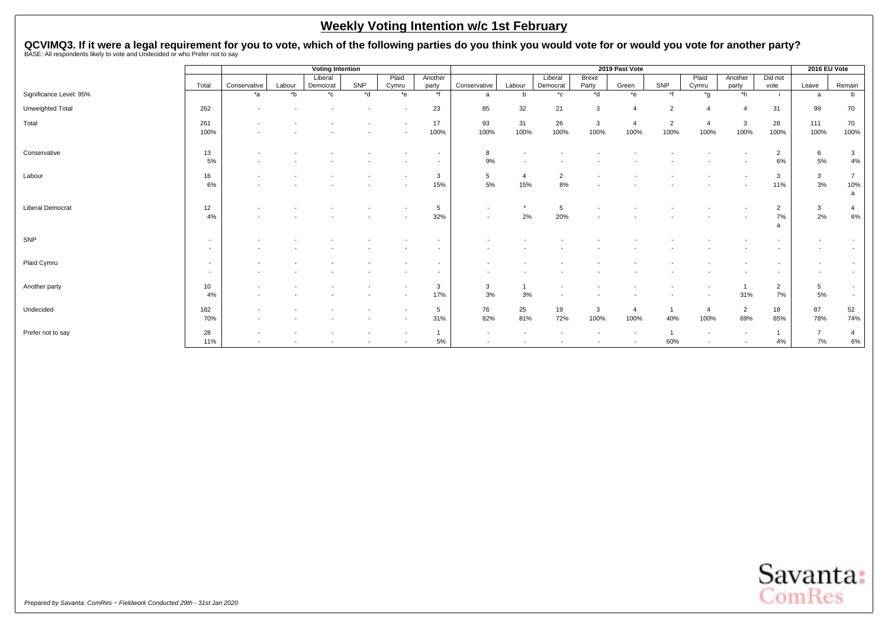## Weekly Voting Intention w/c 1st February

### QCVIMQ3. If it were a legal requirement for you to vote, which of the following parties do you think you would vote for or would you vote for another party?

BASE: All respondents likely to vote and Undecided or who Prefer not to say

| | | Voting Intention | | | | | | 2019 Past Vote | | | | | | | | | 2016 EU Vote | |
|---|---|---|---|---|---|---|---|---|---|---|---|---|---|---|---|---|---|---|
| | Total | Conservative | Labour | Liberal Democrat | SNP | Plaid Cymru | Another party | Conservative | Labour | Liberal Democrat | Brexit Party | Green | SNP | Plaid Cymru | Another party | Did not vote | Leave | Remain |
| Significance Level: 95% | | *a | *b | *c | *d | *e | *f | a | b | *c | *d | *e | *f | *g | *h | i | a | b |
| Unweighted Total | 262 | - | - | - | - | - | 23 | 85 | 32 | 21 | 3 | 4 | 2 | 4 | 4 | 31 | 99 | 70 |
| Total | 261 | - | - | - | - | - | 17 | 93 | 31 | 26 | 3 | 4 | 2 | 4 | 3 | 28 | 111 | 70 |
| | 100% | - | - | - | - | - | 100% | 100% | 100% | 100% | 100% | 100% | 100% | 100% | 100% | 100% | 100% | 100% |
| Conservative | 13 | - | - | - | - | - | - | 8 | - | - | - | - | - | - | - | 2 | 6 | 3 |
| | 5% | - | - | - | - | - | - | 9% | - | - | - | - | - | - | - | 6% | 5% | 4% |
| Labour | 16 | - | - | - | - | - | 3 | 5 | 4 | 2 | - | - | - | - | - | 3 | 3 | 7 |
| | 6% | - | - | - | - | - | 15% | 5% | 15% | 8% | - | - | - | - | - | 11% | 3% | 10% |
| | | | | | | | | | | | | | | | | | | a |
| Liberal Democrat | 12 | - | - | - | - | - | 5 | - | * | 5 | - | - | - | - | - | 2 | 3 | 4 |
| | 4% | - | - | - | - | - | 32% | - | 2% | 20% | - | - | - | - | - | 7% | 2% | 6% |
| | | | | | | | | | | | | | | | | a | | |
| SNP | - | - | - | - | - | - | - | - | - | - | - | - | - | - | - | - | - | - |
| | - | - | - | - | - | - | - | - | - | - | - | - | - | - | - | - | - | - |
| Plaid Cymru | - | - | - | - | - | - | - | - | - | - | - | - | - | - | - | - | - | - |
| | - | - | - | - | - | - | - | - | - | - | - | - | - | - | - | - | - | - |
| Another party | 10 | - | - | - | - | - | 3 | 3 | 1 | - | - | - | - | - | 1 | 2 | 5 | - |
| | 4% | - | - | - | - | - | 17% | 3% | 3% | - | - | - | - | - | 31% | 7% | 5% | - |
| Undecided | 182 | - | - | - | - | - | 5 | 76 | 25 | 19 | 3 | 4 | 1 | 4 | 2 | 18 | 87 | 52 |
| | 70% | - | - | - | - | - | 31% | 82% | 81% | 72% | 100% | 100% | 40% | 100% | 69% | 65% | 78% | 74% |
| Prefer not to say | 28 | - | - | - | - | - | 1 | - | - | - | - | - | 1 | - | - | 1 | 7 | 4 |
| | 11% | - | - | - | - | - | 5% | - | - | - | - | - | 60% | - | - | 4% | 7% | 6% |

*Prepared by Savanta: ComRes – Fieldwork Conducted 29th - 31st Jan 2020*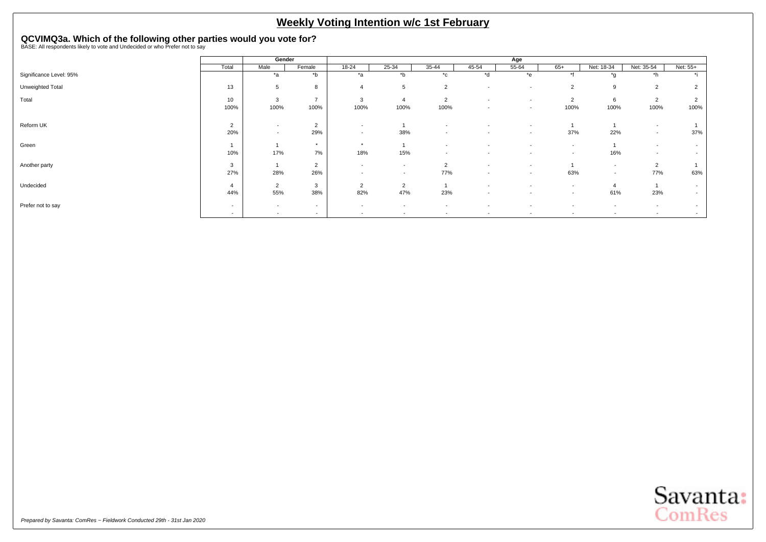# Weekly Voting Intention w/c 1st February

## QCVIMQ3a. Which of the following other parties would you vote for?

BASE: All respondents likely to vote and Undecided or who Prefer not to say

| | | Gender | | Age | | | | | | | | | |
|---|---|---|---|---|---|---|---|---|---|---|---|---|---|
| | Total | Male | Female | 18-24 | 25-34 | 35-44 | 45-54 | 55-64 | 65+ | Net: 18-34 | Net: 35-54 | Net: 55+ |
| Significance Level: 95% | | *a | *b | *a | *b | *c | *d | *e | *f | *g | *h | *i |
| Unweighted Total | 13 | 5 | 8 | 4 | 5 | 2 | - | - | 2 | 9 | 2 | 2 |
| Total | 10 | 3 | 7 | 3 | 4 | 2 | - | - | 2 | 6 | 2 | 2 |
| | 100% | 100% | 100% | 100% | 100% | 100% | - | - | 100% | 100% | 100% | 100% |
| Reform UK | 2 | - | 2 | - | 1 | - | - | - | 1 | 1 | - | 1 |
| | 20% | - | 29% | - | 38% | - | - | - | 37% | 22% | - | 37% |
| Green | 1 | 1 | * | * | 1 | - | - | - | - | 1 | - | - |
| | 10% | 17% | 7% | 18% | 15% | - | - | - | - | 16% | - | - |
| Another party | 3 | 1 | 2 | - | - | 2 | - | - | 1 | - | 2 | 1 |
| | 27% | 28% | 26% | - | - | 77% | - | - | 63% | - | 77% | 63% |
| Undecided | 4 | 2 | 3 | 2 | 2 | 1 | - | - | - | 4 | 1 | - |
| | 44% | 55% | 38% | 82% | 47% | 23% | - | - | - | 61% | 23% | - |
| Prefer not to say | - | - | - | - | - | - | - | - | - | - | - | - |
| | - | - | - | - | - | - | - | - | - | - | - | - |

*Prepared by Savanta: ComRes – Fieldwork Conducted 29th - 31st Jan 2020*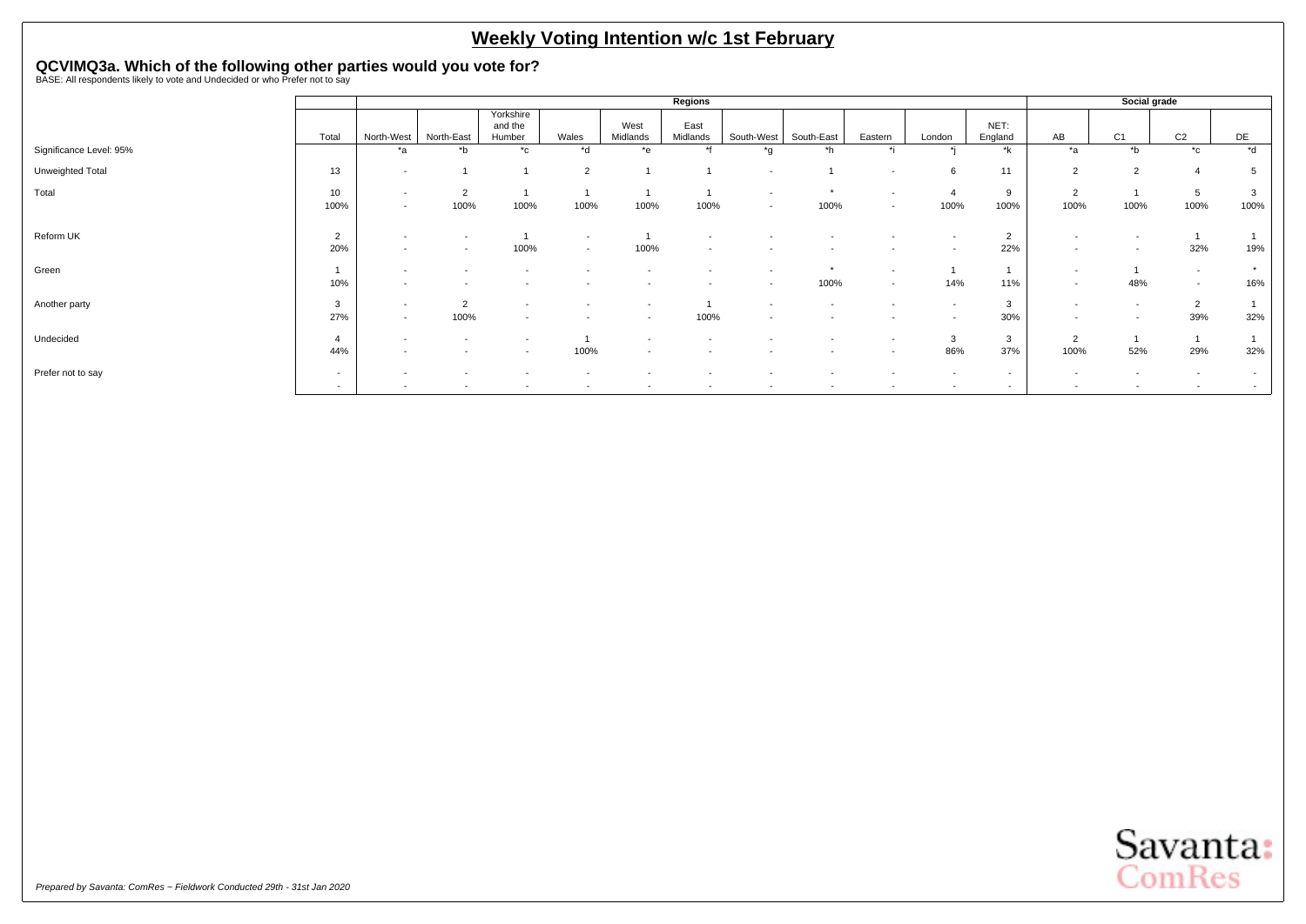# Weekly Voting Intention w/c 1st February

**QCVIMQ3a. Which of the following other parties would you vote for?**
BASE: All respondents likely to vote and Undecided or who Prefer not to say

| | | Regions | | | | | | | | | | | Social grade | | | |
|---|---|---|---|---|---|---|---|---|---|---|---|---|---|---|---|---|
| | Total | North-West | North-East | Yorkshire and the Humber | Wales | West Midlands | East Midlands | South-West | South-East | Eastern | London | NET: England | AB | C1 | C2 | DE |
| Significance Level: 95% | | *a | *b | *c | *d | *e | *f | *g | *h | *i | *j | *k | *a | *b | *c | *d |
| Unweighted Total | 13 | - | 1 | 1 | 2 | 1 | 1 | - | 1 | - | 6 | 11 | 2 | 2 | 4 | 5 |
| Total | 10 | - | 2 | 1 | 1 | 1 | 1 | - | * | - | 4 | 9 | 2 | 1 | 5 | 3 |
| | 100% | - | 100% | 100% | 100% | 100% | 100% | - | 100% | - | 100% | 100% | 100% | 100% | 100% | 100% |
| Reform UK | 2 | - | - | 1 | - | 1 | - | - | - | - | - | 2 | - | - | 1 | 1 |
| | 20% | - | - | 100% | - | 100% | - | - | - | - | - | 22% | - | - | 32% | 19% |
| Green | 1 | - | - | - | - | - | - | - | * | - | 1 | 1 | - | 1 | - | * |
| | 10% | - | - | - | - | - | - | - | 100% | - | 14% | 11% | - | 48% | - | 16% |
| Another party | 3 | - | 2 | - | - | - | 1 | - | - | - | - | 3 | - | - | 2 | 1 |
| | 27% | - | 100% | - | - | - | 100% | - | - | - | - | 30% | - | - | 39% | 32% |
| Undecided | 4 | - | - | - | 1 | - | - | - | - | - | 3 | 3 | 2 | 1 | 1 | 1 |
| | 44% | - | - | - | 100% | - | - | - | - | - | 86% | 37% | 100% | 52% | 29% | 32% |
| Prefer not to say | - | - | - | - | - | - | - | - | - | - | - | - | - | - | - | - |
| | - | - | - | - | - | - | - | - | - | - | - | - | - | - | - | - |

*Prepared by Savanta: ComRes – Fieldwork Conducted 29th - 31st Jan 2020*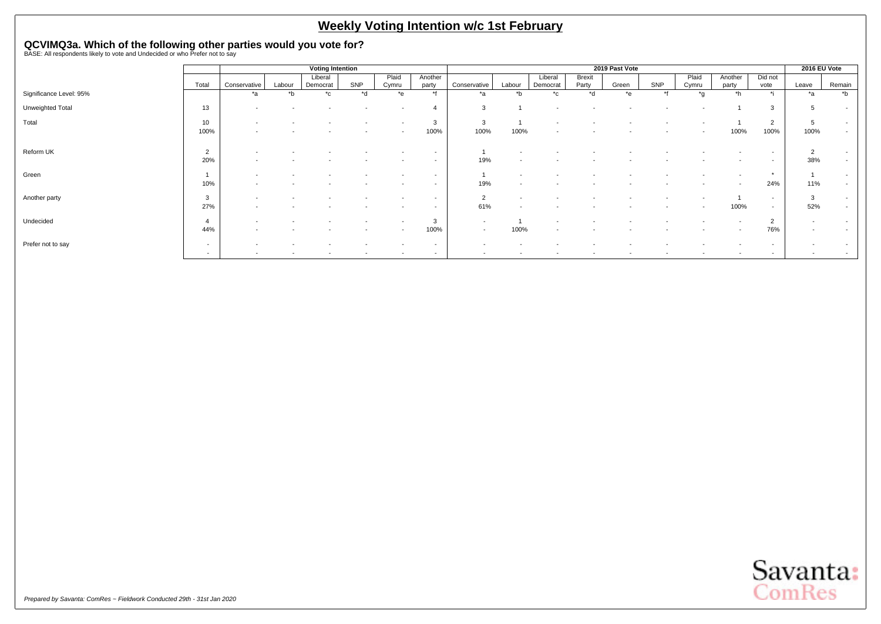# Weekly Voting Intention w/c 1st February

**QCVIMQ3a. Which of the following other parties would you vote for?**
BASE: All respondents likely to vote and Undecided or who Prefer not to say

| | | Voting Intention | | | | | | 2019 Past Vote | | | | | | | | | | 2016 EU Vote | |
|---|---|---|---|---|---|---|---|---|---|---|---|---|---|---|---|---|---|---|---|
| | Total | Conservative | Labour | Liberal Democrat | SNP | Plaid Cymru | Another party | Conservative | Labour | Liberal Democrat | Brexit Party | Green | SNP | Plaid Cymru | Another party | Did not vote | Leave | Remain |
| Significance Level: 95% | | *a | *b | *c | *d | *e | *f | *a | *b | *c | *d | *e | *f | *g | *h | *i | *a | *b |
| Unweighted Total | 13 | - | - | - | - | - | 4 | 3 | 1 | - | - | - | - | - | 1 | 3 | 5 | - |
| Total | 10 | - | - | - | - | - | 3 | 3 | 1 | - | - | - | - | - | 1 | 2 | 5 | - |
| | 100% | - | - | - | - | - | 100% | 100% | 100% | - | - | - | - | - | 100% | 100% | 100% | - |
| Reform UK | 2 | - | - | - | - | - | - | 1 | - | - | - | - | - | - | - | - | 2 | - |
| | 20% | - | - | - | - | - | - | 19% | - | - | - | - | - | - | - | - | 38% | - |
| Green | 1 | - | - | - | - | - | - | 1 | - | - | - | - | - | - | - | * | 1 | - |
| | 10% | - | - | - | - | - | - | 19% | - | - | - | - | - | - | - | 24% | 11% | - |
| Another party | 3 | - | - | - | - | - | - | 2 | - | - | - | - | - | - | 1 | - | 3 | - |
| | 27% | - | - | - | - | - | - | 61% | - | - | - | - | - | - | 100% | - | 52% | - |
| Undecided | 4 | - | - | - | - | - | 3 | - | 1 | - | - | - | - | - | - | 2 | - | - |
| | 44% | - | - | - | - | - | 100% | - | 100% | - | - | - | - | - | - | 76% | - | - |
| Prefer not to say | - | - | - | - | - | - | - | - | - | - | - | - | - | - | - | - | - | - |
| | - | - | - | - | - | - | - | - | - | - | - | - | - | - | - | - | - | - |

*Prepared by Savanta: ComRes – Fieldwork Conducted 29th - 31st Jan 2020*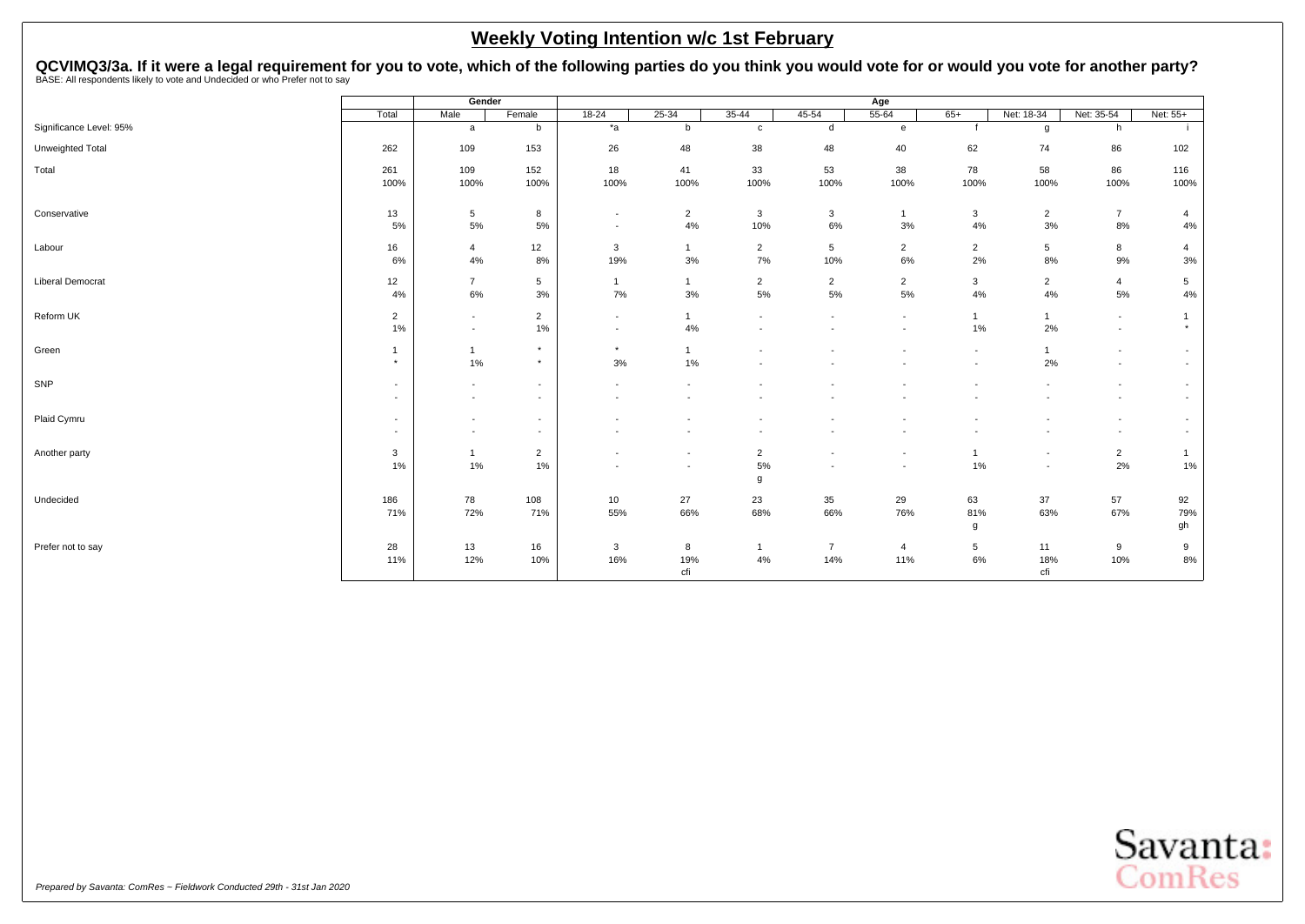# Weekly Voting Intention w/c 1st February

**QCVIMQ3/3a. If it were a legal requirement for you to vote, which of the following parties do you think you would vote for or would you vote for another party?**
BASE: All respondents likely to vote and Undecided or who Prefer not to say

| | Total | Gender | | Age | | | | | | | | |
|---|---|---|---|---|---|---|---|---|---|---|---|---|
| | | Male | Female | 18-24 | 25-34 | 35-44 | 45-54 | 55-64 | 65+ | Net: 18-34 | Net: 35-54 | Net: 55+ |
| Significance Level: 95% | | a | b | *a | b | c | d | e | f | g | h | i |
| Unweighted Total | 262 | 109 | 153 | 26 | 48 | 38 | 48 | 40 | 62 | 74 | 86 | 102 |
| Total | 261<br>100% | 109<br>100% | 152<br>100% | 18<br>100% | 41<br>100% | 33<br>100% | 53<br>100% | 38<br>100% | 78<br>100% | 58<br>100% | 86<br>100% | 116<br>100% |
| Conservative | 13<br>5% | 5<br>5% | 8<br>5% | -<br>- | 2<br>4% | 3<br>10% | 3<br>6% | 1<br>3% | 3<br>4% | 2<br>3% | 7<br>8% | 4<br>4% |
| Labour | 16<br>6% | 4<br>4% | 12<br>8% | 3<br>19% | 1<br>3% | 2<br>7% | 5<br>10% | 2<br>6% | 2<br>2% | 5<br>8% | 8<br>9% | 4<br>3% |
| Liberal Democrat | 12<br>4% | 7<br>6% | 5<br>3% | 1<br>7% | 1<br>3% | 2<br>5% | 2<br>5% | 2<br>5% | 3<br>4% | 2<br>4% | 4<br>5% | 5<br>4% |
| Reform UK | 2<br>1% | -<br>- | 2<br>1% | -<br>- | 1<br>4% | -<br>- | -<br>- | -<br>- | 1<br>1% | 1<br>2% | -<br>- | 1<br>* |
| Green | 1<br>* | 1<br>1% | *<br>* | *<br>3% | 1<br>1% | -<br>- | -<br>- | -<br>- | -<br>- | 1<br>2% | -<br>- | -<br>- |
| SNP | -<br>- | -<br>- | -<br>- | -<br>- | -<br>- | -<br>- | -<br>- | -<br>- | -<br>- | -<br>- | -<br>- | -<br>- |
| Plaid Cymru | -<br>- | -<br>- | -<br>- | -<br>- | -<br>- | -<br>- | -<br>- | -<br>- | -<br>- | -<br>- | -<br>- | -<br>- |
| Another party | 3<br>1% | 1<br>1% | 2<br>1% | -<br>- | -<br>- | 2<br>5%<br>g | -<br>- | -<br>- | 1<br>1% | -<br>- | 2<br>2% | 1<br>1% |
| Undecided | 186<br>71% | 78<br>72% | 108<br>71% | 10<br>55% | 27<br>66% | 23<br>68% | 35<br>66% | 29<br>76% | 63<br>81%<br>g | 37<br>63% | 57<br>67% | 92<br>79%<br>gh |
| Prefer not to say | 28<br>11% | 13<br>12% | 16<br>10% | 3<br>16% | 8<br>19%<br>cfi | 1<br>4% | 7<br>14% | 4<br>11% | 5<br>6% | 11<br>18%<br>cfi | 9<br>10% | 9<br>8% |

*Prepared by Savanta: ComRes – Fieldwork Conducted 29th - 31st Jan 2020*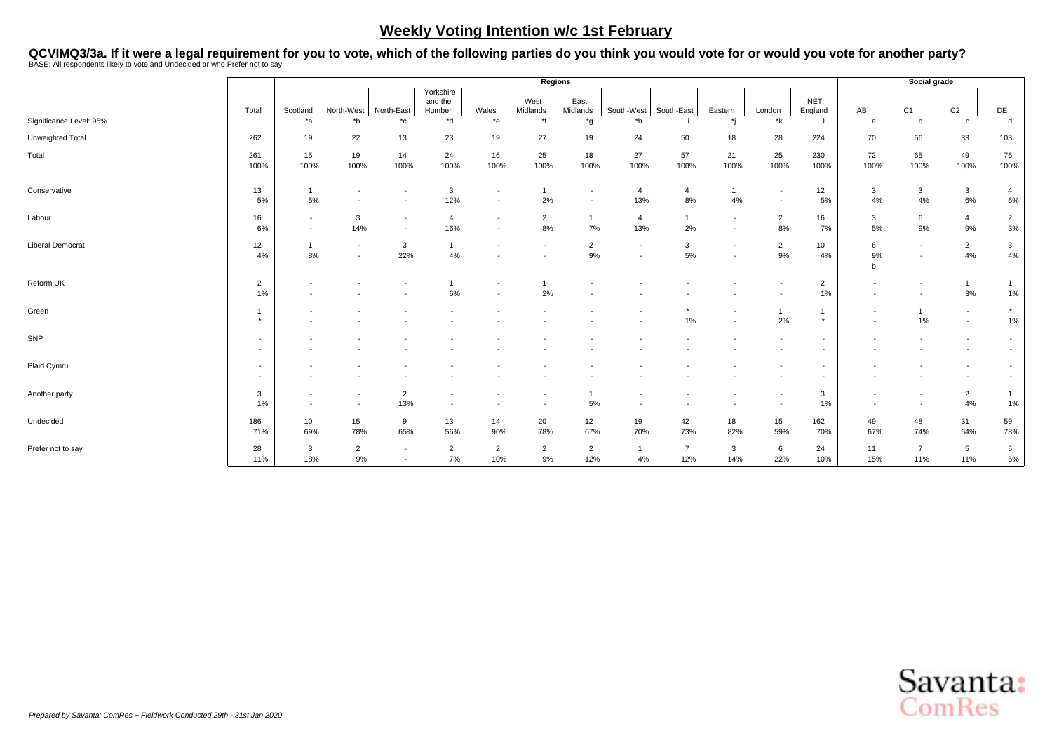# Weekly Voting Intention w/c 1st February

## QCVIMQ3/3a. If it were a legal requirement for you to vote, which of the following parties do you think you would vote for or would you vote for another party?

BASE: All respondents likely to vote and Undecided or who Prefer not to say

| | | Regions | | | | | | | | | | | | | Social grade | | | |
|---|---|---|---|---|---|---|---|---|---|---|---|---|---|---|---|---|---|---|
| | Total | Scotland | North-West | North-East | Yorkshire and the Humber | Wales | West Midlands | East Midlands | South-West | South-East | Eastern | London | NET: England | AB | C1 | C2 | DE |
| Significance Level: 95% | | *a | *b | *c | *d | *e | *f | *g | *h | i | *j | *k | l | a | b | c | d |
| Unweighted Total | 262 | 19 | 22 | 13 | 23 | 19 | 27 | 19 | 24 | 50 | 18 | 28 | 224 | 70 | 56 | 33 | 103 |
| Total | 261<br>100% | 15<br>100% | 19<br>100% | 14<br>100% | 24<br>100% | 16<br>100% | 25<br>100% | 18<br>100% | 27<br>100% | 57<br>100% | 21<br>100% | 25<br>100% | 230<br>100% | 72<br>100% | 65<br>100% | 49<br>100% | 76<br>100% |
| Conservative | 13<br>5% | 1<br>5% | -<br>- | -<br>- | 3<br>12% | -<br>- | 1<br>2% | -<br>- | 4<br>13% | 4<br>8% | 1<br>4% | -<br>- | 12<br>5% | 3<br>4% | 3<br>4% | 3<br>6% | 4<br>6% |
| Labour | 16<br>6% | -<br>- | 3<br>14% | -<br>- | 4<br>16% | -<br>- | 2<br>8% | 1<br>7% | 4<br>13% | 1<br>2% | -<br>- | 2<br>8% | 16<br>7% | 3<br>5% | 6<br>9% | 4<br>9% | 2<br>3% |
| Liberal Democrat | 12<br>4% | 1<br>8% | -<br>- | 3<br>22% | 1<br>4% | -<br>- | -<br>- | 2<br>9% | -<br>- | 3<br>5% | -<br>- | 2<br>9% | 10<br>4% | 6<br>9%<br>b | -<br>- | 2<br>4% | 3<br>4% |
| Reform UK | 2<br>1% | -<br>- | -<br>- | -<br>- | 1<br>6% | -<br>- | 1<br>2% | -<br>- | -<br>- | -<br>- | -<br>- | -<br>- | 2<br>1% | -<br>- | -<br>- | 1<br>3% | 1<br>1% |
| Green | 1<br>* | -<br>- | -<br>- | -<br>- | -<br>- | -<br>- | -<br>- | -<br>- | -<br>- | *<br>1% | -<br>- | 1<br>2% | 1<br>* | -<br>- | 1<br>1% | -<br>- | *<br>1% |
| SNP | -<br>- | -<br>- | -<br>- | -<br>- | -<br>- | -<br>- | -<br>- | -<br>- | -<br>- | -<br>- | -<br>- | -<br>- | -<br>- | -<br>- | -<br>- | -<br>- | -<br>- |
| Plaid Cymru | -<br>- | -<br>- | -<br>- | -<br>- | -<br>- | -<br>- | -<br>- | -<br>- | -<br>- | -<br>- | -<br>- | -<br>- | -<br>- | -<br>- | -<br>- | -<br>- | -<br>- |
| Another party | 3<br>1% | -<br>- | -<br>- | 2<br>13% | -<br>- | -<br>- | -<br>- | 1<br>5% | -<br>- | -<br>- | -<br>- | -<br>- | 3<br>1% | -<br>- | -<br>- | 2<br>4% | 1<br>1% |
| Undecided | 186<br>71% | 10<br>69% | 15<br>78% | 9<br>65% | 13<br>56% | 14<br>90% | 20<br>78% | 12<br>67% | 19<br>70% | 42<br>73% | 18<br>82% | 15<br>59% | 162<br>70% | 49<br>67% | 48<br>74% | 31<br>64% | 59<br>78% |
| Prefer not to say | 28<br>11% | 3<br>18% | 2<br>9% | -<br>- | 2<br>7% | 2<br>10% | 2<br>9% | 2<br>12% | 1<br>4% | 7<br>12% | 3<br>14% | 6<br>22% | 24<br>10% | 11<br>15% | 7<br>11% | 5<br>11% | 5<br>6% |

*Prepared by Savanta: ComRes – Fieldwork Conducted 29th - 31st Jan 2020*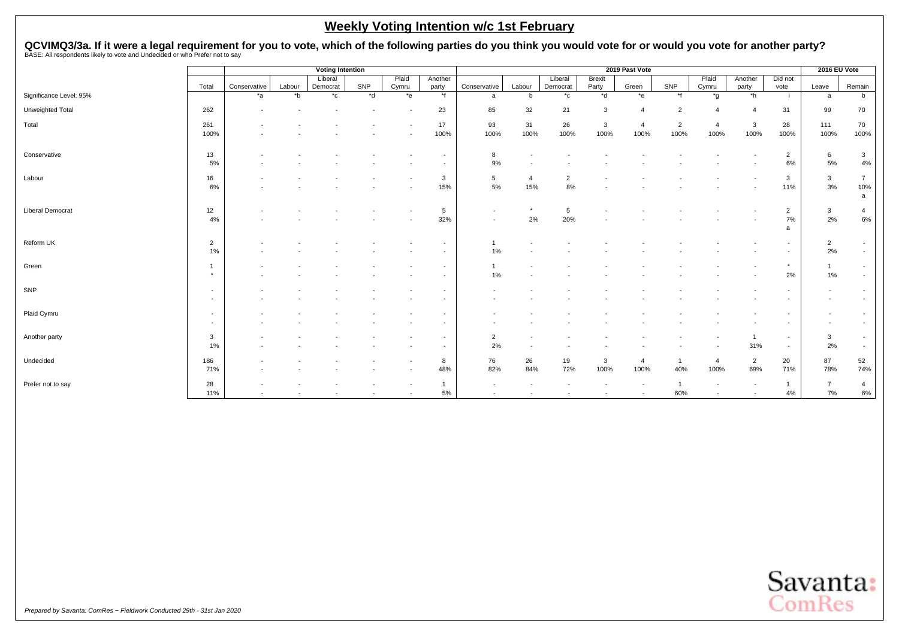# Weekly Voting Intention w/c 1st February

## QCVIMQ3/3a. If it were a legal requirement for you to vote, which of the following parties do you think you would vote for or would you vote for another party?

BASE: All respondents likely to vote and Undecided or who Prefer not to say

| | | Voting Intention | | | | | | 2019 Past Vote | | | | | | | | | 2016 EU Vote | |
|---|---|---|---|---|---|---|---|---|---|---|---|---|---|---|---|---|---|---|
| | Total | Conservative | Labour | Liberal Democrat | SNP | Plaid Cymru | Another party | Conservative | Labour | Liberal Democrat | Brexit Party | Green | SNP | Plaid Cymru | Another party | Did not vote | Leave | Remain |
| Significance Level: 95% | | *a | *b | *c | *d | *e | *f | a | b | *c | *d | *e | *f | *g | *h | i | a | b |
| Unweighted Total | 262 | - | - | - | - | - | 23 | 85 | 32 | 21 | 3 | 4 | 2 | 4 | 4 | 31 | 99 | 70 |
| Total | 261 | - | - | - | - | - | 17 | 93 | 31 | 26 | 3 | 4 | 2 | 4 | 3 | 28 | 111 | 70 |
| | 100% | - | - | - | - | - | 100% | 100% | 100% | 100% | 100% | 100% | 100% | 100% | 100% | 100% | 100% | 100% |
| Conservative | 13 | - | - | - | - | - | - | 8 | - | - | - | - | - | - | - | 2 | 6 | 3 |
| | 5% | - | - | - | - | - | - | 9% | - | - | - | - | - | - | - | 6% | 5% | 4% |
| Labour | 16 | - | - | - | - | - | 3 | 5 | 4 | 2 | - | - | - | - | - | 3 | 3 | 7 |
| | 6% | - | - | - | - | - | 15% | 5% | 15% | 8% | - | - | - | - | - | 11% | 3% | 10% |
| | | | | | | | | | | | | | | | | | | a |
| Liberal Democrat | 12 | - | - | - | - | - | 5 | - | * | 5 | - | - | - | - | - | 2 | 3 | 4 |
| | 4% | - | - | - | - | - | 32% | - | 2% | 20% | - | - | - | - | - | 7% | 2% | 6% |
| | | | | | | | | | | | | | | | | a | | |
| Reform UK | 2 | - | - | - | - | - | - | 1 | - | - | - | - | - | - | - | - | 2 | - |
| | 1% | - | - | - | - | - | - | 1% | - | - | - | - | - | - | - | - | 2% | - |
| Green | 1 | - | - | - | - | - | - | 1 | - | - | - | - | - | - | - | * | 1 | - |
| | * | - | - | - | - | - | - | 1% | - | - | - | - | - | - | - | 2% | 1% | - |
| SNP | - | - | - | - | - | - | - | - | - | - | - | - | - | - | - | - | - | - |
| | - | - | - | - | - | - | - | - | - | - | - | - | - | - | - | - | - | - |
| Plaid Cymru | - | - | - | - | - | - | - | - | - | - | - | - | - | - | - | - | - | - |
| | - | - | - | - | - | - | - | - | - | - | - | - | - | - | - | - | - | - |
| Another party | 3 | - | - | - | - | - | - | 2 | - | - | - | - | - | - | 1 | - | 3 | - |
| | 1% | - | - | - | - | - | - | 2% | - | - | - | - | - | - | 31% | - | 2% | - |
| Undecided | 186 | - | - | - | - | - | 8 | 76 | 26 | 19 | 3 | 4 | 1 | 4 | 2 | 20 | 87 | 52 |
| | 71% | - | - | - | - | - | 48% | 82% | 84% | 72% | 100% | 100% | 40% | 100% | 69% | 71% | 78% | 74% |
| Prefer not to say | 28 | - | - | - | - | - | 1 | - | - | - | - | - | 1 | - | - | 1 | 7 | 4 |
| | 11% | - | - | - | - | - | 5% | - | - | - | - | - | 60% | - | - | 4% | 7% | 6% |

*Prepared by Savanta: ComRes – Fieldwork Conducted 29th - 31st Jan 2020*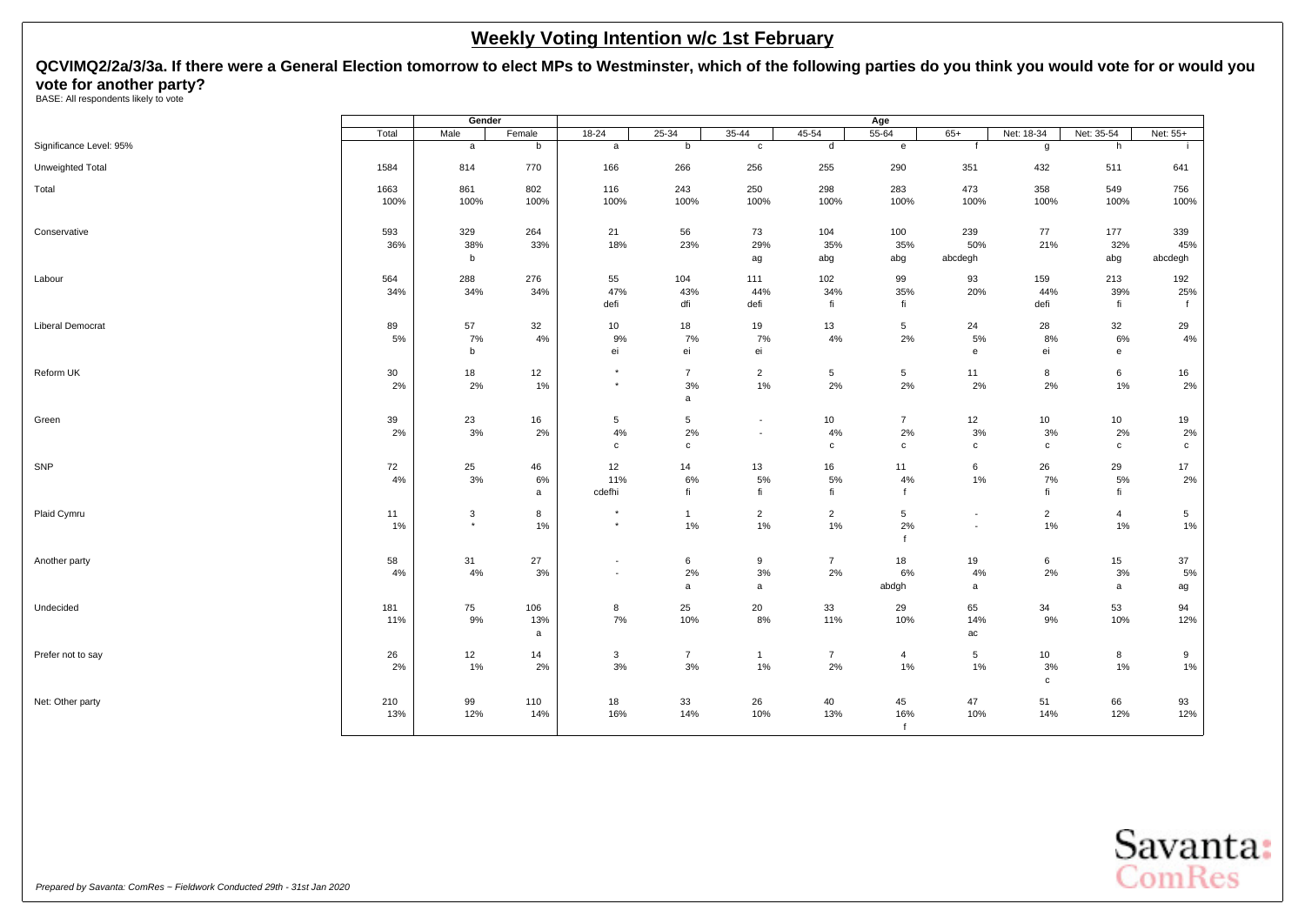## Weekly Voting Intention w/c 1st February

**QCVIMQ2/2a/3/3a. If there were a General Election tomorrow to elect MPs to Westminster, which of the following parties do you think you would vote for or would you vote for another party?**

BASE: All respondents likely to vote

| | Total | Gender | | Age | | | | | | | | |
|---|---|---|---|---|---|---|---|---|---|---|---|---|
| | | Male | Female | 18-24 | 25-34 | 35-44 | 45-54 | 55-64 | 65+ | Net: 18-34 | Net: 35-54 | Net: 55+ |
| Significance Level: 95% | | a | b | a | b | c | d | e | f | g | h | i |
| Unweighted Total | 1584 | 814 | 770 | 166 | 266 | 256 | 255 | 290 | 351 | 432 | 511 | 641 |
| Total | 1663 | 861 | 802 | 116 | 243 | 250 | 298 | 283 | 473 | 358 | 549 | 756 |
| | 100% | 100% | 100% | 100% | 100% | 100% | 100% | 100% | 100% | 100% | 100% | 100% |
| Conservative | 593 | 329 | 264 | 21 | 56 | 73 | 104 | 100 | 239 | 77 | 177 | 339 |
| | 36% | 38% | 33% | 18% | 23% | 29% | 35% | 35% | 50% | 21% | 32% | 45% |
| | | b | | | | ag | abg | abg | abcdegh | | abg | abcdegh |
| Labour | 564 | 288 | 276 | 55 | 104 | 111 | 102 | 99 | 93 | 159 | 213 | 192 |
| | 34% | 34% | 34% | 47% | 43% | 44% | 34% | 35% | 20% | 44% | 39% | 25% |
| | | | | defi | dfi | defi | fi | fi | | defi | fi | f |
| Liberal Democrat | 89 | 57 | 32 | 10 | 18 | 19 | 13 | 5 | 24 | 28 | 32 | 29 |
| | 5% | 7% | 4% | 9% | 7% | 7% | 4% | 2% | 5% | 8% | 6% | 4% |
| | | b | | ei | ei | ei | | | e | ei | e | |
| Reform UK | 30 | 18 | 12 | * | 7 | 2 | 5 | 5 | 11 | 8 | 6 | 16 |
| | 2% | 2% | 1% | * | 3% | 1% | 2% | 2% | 2% | 2% | 1% | 2% |
| | | | | | a | | | | | | | |
| Green | 39 | 23 | 16 | 5 | 5 | - | 10 | 7 | 12 | 10 | 10 | 19 |
| | 2% | 3% | 2% | 4% | 2% | - | 4% | 2% | 3% | 3% | 2% | 2% |
| | | | | c | c | | c | c | c | c | c | c |
| SNP | 72 | 25 | 46 | 12 | 14 | 13 | 16 | 11 | 6 | 26 | 29 | 17 |
| | 4% | 3% | 6% | 11% | 6% | 5% | 5% | 4% | 1% | 7% | 5% | 2% |
| | | | a | cdefhi | fi | fi | fi | f | | fi | fi | |
| Plaid Cymru | 11 | 3 | 8 | * | 1 | 2 | 2 | 5 | - | 2 | 4 | 5 |
| | 1% | * | 1% | * | 1% | 1% | 1% | 2% | - | 1% | 1% | 1% |
| | | | | | | | | f | | | | |
| Another party | 58 | 31 | 27 | - | 6 | 9 | 7 | 18 | 19 | 6 | 15 | 37 |
| | 4% | 4% | 3% | - | 2% | 3% | 2% | 6% | 4% | 2% | 3% | 5% |
| | | | | | a | a | | abdgh | a | | a | ag |
| Undecided | 181 | 75 | 106 | 8 | 25 | 20 | 33 | 29 | 65 | 34 | 53 | 94 |
| | 11% | 9% | 13% | 7% | 10% | 8% | 11% | 10% | 14% | 9% | 10% | 12% |
| | | | a | | | | | | ac | | | |
| Prefer not to say | 26 | 12 | 14 | 3 | 7 | 1 | 7 | 4 | 5 | 10 | 8 | 9 |
| | 2% | 1% | 2% | 3% | 3% | 1% | 2% | 1% | 1% | 3% | 1% | 1% |
| | | | | | | | | | | c | | |
| Net: Other party | 210 | 99 | 110 | 18 | 33 | 26 | 40 | 45 | 47 | 51 | 66 | 93 |
| | 13% | 12% | 14% | 16% | 14% | 10% | 13% | 16% | 10% | 14% | 12% | 12% |
| | | | | | | | | f | | | | |

*Prepared by Savanta: ComRes – Fieldwork Conducted 29th - 31st Jan 2020*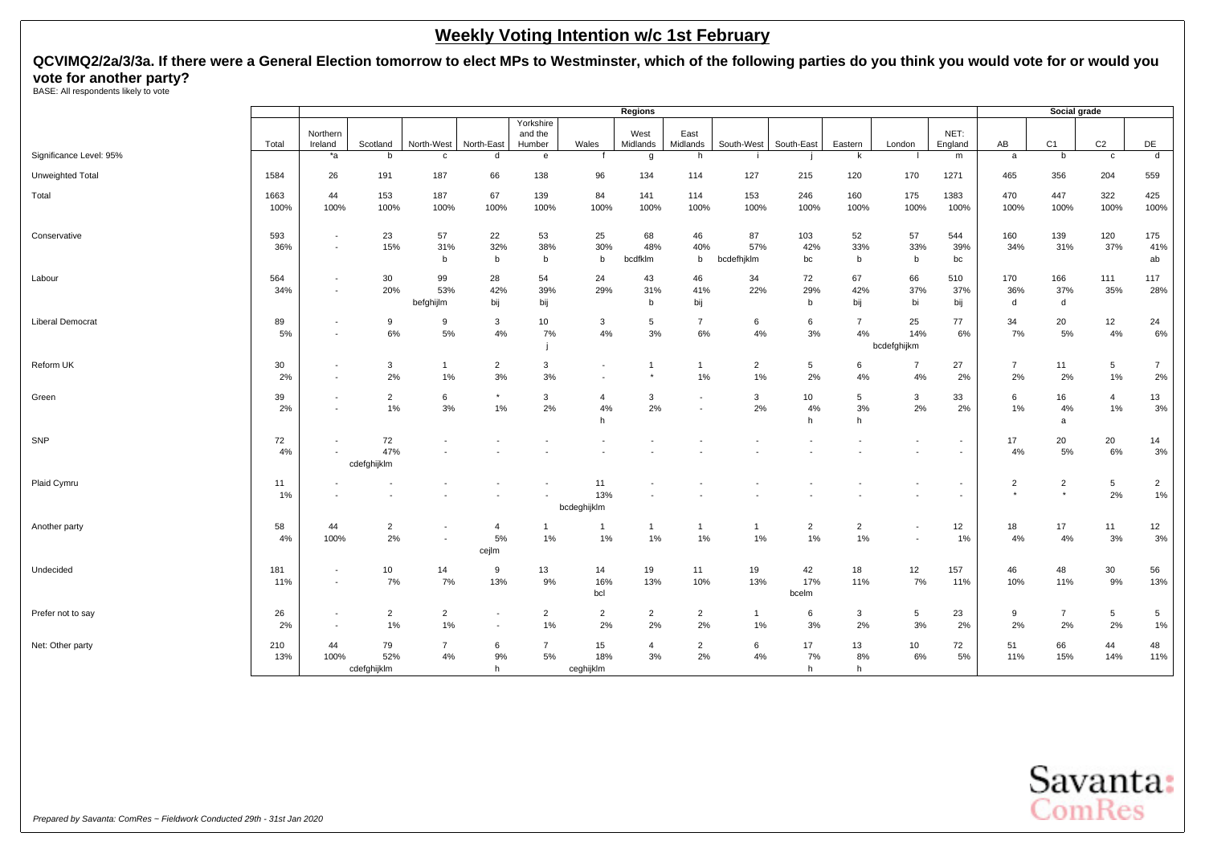## Weekly Voting Intention w/c 1st February

**QCVIMQ2/2a/3/3a. If there were a General Election tomorrow to elect MPs to Westminster, which of the following parties do you think you would vote for or would you vote for another party?**

BASE: All respondents likely to vote

| | | Regions | | | | | | | | | | | | | Social grade | | | |
|---|---|---|---|---|---|---|---|---|---|---|---|---|---|---|---|---|---|---|
| | Total | Northern Ireland | Scotland | North-West | North-East | Yorkshire and the Humber | Wales | West Midlands | East Midlands | South-West | South-East | Eastern | London | NET: England | AB | C1 | C2 | DE |
| Significance Level: 95% | | *a | b | c | d | e | f | g | h | i | j | k | l | m | a | b | c | d |
| Unweighted Total | 1584 | 26 | 191 | 187 | 66 | 138 | 96 | 134 | 114 | 127 | 215 | 120 | 170 | 1271 | 465 | 356 | 204 | 559 |
| Total | 1663<br>100% | 44<br>100% | 153<br>100% | 187<br>100% | 67<br>100% | 139<br>100% | 84<br>100% | 141<br>100% | 114<br>100% | 153<br>100% | 246<br>100% | 160<br>100% | 175<br>100% | 1383<br>100% | 470<br>100% | 447<br>100% | 322<br>100% | 425<br>100% |
| Conservative | 593<br>36% | -<br>- | 23<br>15% | 57<br>31%<br>b | 22<br>32%<br>b | 53<br>38%<br>b | 25<br>30%<br>b | 68<br>48%<br>bcdfklm | 46<br>40%<br>b | 87<br>57%<br>bcdefhjklm | 103<br>42%<br>bc | 52<br>33%<br>b | 57<br>33%<br>b | 544<br>39%<br>bc | 160<br>34% | 139<br>31% | 120<br>37% | 175<br>41%<br>ab |
| Labour | 564<br>34% | -<br>- | 30<br>20% | 99<br>53%<br>befghijlm | 28<br>42%<br>bij | 54<br>39%<br>bij | 24<br>29% | 43<br>31%<br>b | 46<br>41%<br>bij | 34<br>22% | 72<br>29%<br>b | 67<br>42%<br>bij | 66<br>37%<br>bi | 510<br>37%<br>bij | 170<br>36%<br>d | 166<br>37%<br>d | 111<br>35% | 117<br>28% |
| Liberal Democrat | 89<br>5% | -<br>- | 9<br>6% | 9<br>5% | 3<br>4% | 10<br>7%<br>j | 3<br>4% | 5<br>3% | 7<br>6% | 6<br>4% | 6<br>3% | 7<br>4% | 25<br>14%<br>bcdefghijkm | 77<br>6% | 34<br>7% | 20<br>5% | 12<br>4% | 24<br>6% |
| Reform UK | 30<br>2% | -<br>- | 3<br>2% | 1<br>1% | 2<br>3% | 3<br>3% | -<br>- | 1<br>* | 1<br>1% | 2<br>1% | 5<br>2% | 6<br>4% | 7<br>4% | 27<br>2% | 7<br>2% | 11<br>2% | 5<br>1% | 7<br>2% |
| Green | 39<br>2% | -<br>- | 2<br>1% | 6<br>3% | *<br>1% | 3<br>2% | 4<br>4%<br>h | 3<br>2% | -<br>- | 3<br>2% | 10<br>4%<br>h | 5<br>3%<br>h | 3<br>2% | 33<br>2% | 6<br>1% | 16<br>4%<br>a | 4<br>1% | 13<br>3% |
| SNP | 72<br>4% | -<br>- | 72<br>47%<br>cdefghijklm | -<br>- | -<br>- | -<br>- | -<br>- | -<br>- | -<br>- | -<br>- | -<br>- | -<br>- | -<br>- | -<br>- | 17<br>4% | 20<br>5% | 20<br>6% | 14<br>3% |
| Plaid Cymru | 11<br>1% | -<br>- | -<br>- | -<br>- | -<br>- | -<br>- | 11<br>13%<br>bcdeghijklm | -<br>- | -<br>- | -<br>- | -<br>- | -<br>- | -<br>- | -<br>- | 2<br>* | 2<br>* | 5<br>2% | 2<br>1% |
| Another party | 58<br>4% | 44<br>100% | 2<br>2% | -<br>- | 4<br>5%<br>cejlm | 1<br>1% | 1<br>1% | 1<br>1% | 1<br>1% | 1<br>1% | 2<br>1% | 2<br>1% | -<br>- | 12<br>1% | 18<br>4% | 17<br>4% | 11<br>3% | 12<br>3% |
| Undecided | 181<br>11% | -<br>- | 10<br>7% | 14<br>7% | 9<br>13% | 13<br>9% | 14<br>16%<br>bcl | 19<br>13% | 11<br>10% | 19<br>13% | 42<br>17%<br>bcelm | 18<br>11% | 12<br>7% | 157<br>11% | 46<br>10% | 48<br>11% | 30<br>9% | 56<br>13% |
| Prefer not to say | 26<br>2% | -<br>- | 2<br>1% | 2<br>1% | -<br>- | 2<br>1% | 2<br>2% | 2<br>2% | 2<br>2% | 1<br>1% | 6<br>3% | 3<br>2% | 5<br>3% | 23<br>2% | 9<br>2% | 7<br>2% | 5<br>2% | 5<br>1% |
| Net: Other party | 210<br>13% | 44<br>100% | 79<br>52%<br>cdefghijklm | 7<br>4% | 6<br>9%<br>h | 7<br>5% | 15<br>18%<br>ceghijklm | 4<br>3% | 2<br>2% | 6<br>4% | 17<br>7%<br>h | 13<br>8%<br>h | 10<br>6% | 72<br>5% | 51<br>11% | 66<br>15% | 44<br>14% | 48<br>11% |

*Prepared by Savanta: ComRes – Fieldwork Conducted 29th - 31st Jan 2020*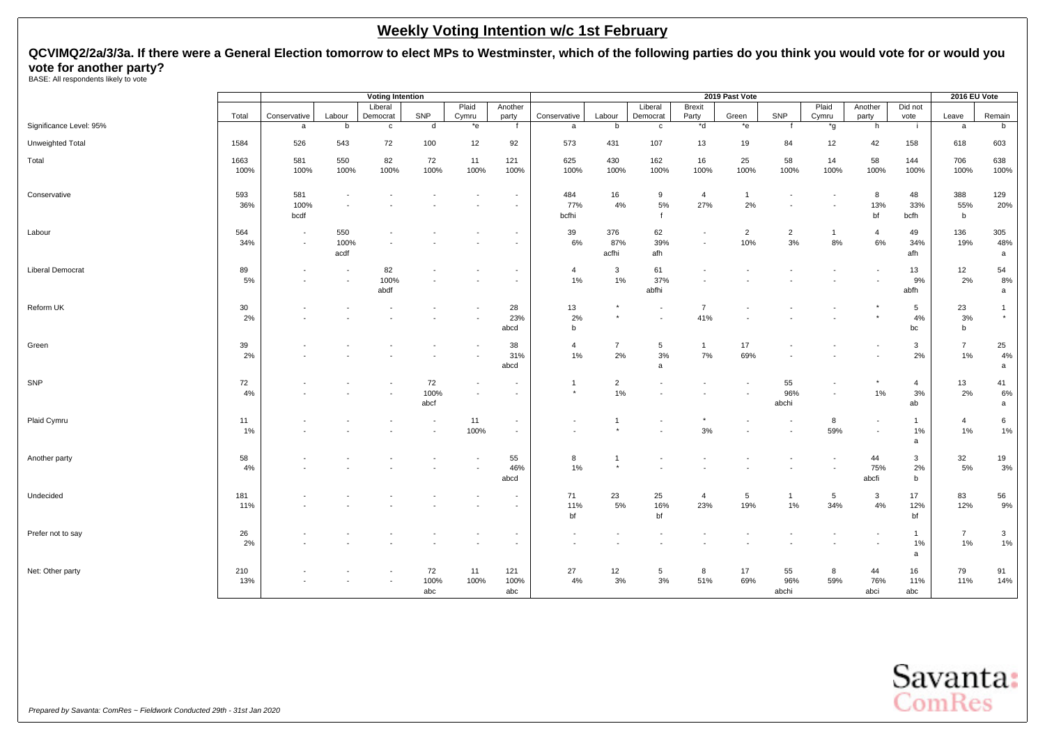# Weekly Voting Intention w/c 1st February

**QCVIMQ2/2a/3/3a. If there were a General Election tomorrow to elect MPs to Westminster, which of the following parties do you think you would vote for or would you vote for another party?**

BASE: All respondents likely to vote

| | | Voting Intention | | | | | | 2019 Past Vote | | | | | | | | | 2016 EU Vote | |
|---|---|---|---|---|---|---|---|---|---|---|---|---|---|---|---|---|---|---|
| | Total | Conservative | Labour | Liberal Democrat | SNP | Plaid Cymru | Another party | Conservative | Labour | Liberal Democrat | Brexit Party | Green | SNP | Plaid Cymru | Another party | Did not vote | Leave | Remain |
| Significance Level: 95% | | a | b | c | d | *e | f | a | b | c | *d | *e | f | *g | h | i | a | b |
| Unweighted Total | 1584 | 526 | 543 | 72 | 100 | 12 | 92 | 573 | 431 | 107 | 13 | 19 | 84 | 12 | 42 | 158 | 618 | 603 |
| Total | 1663 | 581 | 550 | 82 | 72 | 11 | 121 | 625 | 430 | 162 | 16 | 25 | 58 | 14 | 58 | 144 | 706 | 638 |
| | 100% | 100% | 100% | 100% | 100% | 100% | 100% | 100% | 100% | 100% | 100% | 100% | 100% | 100% | 100% | 100% | 100% | 100% |
| Conservative | 593 | 581 | - | - | - | - | - | 484 | 16 | 9 | 4 | 1 | - | - | 8 | 48 | 388 | 129 |
| | 36% | 100% | - | - | - | - | - | 77% | 4% | 5% | 27% | 2% | - | - | 13% | 33% | 55% | 20% |
| | | bcdf | | | | | | bcfhi | | f | | | | | bf | bcfh | b | |
| Labour | 564 | - | 550 | - | - | - | - | 39 | 376 | 62 | - | 2 | 2 | 1 | 4 | 49 | 136 | 305 |
| | 34% | - | 100% | - | - | - | - | 6% | 87% | 39% | - | 10% | 3% | 8% | 6% | 34% | 19% | 48% |
| | | | acdf | | | | | | acfhi | afh | | | | | | afh | | a |
| Liberal Democrat | 89 | - | - | 82 | - | - | - | 4 | 3 | 61 | - | - | - | - | - | 13 | 12 | 54 |
| | 5% | - | - | 100% | - | - | - | 1% | 1% | 37% | - | - | - | - | - | 9% | 2% | 8% |
| | | | | abdf | | | | | | abfhi | | | | | | abfh | | a |
| Reform UK | 30 | - | - | - | - | - | 28 | 13 | * | - | 7 | - | - | - | * | 5 | 23 | 1 |
| | 2% | - | - | - | - | - | 23% | 2% | * | - | 41% | - | - | - | * | 4% | 3% | * |
| | | | | | | | abcd | b | | | | | | | | bc | b | |
| Green | 39 | - | - | - | - | - | 38 | 4 | 7 | 5 | 1 | 17 | - | - | - | 3 | 7 | 25 |
| | 2% | - | - | - | - | - | 31% | 1% | 2% | 3% | 7% | 69% | - | - | - | 2% | 1% | 4% |
| | | | | | | | abcd | | | a | | | | | | | | a |
| SNP | 72 | - | - | - | 72 | - | - | 1 | 2 | - | - | - | 55 | - | * | 4 | 13 | 41 |
| | 4% | - | - | - | 100% | - | - | * | 1% | - | - | - | 96% | - | 1% | 3% | 2% | 6% |
| | | | | | abcf | | | | | | | | abchi | | | ab | | a |
| Plaid Cymru | 11 | - | - | - | - | 11 | - | - | 1 | - | * | - | - | 8 | - | 1 | 4 | 6 |
| | 1% | - | - | - | - | 100% | - | - | * | - | 3% | - | - | 59% | - | 1% | 1% | 1% |
| | | | | | | | | | | | | | | | | a | | |
| Another party | 58 | - | - | - | - | - | 55 | 8 | 1 | - | - | - | - | - | 44 | 3 | 32 | 19 |
| | 4% | - | - | - | - | - | 46% | 1% | * | - | - | - | - | - | 75% | 2% | 5% | 3% |
| | | | | | | | abcd | | | | | | | | abcfi | b | | |
| Undecided | 181 | - | - | - | - | - | - | 71 | 23 | 25 | 4 | 5 | 1 | 5 | 3 | 17 | 83 | 56 |
| | 11% | - | - | - | - | - | - | 11% | 5% | 16% | 23% | 19% | 1% | 34% | 4% | 12% | 12% | 9% |
| | | | | | | | | bf | | bf | | | | | | bf | | |
| Prefer not to say | 26 | - | - | - | - | - | - | - | - | - | - | - | - | - | - | 1 | 7 | 3 |
| | 2% | - | - | - | - | - | - | - | - | - | - | - | - | - | - | 1% | 1% | 1% |
| | | | | | | | | | | | | | | | | a | | |
| Net: Other party | 210 | - | - | - | 72 | 11 | 121 | 27 | 12 | 5 | 8 | 17 | 55 | 8 | 44 | 16 | 79 | 91 |
| | 13% | - | - | - | 100% | 100% | 100% | 4% | 3% | 3% | 51% | 69% | 96% | 59% | 76% | 11% | 11% | 14% |
| | | | | | abc | | abc | | | | | | abchi | | abci | abc | | |

*Prepared by Savanta: ComRes – Fieldwork Conducted 29th - 31st Jan 2020*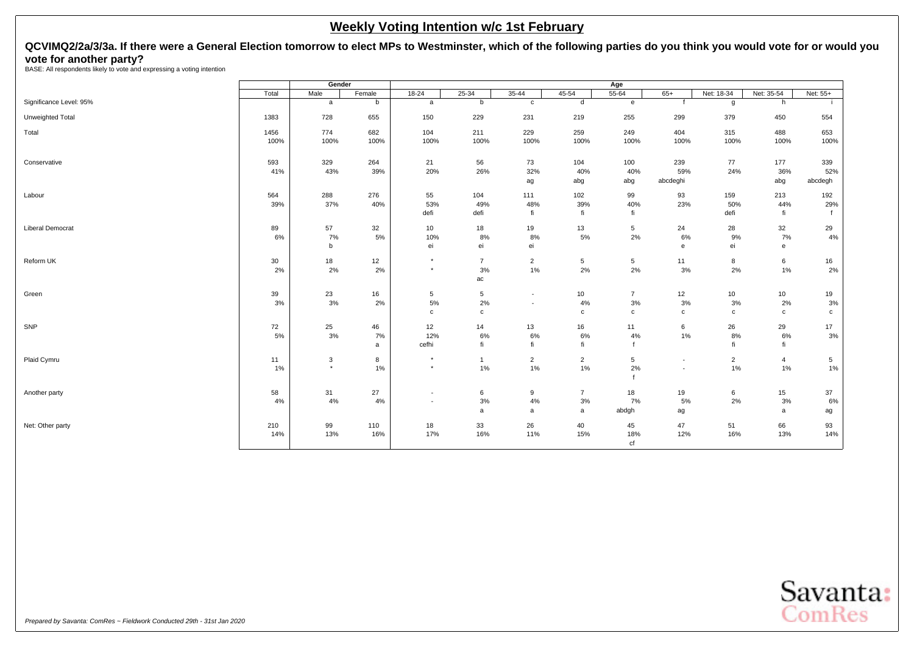# Weekly Voting Intention w/c 1st February

**QCVIMQ2/2a/3/3a. If there were a General Election tomorrow to elect MPs to Westminster, which of the following parties do you think you would vote for or would you vote for another party?**

BASE: All respondents likely to vote and expressing a voting intention

| | Total | Gender | | Age | | | | | | | | |
|---|---|---|---|---|---|---|---|---|---|---|---|---|
| | | Male | Female | 18-24 | 25-34 | 35-44 | 45-54 | 55-64 | 65+ | Net: 18-34 | Net: 35-54 | Net: 55+ |
| Significance Level: 95% | | a | b | a | b | c | d | e | f | g | h | i |
| Unweighted Total | 1383 | 728 | 655 | 150 | 229 | 231 | 219 | 255 | 299 | 379 | 450 | 554 |
| Total | 1456 | 774 | 682 | 104 | 211 | 229 | 259 | 249 | 404 | 315 | 488 | 653 |
| | 100% | 100% | 100% | 100% | 100% | 100% | 100% | 100% | 100% | 100% | 100% | 100% |
| Conservative | 593 | 329 | 264 | 21 | 56 | 73 | 104 | 100 | 239 | 77 | 177 | 339 |
| | 41% | 43% | 39% | 20% | 26% | 32% | 40% | 40% | 59% | 24% | 36% | 52% |
| | | | | | | ag | abg | abg | abcdeghi | | abg | abcdegh |
| Labour | 564 | 288 | 276 | 55 | 104 | 111 | 102 | 99 | 93 | 159 | 213 | 192 |
| | 39% | 37% | 40% | 53% | 49% | 48% | 39% | 40% | 23% | 50% | 44% | 29% |
| | | | | defi | defi | fi | fi | fi | | defi | fi | f |
| Liberal Democrat | 89 | 57 | 32 | 10 | 18 | 19 | 13 | 5 | 24 | 28 | 32 | 29 |
| | 6% | 7% | 5% | 10% | 8% | 8% | 5% | 2% | 6% | 9% | 7% | 4% |
| | | b | | ei | ei | ei | | | e | ei | e | |
| Reform UK | 30 | 18 | 12 | * | 7 | 2 | 5 | 5 | 11 | 8 | 6 | 16 |
| | 2% | 2% | 2% | * | 3% | 1% | 2% | 2% | 3% | 2% | 1% | 2% |
| | | | | | ac | | | | | | | |
| Green | 39 | 23 | 16 | 5 | 5 | - | 10 | 7 | 12 | 10 | 10 | 19 |
| | 3% | 3% | 2% | 5% | 2% | - | 4% | 3% | 3% | 3% | 2% | 3% |
| | | | | c | c | | c | c | c | c | c | c |
| SNP | 72 | 25 | 46 | 12 | 14 | 13 | 16 | 11 | 6 | 26 | 29 | 17 |
| | 5% | 3% | 7% | 12% | 6% | 6% | 6% | 4% | 1% | 8% | 6% | 3% |
| | | | a | cefhi | fi | fi | fi | f | | fi | fi | |
| Plaid Cymru | 11 | 3 | 8 | * | 1 | 2 | 2 | 5 | - | 2 | 4 | 5 |
| | 1% | * | 1% | * | 1% | 1% | 1% | 2% | - | 1% | 1% | 1% |
| | | | | | | | | f | | | | |
| Another party | 58 | 31 | 27 | - | 6 | 9 | 7 | 18 | 19 | 6 | 15 | 37 |
| | 4% | 4% | 4% | - | 3% | 4% | 3% | 7% | 5% | 2% | 3% | 6% |
| | | | | | a | a | a | abdgh | ag | | a | ag |
| Net: Other party | 210 | 99 | 110 | 18 | 33 | 26 | 40 | 45 | 47 | 51 | 66 | 93 |
| | 14% | 13% | 16% | 17% | 16% | 11% | 15% | 18% | 12% | 16% | 13% | 14% |
| | | | | | | | | cf | | | | |

*Prepared by Savanta: ComRes – Fieldwork Conducted 29th - 31st Jan 2020*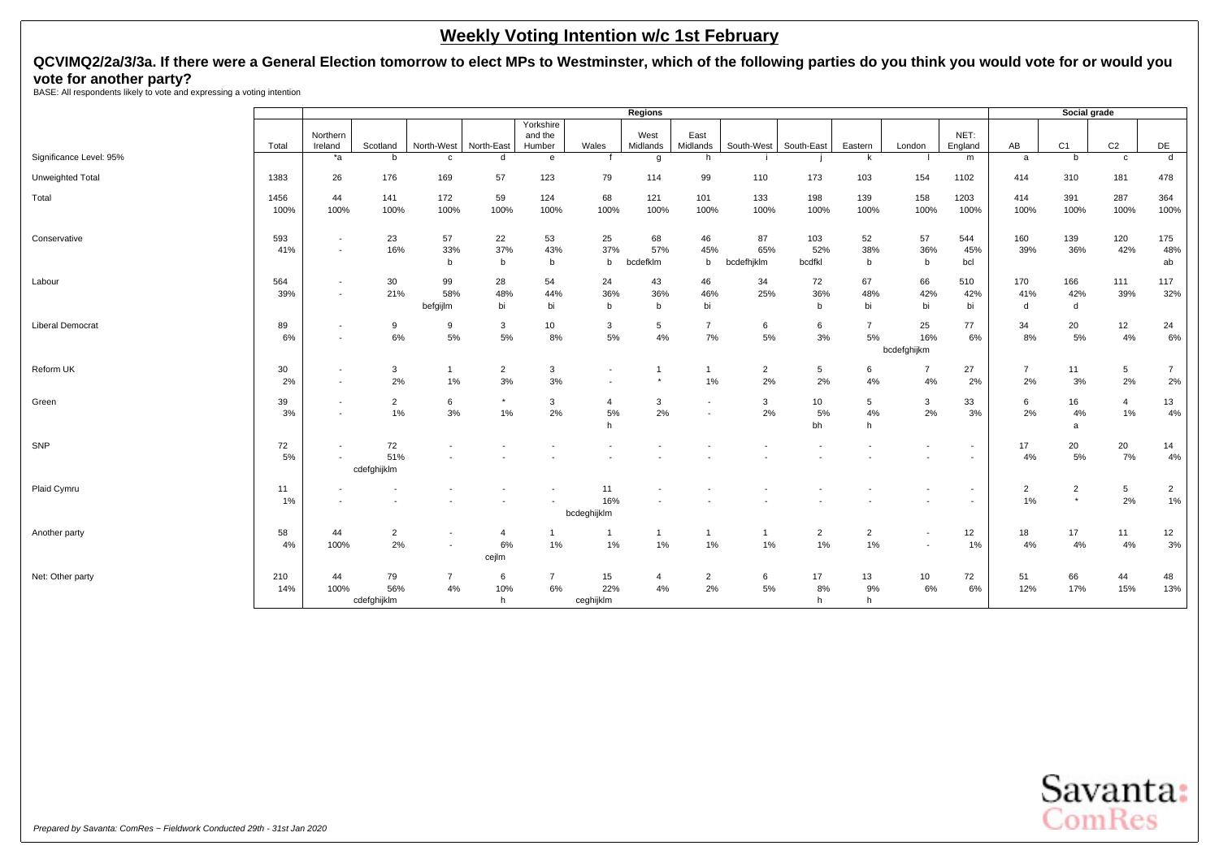# Weekly Voting Intention w/c 1st February

## QCVIMQ2/2a/3/3a. If there were a General Election tomorrow to elect MPs to Westminster, which of the following parties do you think you would vote for or would you vote for another party?

BASE: All respondents likely to vote and expressing a voting intention

| | | Regions | | | | | | | | | | | | | Social grade | | | |
|---|---|---|---|---|---|---|---|---|---|---|---|---|---|---|---|---|---|---|
| | Total | Northern Ireland | Scotland | North-West | North-East | Yorkshire and the Humber | Wales | West Midlands | East Midlands | South-West | South-East | Eastern | London | NET: England | AB | C1 | C2 | DE |
| Significance Level: 95% | | *a | b | c | d | e | f | g | h | i | j | k | l | m | a | b | c | d |
| Unweighted Total | 1383 | 26 | 176 | 169 | 57 | 123 | 79 | 114 | 99 | 110 | 173 | 103 | 154 | 1102 | 414 | 310 | 181 | 478 |
| Total | 1456 | 44 | 141 | 172 | 59 | 124 | 68 | 121 | 101 | 133 | 198 | 139 | 158 | 1203 | 414 | 391 | 287 | 364 |
| | 100% | 100% | 100% | 100% | 100% | 100% | 100% | 100% | 100% | 100% | 100% | 100% | 100% | 100% | 100% | 100% | 100% | 100% |
| Conservative | 593 | - | 23 | 57 | 22 | 53 | 25 | 68 | 46 | 87 | 103 | 52 | 57 | 544 | 160 | 139 | 120 | 175 |
| | 41% | - | 16% | 33% | 37% | 43% | 37% | 57% | 45% | 65% | 52% | 38% | 36% | 45% | 39% | 36% | 42% | 48% |
| | | | | b | b | b | b | bcdefklm | b | bcdefhjklm | bcdfkl | b | b | bcl | | | | ab |
| Labour | 564 | - | 30 | 99 | 28 | 54 | 24 | 43 | 46 | 34 | 72 | 67 | 66 | 510 | 170 | 166 | 111 | 117 |
| | 39% | - | 21% | 58% | 48% | 44% | 36% | 36% | 46% | 25% | 36% | 48% | 42% | 42% | 41% | 42% | 39% | 32% |
| | | | | befgijlm | bi | bi | b | b | bi | | b | bi | bi | bi | d | d | | |
| Liberal Democrat | 89 | - | 9 | 9 | 3 | 10 | 3 | 5 | 7 | 6 | 6 | 7 | 25 | 77 | 34 | 20 | 12 | 24 |
| | 6% | - | 6% | 5% | 5% | 8% | 5% | 4% | 7% | 5% | 3% | 5% | 16% | 6% | 8% | 5% | 4% | 6% |
| | | | | | | | | | | | | | bcdefghijkm | | | | | |
| Reform UK | 30 | - | 3 | 1 | 2 | 3 | - | 1 | 1 | 2 | 5 | 6 | 7 | 27 | 7 | 11 | 5 | 7 |
| | 2% | - | 2% | 1% | 3% | 3% | - | * | 1% | 2% | 2% | 4% | 4% | 2% | 2% | 3% | 2% | 2% |
| Green | 39 | - | 2 | 6 | * | 3 | 4 | 3 | - | 3 | 10 | 5 | 3 | 33 | 6 | 16 | 4 | 13 |
| | 3% | - | 1% | 3% | 1% | 2% | 5% | 2% | - | 2% | 5% | 4% | 2% | 3% | 2% | 4% | 1% | 4% |
| | | | | | | | h | | | | bh | h | | | | a | | |
| SNP | 72 | - | 72 | - | - | - | - | - | - | - | - | - | - | - | 17 | 20 | 20 | 14 |
| | 5% | - | 51% | - | - | - | - | - | - | - | - | - | - | - | 4% | 5% | 7% | 4% |
| | | | cdefghijklm | | | | | | | | | | | | | | | |
| Plaid Cymru | 11 | - | - | - | - | - | 11 | - | - | - | - | - | - | - | 2 | 2 | 5 | 2 |
| | 1% | - | - | - | - | - | 16% | - | - | - | - | - | - | - | 1% | * | 2% | 1% |
| | | | | | | | bcdeghijklm | | | | | | | | | | | |
| Another party | 58 | 44 | 2 | - | 4 | 1 | 1 | 1 | 1 | 1 | 2 | 2 | - | 12 | 18 | 17 | 11 | 12 |
| | 4% | 100% | 2% | - | 6% | 1% | 1% | 1% | 1% | 1% | 1% | 1% | - | 1% | 4% | 4% | 4% | 3% |
| | | | | | cejlm | | | | | | | | | | | | | |
| Net: Other party | 210 | 44 | 79 | 7 | 6 | 7 | 15 | 4 | 2 | 6 | 17 | 13 | 10 | 72 | 51 | 66 | 44 | 48 |
| | 14% | 100% | 56% | 4% | 10% | 6% | 22% | 4% | 2% | 5% | 8% | 9% | 6% | 6% | 12% | 17% | 15% | 13% |
| | | | cdefghijklm | | h | | ceghijklm | | | | h | h | | | | | | |

*Prepared by Savanta: ComRes – Fieldwork Conducted 29th - 31st Jan 2020*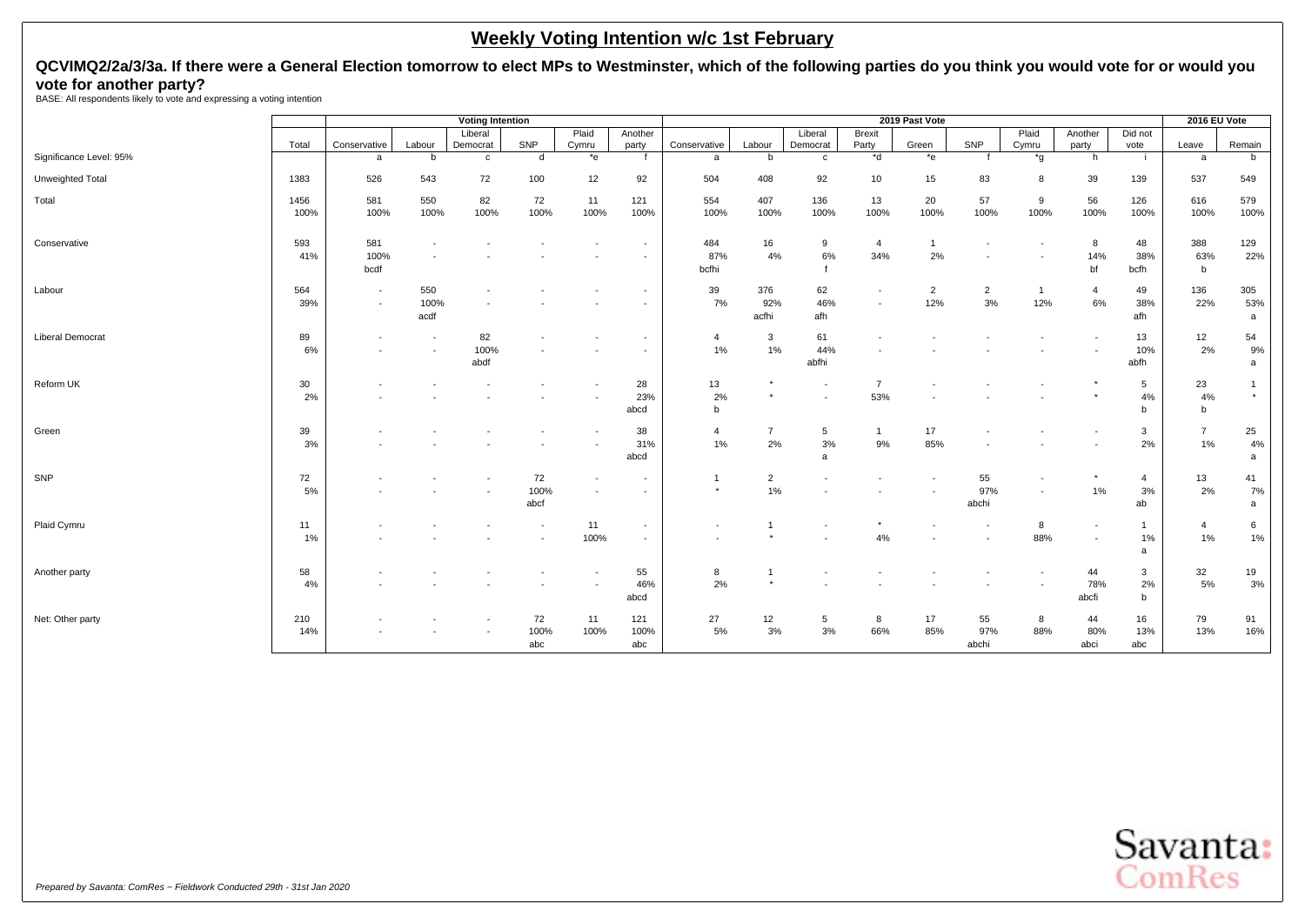## Weekly Voting Intention w/c 1st February

**QCVIMQ2/2a/3/3a. If there were a General Election tomorrow to elect MPs to Westminster, which of the following parties do you think you would vote for or would you vote for another party?**

BASE: All respondents likely to vote and expressing a voting intention

| | | Voting Intention | | | | | | 2019 Past Vote | | | | | | | | | | 2016 EU Vote | |
|---|---|---|---|---|---|---|---|---|---|---|---|---|---|---|---|---|---|---|---|
| | Total | Conservative | Labour | Liberal Democrat | SNP | Plaid Cymru | Another party | Conservative | Labour | Liberal Democrat | Brexit Party | Green | SNP | Plaid Cymru | Another party | Did not vote | | Leave | Remain |
| Significance Level: 95% | | a | b | c | d | *e | f | a | b | c | *d | *e | f | *g | h | i | | a | b |
| Unweighted Total | 1383 | 526 | 543 | 72 | 100 | 12 | 92 | 504 | 408 | 92 | 10 | 15 | 83 | 8 | 39 | 139 | | 537 | 549 |
| Total | 1456 | 581 | 550 | 82 | 72 | 11 | 121 | 554 | 407 | 136 | 13 | 20 | 57 | 9 | 56 | 126 | | 616 | 579 |
| | 100% | 100% | 100% | 100% | 100% | 100% | 100% | 100% | 100% | 100% | 100% | 100% | 100% | 100% | 100% | 100% | | 100% | 100% |
| Conservative | 593 | 581 | - | - | - | - | - | 484 | 16 | 9 | 4 | 1 | - | - | 8 | 48 | | 388 | 129 |
| | 41% | 100% | - | - | - | - | - | 87% | 4% | 6% | 34% | 2% | - | - | 14% | 38% | | 63% | 22% |
| | | bcdf | | | | | | bcfhi | | f | | | | | bf | bcfh | | b | |
| Labour | 564 | - | 550 | - | - | - | - | 39 | 376 | 62 | - | 2 | 2 | 1 | 4 | 49 | | 136 | 305 |
| | 39% | - | 100% | - | - | - | - | 7% | 92% | 46% | - | 12% | 3% | 12% | 6% | 38% | | 22% | 53% |
| | | | acdf | | | | | | acfhi | afh | | | | | | afh | | | a |
| Liberal Democrat | 89 | - | - | 82 | - | - | - | 4 | 3 | 61 | - | - | - | - | - | 13 | | 12 | 54 |
| | 6% | - | - | 100% | - | - | - | 1% | 1% | 44% | - | - | - | - | - | 10% | | 2% | 9% |
| | | | | abdf | | | | | | abfhi | | | | | | abfh | | | a |
| Reform UK | 30 | - | - | - | - | - | 28 | 13 | * | - | 7 | - | - | - | * | 5 | | 23 | 1 |
| | 2% | - | - | - | - | - | 23% | 2% | * | - | 53% | - | - | - | * | 4% | | 4% | * |
| | | | | | | | abcd | b | | | | | | | | b | | b | |
| Green | 39 | - | - | - | - | - | 38 | 4 | 7 | 5 | 1 | 17 | - | - | - | 3 | | 7 | 25 |
| | 3% | - | - | - | - | - | 31% | 1% | 2% | 3% | 9% | 85% | - | - | - | 2% | | 1% | 4% |
| | | | | | | | abcd | | | a | | | | | | | | | a |
| SNP | 72 | - | - | - | 72 | - | - | 1 | 2 | - | - | - | 55 | - | * | 4 | | 13 | 41 |
| | 5% | - | - | - | 100% | - | - | * | 1% | - | - | - | 97% | - | 1% | 3% | | 2% | 7% |
| | | | | | abcf | | | | | | | | abchi | | | ab | | | a |
| Plaid Cymru | 11 | - | - | - | - | 11 | - | - | 1 | - | * | - | - | 8 | - | 1 | | 4 | 6 |
| | 1% | - | - | - | - | 100% | - | - | * | - | 4% | - | - | 88% | - | 1% | | 1% | 1% |
| | | | | | | | | | | | | | | | | a | | | |
| Another party | 58 | - | - | - | - | - | 55 | 8 | 1 | - | - | - | - | - | 44 | 3 | | 32 | 19 |
| | 4% | - | - | - | - | - | 46% | 2% | * | - | - | - | - | - | 78% | 2% | | 5% | 3% |
| | | | | | | | abcd | | | | | | | | abcfi | b | | | |
| Net: Other party | 210 | - | - | - | 72 | 11 | 121 | 27 | 12 | 5 | 8 | 17 | 55 | 8 | 44 | 16 | | 79 | 91 |
| | 14% | - | - | - | 100% | 100% | 100% | 5% | 3% | 3% | 66% | 85% | 97% | 88% | 80% | 13% | | 13% | 16% |
| | | | | | abc | | abc | | | | | | abchi | | abci | abc | | | |

*Prepared by Savanta: ComRes ~ Fieldwork Conducted 29th - 31st Jan 2020*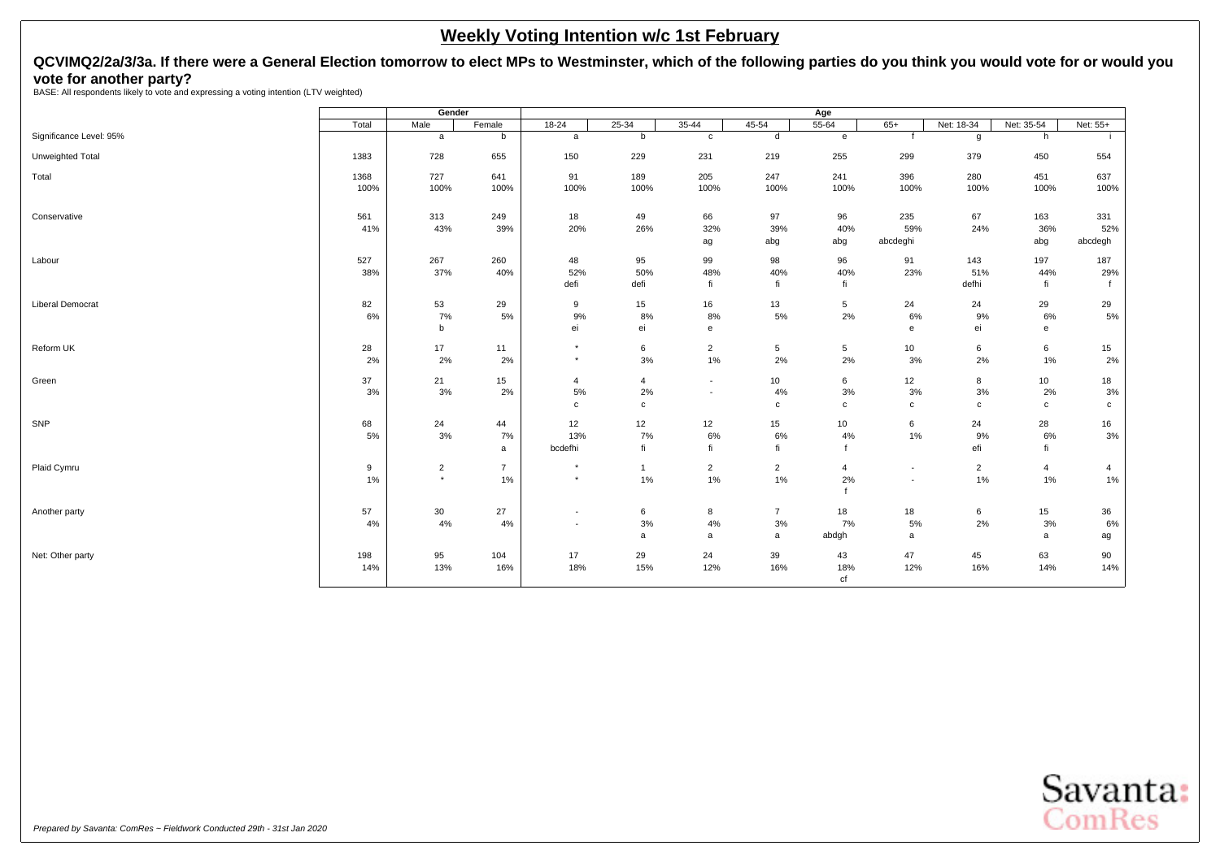## Weekly Voting Intention w/c 1st February

**QCVIMQ2/2a/3/3a. If there were a General Election tomorrow to elect MPs to Westminster, which of the following parties do you think you would vote for or would you vote for another party?**

BASE: All respondents likely to vote and expressing a voting intention (LTV weighted)

| | Total | Gender | | Age | | | | | | | | |
|---|---|---|---|---|---|---|---|---|---|---|---|---|
| | | Male | Female | 18-24 | 25-34 | 35-44 | 45-54 | 55-64 | 65+ | Net: 18-34 | Net: 35-54 | Net: 55+ |
| Significance Level: 95% | | a | b | a | b | c | d | e | f | g | h | i |
| Unweighted Total | 1383 | 728 | 655 | 150 | 229 | 231 | 219 | 255 | 299 | 379 | 450 | 554 |
| Total | 1368 | 727 | 641 | 91 | 189 | 205 | 247 | 241 | 396 | 280 | 451 | 637 |
| | 100% | 100% | 100% | 100% | 100% | 100% | 100% | 100% | 100% | 100% | 100% | 100% |
| Conservative | 561 | 313 | 249 | 18 | 49 | 66 | 97 | 96 | 235 | 67 | 163 | 331 |
| | 41% | 43% | 39% | 20% | 26% | 32% | 39% | 40% | 59% | 24% | 36% | 52% |
| | | | | | | ag | abg | abg | abcdeghi | | abg | abcdegh |
| Labour | 527 | 267 | 260 | 48 | 95 | 99 | 98 | 96 | 91 | 143 | 197 | 187 |
| | 38% | 37% | 40% | 52% | 50% | 48% | 40% | 40% | 23% | 51% | 44% | 29% |
| | | | | defi | defi | fi | fi | fi | | defhi | fi | f |
| Liberal Democrat | 82 | 53 | 29 | 9 | 15 | 16 | 13 | 5 | 24 | 24 | 29 | 29 |
| | 6% | 7% | 5% | 9% | 8% | 8% | 5% | 2% | 6% | 9% | 6% | 5% |
| | | b | | ei | ei | e | | | e | ei | e | |
| Reform UK | 28 | 17 | 11 | * | 6 | 2 | 5 | 5 | 10 | 6 | 6 | 15 |
| | 2% | 2% | 2% | * | 3% | 1% | 2% | 2% | 3% | 2% | 1% | 2% |
| Green | 37 | 21 | 15 | 4 | 4 | - | 10 | 6 | 12 | 8 | 10 | 18 |
| | 3% | 3% | 2% | 5% | 2% | - | 4% | 3% | 3% | 3% | 2% | 3% |
| | | | | c | c | | c | c | c | c | c | c |
| SNP | 68 | 24 | 44 | 12 | 12 | 12 | 15 | 10 | 6 | 24 | 28 | 16 |
| | 5% | 3% | 7% | 13% | 7% | 6% | 6% | 4% | 1% | 9% | 6% | 3% |
| | | | a | bcdefhi | fi | fi | fi | f | | efi | fi | |
| Plaid Cymru | 9 | 2 | 7 | * | 1 | 2 | 2 | 4 | - | 2 | 4 | 4 |
| | 1% | * | 1% | * | 1% | 1% | 1% | 2% | - | 1% | 1% | 1% |
| | | | | | | | | f | | | | |
| Another party | 57 | 30 | 27 | - | 6 | 8 | 7 | 18 | 18 | 6 | 15 | 36 |
| | 4% | 4% | 4% | - | 3% | 4% | 3% | 7% | 5% | 2% | 3% | 6% |
| | | | | | a | a | a | abdgh | a | | a | ag |
| Net: Other party | 198 | 95 | 104 | 17 | 29 | 24 | 39 | 43 | 47 | 45 | 63 | 90 |
| | 14% | 13% | 16% | 18% | 15% | 12% | 16% | 18% | 12% | 16% | 14% | 14% |
| | | | | | | | | cf | | | | |

*Prepared by Savanta: ComRes – Fieldwork Conducted 29th - 31st Jan 2020*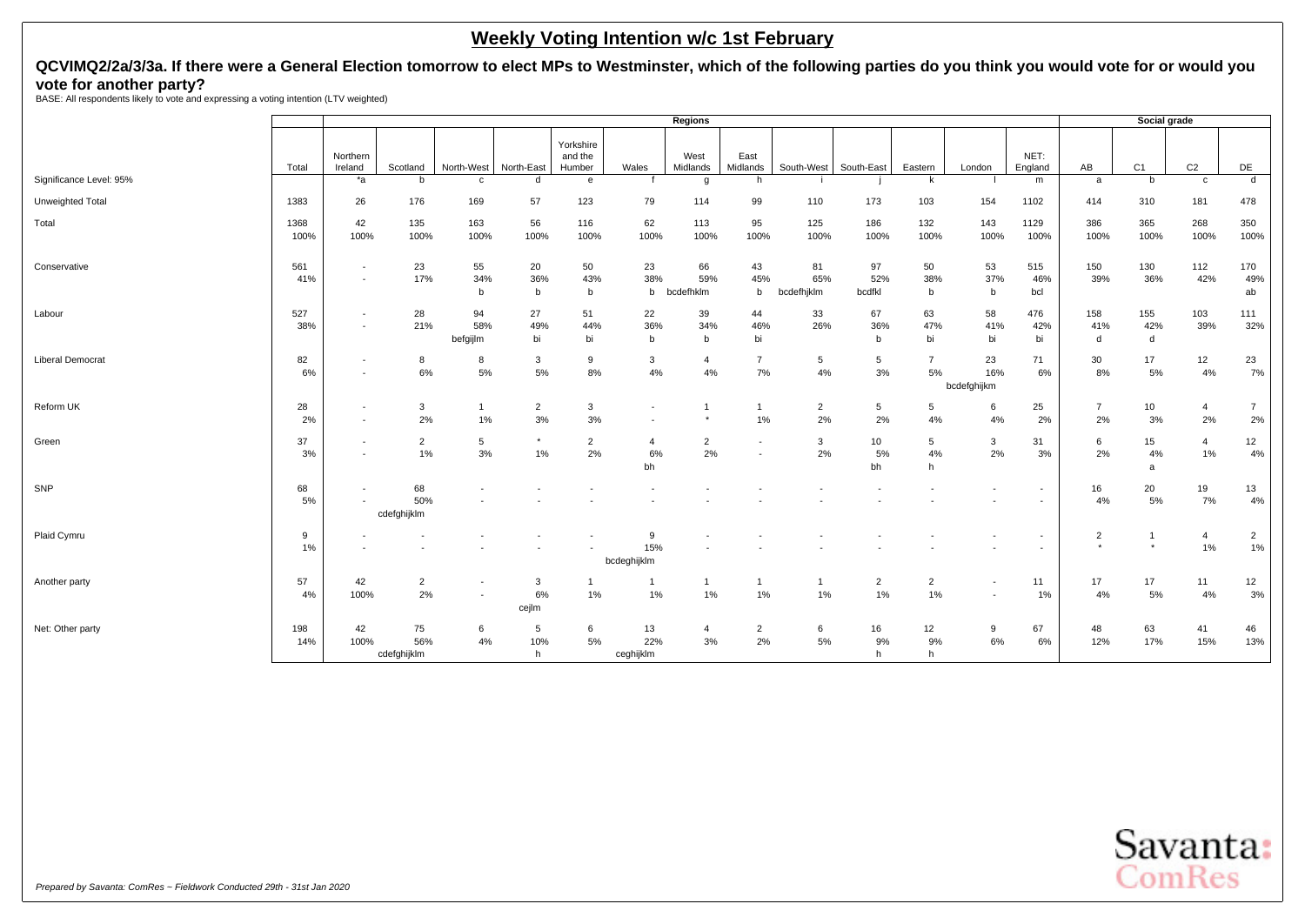# Weekly Voting Intention w/c 1st February

**QCVIMQ2/2a/3/3a. If there were a General Election tomorrow to elect MPs to Westminster, which of the following parties do you think you would vote for or would you vote for another party?**

BASE: All respondents likely to vote and expressing a voting intention (LTV weighted)

| | | Regions | | | | | | | | | | | | | | Social grade | | | |
|---|---|---|---|---|---|---|---|---|---|---|---|---|---|---|---|---|---|---|---|
| | Total | Northern Ireland | Scotland | North-West | North-East | Yorkshire and the Humber | Wales | West Midlands | East Midlands | South-West | South-East | Eastern | London | NET: England | AB | C1 | C2 | DE |
| Significance Level: 95% | | *a | b | c | d | e | f | g | h | i | j | k | l | m | a | b | c | d |
| Unweighted Total | 1383 | 26 | 176 | 169 | 57 | 123 | 79 | 114 | 99 | 110 | 173 | 103 | 154 | 1102 | 414 | 310 | 181 | 478 |
| Total | 1368 | 42 | 135 | 163 | 56 | 116 | 62 | 113 | 95 | 125 | 186 | 132 | 143 | 1129 | 386 | 365 | 268 | 350 |
| | 100% | 100% | 100% | 100% | 100% | 100% | 100% | 100% | 100% | 100% | 100% | 100% | 100% | 100% | 100% | 100% | 100% | 100% |
| Conservative | 561 | - | 23 | 55 | 20 | 50 | 23 | 66 | 43 | 81 | 97 | 50 | 53 | 515 | 150 | 130 | 112 | 170 |
| | 41% | - | 17% | 34% | 36% | 43% | 38% | 59% | 45% | 65% | 52% | 38% | 37% | 46% | 39% | 36% | 42% | 49% |
| | | | | b | b | b | b | bcdefhklm | b | bcdefhjklm | bcdfkl | b | b | bcl | | | | ab |
| Labour | 527 | - | 28 | 94 | 27 | 51 | 22 | 39 | 44 | 33 | 67 | 63 | 58 | 476 | 158 | 155 | 103 | 111 |
| | 38% | - | 21% | 58% | 49% | 44% | 36% | 34% | 46% | 26% | 36% | 47% | 41% | 42% | 41% | 42% | 39% | 32% |
| | | | | befgijlm | bi | bi | b | b | bi | | b | bi | bi | bi | d | d | | |
| Liberal Democrat | 82 | - | 8 | 8 | 3 | 9 | 3 | 4 | 7 | 5 | 5 | 7 | 23 | 71 | 30 | 17 | 12 | 23 |
| | 6% | - | 6% | 5% | 5% | 8% | 4% | 4% | 7% | 4% | 3% | 5% | 16% | 6% | 8% | 5% | 4% | 7% |
| | | | | | | | | | | | | | bcdefghijkm | | | | | |
| Reform UK | 28 | - | 3 | 1 | 2 | 3 | - | 1 | 1 | 2 | 5 | 5 | 6 | 25 | 7 | 10 | 4 | 7 |
| | 2% | - | 2% | 1% | 3% | 3% | - | * | 1% | 2% | 2% | 4% | 4% | 2% | 2% | 3% | 2% | 2% |
| Green | 37 | - | 2 | 5 | * | 2 | 4 | 2 | - | 3 | 10 | 5 | 3 | 31 | 6 | 15 | 4 | 12 |
| | 3% | - | 1% | 3% | 1% | 2% | 6% | 2% | - | 2% | 5% | 4% | 2% | 3% | 2% | 4% | 1% | 4% |
| | | | | | | | bh | | | | bh | h | | | | a | | |
| SNP | 68 | - | 68 | - | - | - | - | - | - | - | - | - | - | - | 16 | 20 | 19 | 13 |
| | 5% | - | 50% | - | - | - | - | - | - | - | - | - | - | - | 4% | 5% | 7% | 4% |
| | | | cdefghijklm | | | | | | | | | | | | | | | |
| Plaid Cymru | 9 | - | - | - | - | - | 9 | - | - | - | - | - | - | - | 2 | 1 | 4 | 2 |
| | 1% | - | - | - | - | - | 15% | - | - | - | - | - | - | - | * | * | 1% | 1% |
| | | | | | | | bcdeghijklm | | | | | | | | | | | |
| Another party | 57 | 42 | 2 | - | 3 | 1 | 1 | 1 | 1 | 1 | 2 | 2 | - | 11 | 17 | 17 | 11 | 12 |
| | 4% | 100% | 2% | - | 6% | 1% | 1% | 1% | 1% | 1% | 1% | 1% | - | 1% | 4% | 5% | 4% | 3% |
| | | | | | cejlm | | | | | | | | | | | | | |
| Net: Other party | 198 | 42 | 75 | 6 | 5 | 6 | 13 | 4 | 2 | 6 | 16 | 12 | 9 | 67 | 48 | 63 | 41 | 46 |
| | 14% | 100% | 56% | 4% | 10% | 5% | 22% | 3% | 2% | 5% | 9% | 9% | 6% | 6% | 12% | 17% | 15% | 13% |
| | | | cdefghijklm | | h | | ceghijklm | | | | h | h | | | | | | |

*Prepared by Savanta: ComRes – Fieldwork Conducted 29th - 31st Jan 2020*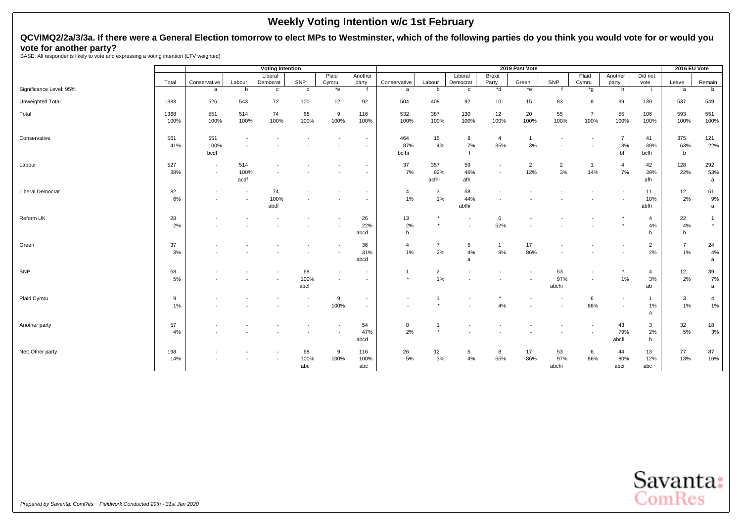## Weekly Voting Intention w/c 1st February

### QCVIMQ2/2a/3/3a. If there were a General Election tomorrow to elect MPs to Westminster, which of the following parties do you think you would vote for or would you vote for another party?

BASE: All respondents likely to vote and expressing a voting intention (LTV weighted)

| | | Voting Intention | | | | | | 2019 Past Vote | | | | | | | | | 2016 EU Vote | |
|---|---|---|---|---|---|---|---|---|---|---|---|---|---|---|---|---|---|---|
| | Total | Conservative | Labour | Liberal Democrat | SNP | Plaid Cymru | Another party | Conservative | Labour | Liberal Democrat | Brexit Party | Green | SNP | Plaid Cymru | Another party | Did not vote | Leave | Remain |
| Significance Level: 95% | | a | b | c | d | *e | f | a | b | c | *d | *e | f | *g | h | i | a | b |
| Unweighted Total | 1383 | 526 | 543 | 72 | 100 | 12 | 92 | 504 | 408 | 92 | 10 | 15 | 83 | 8 | 39 | 139 | 537 | 549 |
| Total | 1368 | 551 | 514 | 74 | 68 | 9 | 116 | 532 | 387 | 130 | 12 | 20 | 55 | 7 | 55 | 106 | 593 | 551 |
| | 100% | 100% | 100% | 100% | 100% | 100% | 100% | 100% | 100% | 100% | 100% | 100% | 100% | 100% | 100% | 100% | 100% | 100% |
| Conservative | 561 | 551 | - | - | - | - | - | 464 | 15 | 8 | 4 | 1 | - | - | 7 | 41 | 375 | 121 |
| | 41% | 100% | - | - | - | - | - | 87% | 4% | 7% | 35% | 3% | - | - | 13% | 39% | 63% | 22% |
| | | bcdf | | | | | | bcfhi | | f | | | | | bf | bcfh | b | |
| Labour | 527 | - | 514 | - | - | - | - | 37 | 357 | 59 | - | 2 | 2 | 1 | 4 | 42 | 128 | 292 |
| | 38% | - | 100% | - | - | - | - | 7% | 92% | 46% | - | 12% | 3% | 14% | 7% | 39% | 22% | 53% |
| | | | acdf | | | | | | acfhi | afh | | | | | | afh | | a |
| Liberal Democrat | 82 | - | - | 74 | - | - | - | 4 | 3 | 58 | - | - | - | - | - | 11 | 12 | 51 |
| | 6% | - | - | 100% | - | - | - | 1% | 1% | 44% | - | - | - | - | - | 10% | 2% | 9% |
| | | | | abdf | | | | | | abfhi | | | | | | abfh | | a |
| Reform UK | 28 | - | - | - | - | - | 26 | 13 | * | - | 6 | - | - | - | * | 4 | 22 | 1 |
| | 2% | - | - | - | - | - | 22% | 2% | * | - | 52% | - | - | - | * | 4% | 4% | * |
| | | | | | | | abcd | b | | | | | | | | b | b | |
| Green | 37 | - | - | - | - | - | 36 | 4 | 7 | 5 | 1 | 17 | - | - | - | 2 | 7 | 24 |
| | 3% | - | - | - | - | - | 31% | 1% | 2% | 4% | 9% | 86% | - | - | - | 2% | 1% | 4% |
| | | | | | | | abcd | | | a | | | | | | | | a |
| SNP | 68 | - | - | - | 68 | - | - | 1 | 2 | - | - | - | 53 | - | * | 4 | 12 | 39 |
| | 5% | - | - | - | 100% | - | - | * | 1% | - | - | - | 97% | - | 1% | 3% | 2% | 7% |
| | | | | | abcf | | | | | | | | abchi | | | ab | | a |
| Plaid Cymru | 9 | - | - | - | - | 9 | - | - | 1 | - | * | - | - | 6 | - | 1 | 3 | 4 |
| | 1% | - | - | - | - | 100% | - | - | * | - | 4% | - | - | 86% | - | 1% | 1% | 1% |
| | | | | | | | | | | | | | | | | a | | |
| Another party | 57 | - | - | - | - | - | 54 | 8 | 1 | - | - | - | - | - | 43 | 3 | 32 | 18 |
| | 4% | - | - | - | - | - | 47% | 2% | * | - | - | - | - | - | 79% | 2% | 5% | 3% |
| | | | | | | | abcd | | | | | | | | abcfi | b | | |
| Net: Other party | 198 | - | - | - | 68 | 9 | 116 | 26 | 12 | 5 | 8 | 17 | 53 | 6 | 44 | 13 | 77 | 87 |
| | 14% | - | - | - | 100% | 100% | 100% | 5% | 3% | 4% | 65% | 86% | 97% | 86% | 80% | 12% | 13% | 16% |
| | | | | | abc | | abc | | | | | | abchi | | abci | abc | | |

*Prepared by Savanta: ComRes – Fieldwork Conducted 29th - 31st Jan 2020*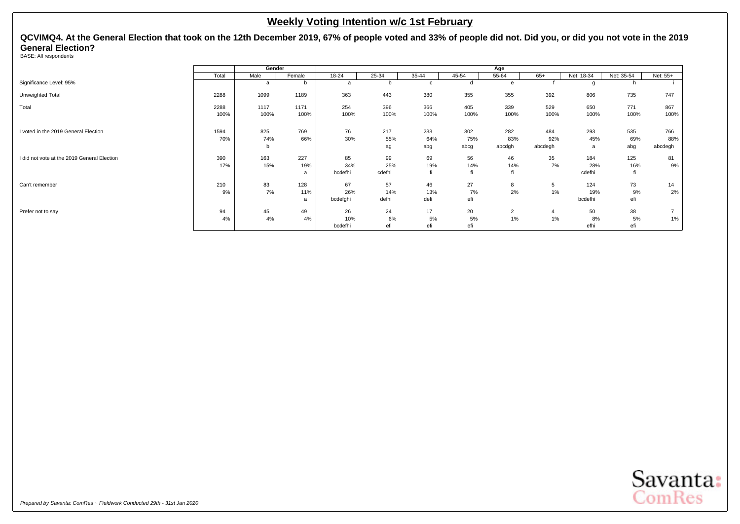## Weekly Voting Intention w/c 1st February

**QCVIMQ4. At the General Election that took on the 12th December 2019, 67% of people voted and 33% of people did not. Did you, or did you not vote in the 2019 General Election?**

BASE: All respondents

| | Total | Gender | | Age | | | | | | | | |
|---|---|---|---|---|---|---|---|---|---|---|---|---|
| | | Male | Female | 18-24 | 25-34 | 35-44 | 45-54 | 55-64 | 65+ | Net: 18-34 | Net: 35-54 | Net: 55+ |
| Significance Level: 95% | | a | b | a | b | c | d | e | f | g | h | i |
| Unweighted Total | 2288 | 1099 | 1189 | 363 | 443 | 380 | 355 | 355 | 392 | 806 | 735 | 747 |
| Total | 2288 | 1117 | 1171 | 254 | 396 | 366 | 405 | 339 | 529 | 650 | 771 | 867 |
| | 100% | 100% | 100% | 100% | 100% | 100% | 100% | 100% | 100% | 100% | 100% | 100% |
| I voted in the 2019 General Election | 1594 | 825 | 769 | 76 | 217 | 233 | 302 | 282 | 484 | 293 | 535 | 766 |
| | 70% | 74% | 66% | 30% | 55% | 64% | 75% | 83% | 92% | 45% | 69% | 88% |
| | | b | | | ag | abg | abcg | abcdgh | abcdegh | a | abg | abcdegh |
| I did not vote at the 2019 General Election | 390 | 163 | 227 | 85 | 99 | 69 | 56 | 46 | 35 | 184 | 125 | 81 |
| | 17% | 15% | 19% | 34% | 25% | 19% | 14% | 14% | 7% | 28% | 16% | 9% |
| | | | a | bcdefhi | cdefhi | fi | fi | fi | | cdefhi | fi | |
| Can't remember | 210 | 83 | 128 | 67 | 57 | 46 | 27 | 8 | 5 | 124 | 73 | 14 |
| | 9% | 7% | 11% | 26% | 14% | 13% | 7% | 2% | 1% | 19% | 9% | 2% |
| | | | a | bcdefghi | defhi | defi | efi | | | bcdefhi | efi | |
| Prefer not to say | 94 | 45 | 49 | 26 | 24 | 17 | 20 | 2 | 4 | 50 | 38 | 7 |
| | 4% | 4% | 4% | 10% | 6% | 5% | 5% | 1% | 1% | 8% | 5% | 1% |
| | | | | bcdefhi | efi | efi | efi | | | efhi | efi | |

*Prepared by Savanta: ComRes – Fieldwork Conducted 29th - 31st Jan 2020*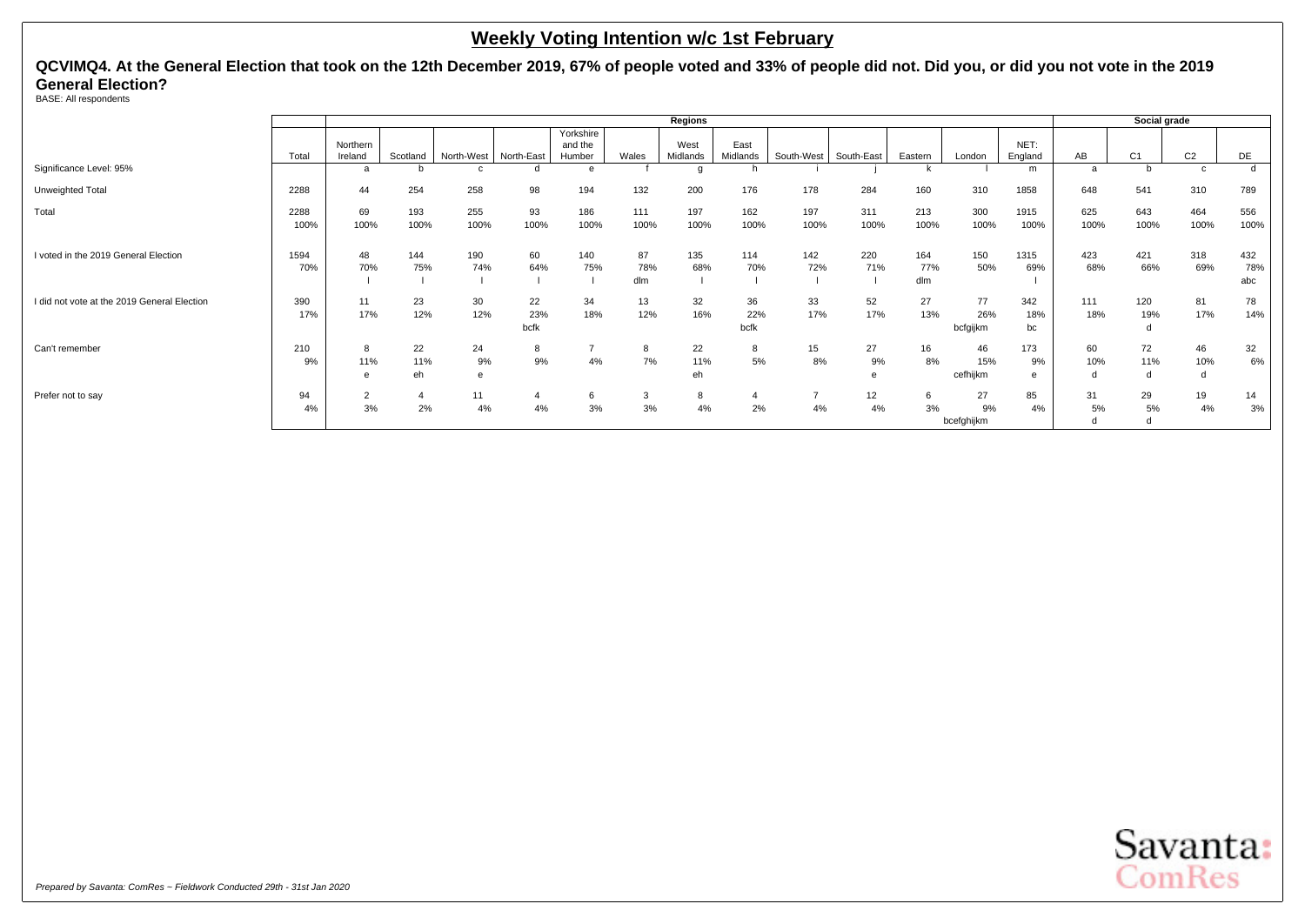# Weekly Voting Intention w/c 1st February

**QCVIMQ4. At the General Election that took on the 12th December 2019, 67% of people voted and 33% of people did not. Did you, or did you not vote in the 2019 General Election?**

BASE: All respondents

| | | Regions | | | | | | | | | | | | | Social grade | | | |
|---|---|---|---|---|---|---|---|---|---|---|---|---|---|---|---|---|---|---|
| | Total | Northern Ireland | Scotland | North-West | North-East | Yorkshire and the Humber | Wales | West Midlands | East Midlands | South-West | South-East | Eastern | London | NET: England | AB | C1 | C2 | DE |
| Significance Level: 95% | | a | b | c | d | e | f | g | h | i | j | k | l | m | a | b | c | d |
| Unweighted Total | 2288 | 44 | 254 | 258 | 98 | 194 | 132 | 200 | 176 | 178 | 284 | 160 | 310 | 1858 | 648 | 541 | 310 | 789 |
| Total | 2288 | 69 | 193 | 255 | 93 | 186 | 111 | 197 | 162 | 197 | 311 | 213 | 300 | 1915 | 625 | 643 | 464 | 556 |
| | 100% | 100% | 100% | 100% | 100% | 100% | 100% | 100% | 100% | 100% | 100% | 100% | 100% | 100% | 100% | 100% | 100% | 100% |
| I voted in the 2019 General Election | 1594 | 48 | 144 | 190 | 60 | 140 | 87 | 135 | 114 | 142 | 220 | 164 | 150 | 1315 | 423 | 421 | 318 | 432 |
| | 70% | 70% | 75% | 74% | 64% | 75% | 78% | 68% | 70% | 72% | 71% | 77% | 50% | 69% | 68% | 66% | 69% | 78% |
| | | l | l | l | l | l | dlm | l | l | l | l | dlm | | l | | | | abc |
| I did not vote at the 2019 General Election | 390 | 11 | 23 | 30 | 22 | 34 | 13 | 32 | 36 | 33 | 52 | 27 | 77 | 342 | 111 | 120 | 81 | 78 |
| | 17% | 17% | 12% | 12% | 23% | 18% | 12% | 16% | 22% | 17% | 17% | 13% | 26% | 18% | 18% | 19% | 17% | 14% |
| | | | | | bcfk | | | | bcfk | | | | bcfgijkm | bc | | d | | |
| Can't remember | 210 | 8 | 22 | 24 | 8 | 7 | 8 | 22 | 8 | 15 | 27 | 16 | 46 | 173 | 60 | 72 | 46 | 32 |
| | 9% | 11% | 11% | 9% | 9% | 4% | 7% | 11% | 5% | 8% | 9% | 8% | 15% | 9% | 10% | 11% | 10% | 6% |
| | | e | eh | e | | | | eh | | | e | | cefhijkm | e | d | d | d | |
| Prefer not to say | 94 | 2 | 4 | 11 | 4 | 6 | 3 | 8 | 4 | 7 | 12 | 6 | 27 | 85 | 31 | 29 | 19 | 14 |
| | 4% | 3% | 2% | 4% | 4% | 3% | 3% | 4% | 2% | 4% | 4% | 3% | 9% | 4% | 5% | 5% | 4% | 3% |
| | | | | | | | | | | | | | bcefghijkm | | d | d | | |

*Prepared by Savanta: ComRes – Fieldwork Conducted 29th - 31st Jan 2020*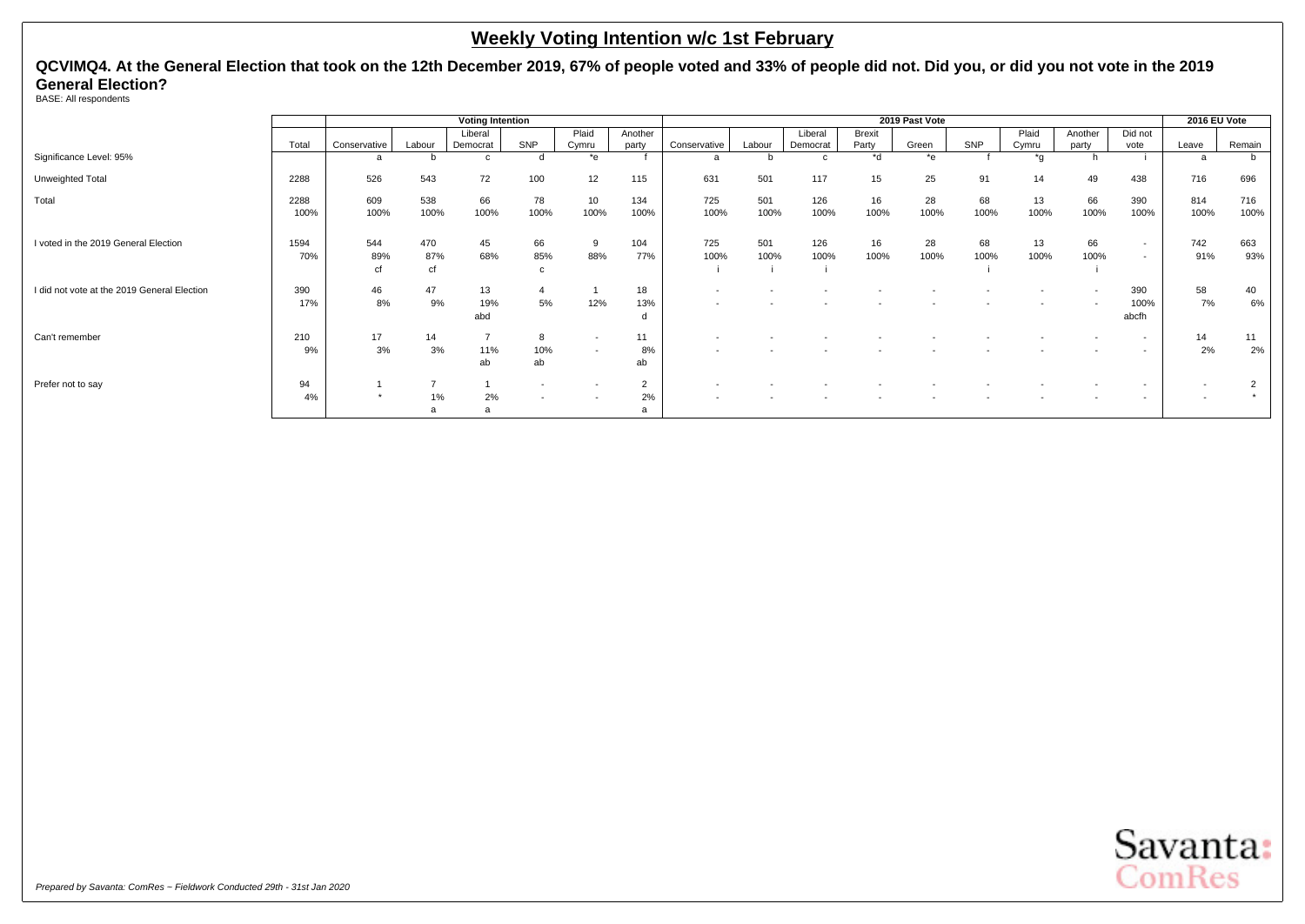# Weekly Voting Intention w/c 1st February

**QCVIMQ4. At the General Election that took on the 12th December 2019, 67% of people voted and 33% of people did not. Did you, or did you not vote in the 2019 General Election?**

BASE: All respondents

| | | Voting Intention | | | | | | 2019 Past Vote | | | | | | | | | 2016 EU Vote | |
|---|---|---|---|---|---|---|---|---|---|---|---|---|---|---|---|---|---|---|
| | Total | Conservative | Labour | Liberal Democrat | SNP | Plaid Cymru | Another party | Conservative | Labour | Liberal Democrat | Brexit Party | Green | SNP | Plaid Cymru | Another party | Did not vote | Leave | Remain |
| Significance Level: 95% | | a | b | c | d | *e | f | a | b | c | *d | *e | f | *g | h | i | a | b |
| Unweighted Total | 2288 | 526 | 543 | 72 | 100 | 12 | 115 | 631 | 501 | 117 | 15 | 25 | 91 | 14 | 49 | 438 | 716 | 696 |
| Total | 2288 | 609 | 538 | 66 | 78 | 10 | 134 | 725 | 501 | 126 | 16 | 28 | 68 | 13 | 66 | 390 | 814 | 716 |
| | 100% | 100% | 100% | 100% | 100% | 100% | 100% | 100% | 100% | 100% | 100% | 100% | 100% | 100% | 100% | 100% | 100% | 100% |
| I voted in the 2019 General Election | 1594 | 544 | 470 | 45 | 66 | 9 | 104 | 725 | 501 | 126 | 16 | 28 | 68 | 13 | 66 | - | 742 | 663 |
| | 70% | 89% | 87% | 68% | 85% | 88% | 77% | 100% | 100% | 100% | 100% | 100% | 100% | 100% | 100% | - | 91% | 93% |
| | | cf | cf | | c | | | i | i | i | | | i | | i | | | |
| I did not vote at the 2019 General Election | 390 | 46 | 47 | 13 | 4 | 1 | 18 | - | - | - | - | - | - | - | - | 390 | 58 | 40 |
| | 17% | 8% | 9% | 19% | 5% | 12% | 13% | - | - | - | - | - | - | - | - | 100% | 7% | 6% |
| | | | | abd | | | d | | | | | | | | | abcfh | | |
| Can't remember | 210 | 17 | 14 | 7 | 8 | - | 11 | - | - | - | - | - | - | - | - | - | 14 | 11 |
| | 9% | 3% | 3% | 11% | 10% | - | 8% | - | - | - | - | - | - | - | - | - | 2% | 2% |
| | | | | ab | ab | | ab | | | | | | | | | | | |
| Prefer not to say | 94 | 1 | 7 | 1 | - | - | 2 | - | - | - | - | - | - | - | - | - | - | 2 |
| | 4% | * | 1% | 2% | - | - | 2% | - | - | - | - | - | - | - | - | - | - | * |
| | | | a | a | | | a | | | | | | | | | | | |

*Prepared by Savanta: ComRes – Fieldwork Conducted 29th - 31st Jan 2020*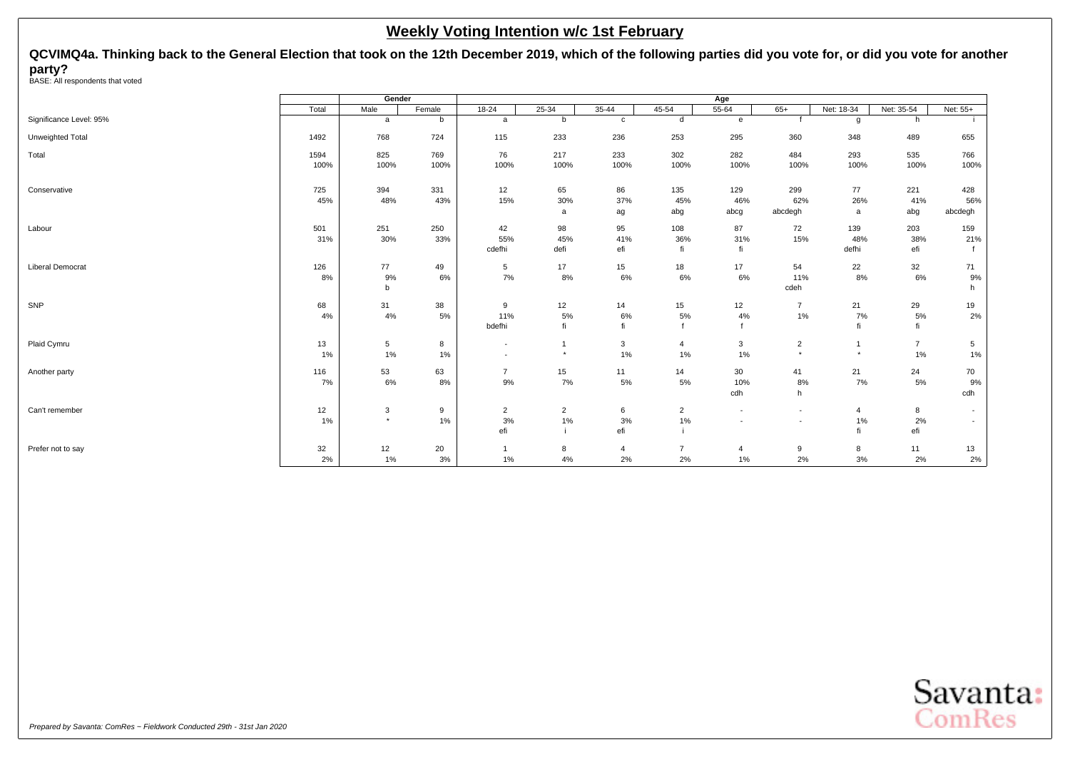## Weekly Voting Intention w/c 1st February

**QCVIMQ4a. Thinking back to the General Election that took on the 12th December 2019, which of the following parties did you vote for, or did you vote for another party?**

BASE: All respondents that voted

| | Total | Gender | | Age | | | | | | | | |
|---|---|---|---|---|---|---|---|---|---|---|---|---|
| | | Male | Female | 18-24 | 25-34 | 35-44 | 45-54 | 55-64 | 65+ | Net: 18-34 | Net: 35-54 | Net: 55+ |
| Significance Level: 95% | | a | b | a | b | c | d | e | f | g | h | i |
| Unweighted Total | 1492 | 768 | 724 | 115 | 233 | 236 | 253 | 295 | 360 | 348 | 489 | 655 |
| Total | 1594 | 825 | 769 | 76 | 217 | 233 | 302 | 282 | 484 | 293 | 535 | 766 |
| | 100% | 100% | 100% | 100% | 100% | 100% | 100% | 100% | 100% | 100% | 100% | 100% |
| Conservative | 725 | 394 | 331 | 12 | 65 | 86 | 135 | 129 | 299 | 77 | 221 | 428 |
| | 45% | 48% | 43% | 15% | 30% | 37% | 45% | 46% | 62% | 26% | 41% | 56% |
| | | | | | a | ag | abg | abcg | abcdegh | a | abg | abcdegh |
| Labour | 501 | 251 | 250 | 42 | 98 | 95 | 108 | 87 | 72 | 139 | 203 | 159 |
| | 31% | 30% | 33% | 55% | 45% | 41% | 36% | 31% | 15% | 48% | 38% | 21% |
| | | | | cdefhi | defi | efi | fi | fi | | defhi | efi | f |
| Liberal Democrat | 126 | 77 | 49 | 5 | 17 | 15 | 18 | 17 | 54 | 22 | 32 | 71 |
| | 8% | 9% | 6% | 7% | 8% | 6% | 6% | 6% | 11% | 8% | 6% | 9% |
| | | b | | | | | | | cdeh | | | h |
| SNP | 68 | 31 | 38 | 9 | 12 | 14 | 15 | 12 | 7 | 21 | 29 | 19 |
| | 4% | 4% | 5% | 11% | 5% | 6% | 5% | 4% | 1% | 7% | 5% | 2% |
| | | | | bdefhi | fi | fi | f | f | | fi | fi | |
| Plaid Cymru | 13 | 5 | 8 | - | 1 | 3 | 4 | 3 | 2 | 1 | 7 | 5 |
| | 1% | 1% | 1% | - | * | 1% | 1% | 1% | * | * | 1% | 1% |
| Another party | 116 | 53 | 63 | 7 | 15 | 11 | 14 | 30 | 41 | 21 | 24 | 70 |
| | 7% | 6% | 8% | 9% | 7% | 5% | 5% | 10% | 8% | 7% | 5% | 9% |
| | | | | | | | | cdh | h | | | cdh |
| Can't remember | 12 | 3 | 9 | 2 | 2 | 6 | 2 | - | - | 4 | 8 | - |
| | 1% | * | 1% | 3% | 1% | 3% | 1% | - | - | 1% | 2% | - |
| | | | | efi | i | efi | i | | | fi | efi | |
| Prefer not to say | 32 | 12 | 20 | 1 | 8 | 4 | 7 | 4 | 9 | 8 | 11 | 13 |
| | 2% | 1% | 3% | 1% | 4% | 2% | 2% | 1% | 2% | 3% | 2% | 2% |

*Prepared by Savanta: ComRes – Fieldwork Conducted 29th - 31st Jan 2020*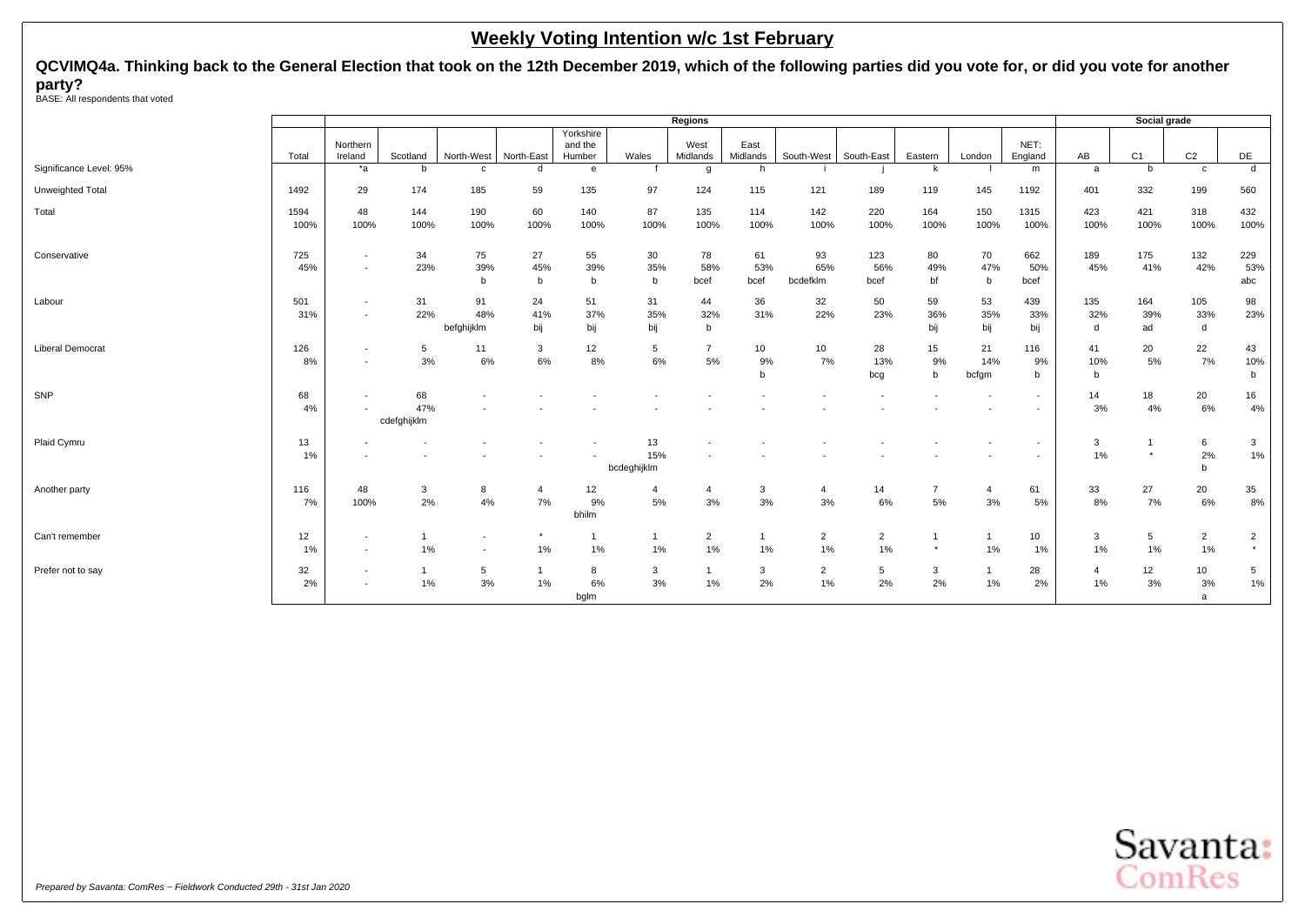## Weekly Voting Intention w/c 1st February

**QCVIMQ4a. Thinking back to the General Election that took on the 12th December 2019, which of the following parties did you vote for, or did you vote for another party?**

BASE: All respondents that voted

| | | Regions | | | | | | | | | | | | | Social grade | | | |
|---|---|---|---|---|---|---|---|---|---|---|---|---|---|---|---|---|---|---|
| | Total | Northern Ireland | Scotland | North-West | North-East | Yorkshire and the Humber | Wales | West Midlands | East Midlands | South-West | South-East | Eastern | London | NET: England | AB | C1 | C2 | DE |
| Significance Level: 95% | | *a | b | c | d | e | f | g | h | i | j | k | l | m | a | b | c | d |
| Unweighted Total | 1492 | 29 | 174 | 185 | 59 | 135 | 97 | 124 | 115 | 121 | 189 | 119 | 145 | 1192 | 401 | 332 | 199 | 560 |
| Total | 1594 | 48 | 144 | 190 | 60 | 140 | 87 | 135 | 114 | 142 | 220 | 164 | 150 | 1315 | 423 | 421 | 318 | 432 |
| | 100% | 100% | 100% | 100% | 100% | 100% | 100% | 100% | 100% | 100% | 100% | 100% | 100% | 100% | 100% | 100% | 100% | 100% |
| Conservative | 725 | - | 34 | 75 | 27 | 55 | 30 | 78 | 61 | 93 | 123 | 80 | 70 | 662 | 189 | 175 | 132 | 229 |
| | 45% | - | 23% | 39% | 45% | 39% | 35% | 58% | 53% | 65% | 56% | 49% | 47% | 50% | 45% | 41% | 42% | 53% |
| | | | | b | b | b | b | bcef | bcef | bcdefklm | bcef | bf | b | bcef | | | | abc |
| Labour | 501 | - | 31 | 91 | 24 | 51 | 31 | 44 | 36 | 32 | 50 | 59 | 53 | 439 | 135 | 164 | 105 | 98 |
| | 31% | - | 22% | 48% | 41% | 37% | 35% | 32% | 31% | 22% | 23% | 36% | 35% | 33% | 32% | 39% | 33% | 23% |
| | | | | befghijklm | bij | bij | bij | b | | | | bij | bij | bij | d | ad | d | |
| Liberal Democrat | 126 | - | 5 | 11 | 3 | 12 | 5 | 7 | 10 | 10 | 28 | 15 | 21 | 116 | 41 | 20 | 22 | 43 |
| | 8% | - | 3% | 6% | 6% | 8% | 6% | 5% | 9% | 7% | 13% | 9% | 14% | 9% | 10% | 5% | 7% | 10% |
| | | | | | | | | | b | | bcg | b | bcfgm | b | b | | | b |
| SNP | 68 | - | 68 | - | - | - | - | - | - | - | - | - | - | - | 14 | 18 | 20 | 16 |
| | 4% | - | 47% | - | - | - | - | - | - | - | - | - | - | - | 3% | 4% | 6% | 4% |
| | | | cdefghijklm | | | | | | | | | | | | | | | |
| Plaid Cymru | 13 | - | - | - | - | - | 13 | - | - | - | - | - | - | - | 3 | 1 | 6 | 3 |
| | 1% | - | - | - | - | - | 15% | - | - | - | - | - | - | - | 1% | * | 2% | 1% |
| | | | | | | | bcdeghijklm | | | | | | | | | | b | |
| Another party | 116 | 48 | 3 | 8 | 4 | 12 | 4 | 4 | 3 | 4 | 14 | 7 | 4 | 61 | 33 | 27 | 20 | 35 |
| | 7% | 100% | 2% | 4% | 7% | 9% | 5% | 3% | 3% | 3% | 6% | 5% | 3% | 5% | 8% | 7% | 6% | 8% |
| | | | | | | bhilm | | | | | | | | | | | | |
| Can't remember | 12 | - | 1 | - | * | 1 | 1 | 2 | 1 | 2 | 2 | 1 | 1 | 10 | 3 | 5 | 2 | 2 |
| | 1% | - | 1% | - | 1% | 1% | 1% | 1% | 1% | 1% | 1% | * | 1% | 1% | 1% | 1% | 1% | * |
| Prefer not to say | 32 | - | 1 | 5 | 1 | 8 | 3 | 1 | 3 | 2 | 5 | 3 | 1 | 28 | 4 | 12 | 10 | 5 |
| | 2% | - | 1% | 3% | 1% | 6% | 3% | 1% | 2% | 1% | 2% | 2% | 1% | 2% | 1% | 3% | 3% | 1% |
| | | | | | | bglm | | | | | | | | | | | a | |

*Prepared by Savanta: ComRes – Fieldwork Conducted 29th - 31st Jan 2020*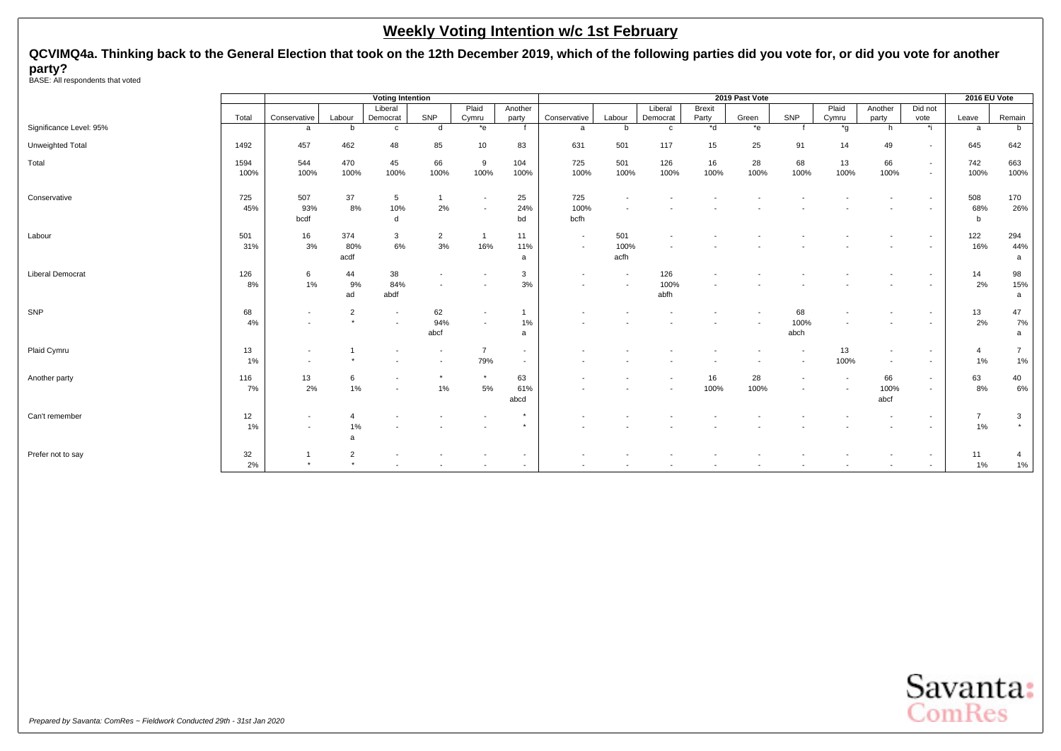# Weekly Voting Intention w/c 1st February

**QCVIMQ4a. Thinking back to the General Election that took on the 12th December 2019, which of the following parties did you vote for, or did you vote for another party?**

BASE: All respondents that voted

| | | Voting Intention | | | | | | 2019 Past Vote | | | | | | | | | | 2016 EU Vote | |
|---|---|---|---|---|---|---|---|---|---|---|---|---|---|---|---|---|---|---|---|
| | Total | Conservative | Labour | Liberal Democrat | SNP | Plaid Cymru | Another party | Conservative | Labour | Liberal Democrat | Brexit Party | Green | SNP | Plaid Cymru | Another party | Did not vote | Leave | Remain |
| Significance Level: 95% | | a | b | c | d | *e | f | a | b | c | *d | *e | f | *g | h | *i | a | b |
| Unweighted Total | 1492 | 457 | 462 | 48 | 85 | 10 | 83 | 631 | 501 | 117 | 15 | 25 | 91 | 14 | 49 | - | 645 | 642 |
| Total | 1594 | 544 | 470 | 45 | 66 | 9 | 104 | 725 | 501 | 126 | 16 | 28 | 68 | 13 | 66 | - | 742 | 663 |
| | 100% | 100% | 100% | 100% | 100% | 100% | 100% | 100% | 100% | 100% | 100% | 100% | 100% | 100% | 100% | - | 100% | 100% |
| Conservative | 725 | 507 | 37 | 5 | 1 | - | 25 | 725 | - | - | - | - | - | - | - | - | 508 | 170 |
| | 45% | 93% | 8% | 10% | 2% | - | 24% | 100% | - | - | - | - | - | - | - | - | 68% | 26% |
| | | bcdf | | d | | | bd | bcfh | | | | | | | | | b | |
| Labour | 501 | 16 | 374 | 3 | 2 | 1 | 11 | - | 501 | - | - | - | - | - | - | - | 122 | 294 |
| | 31% | 3% | 80% | 6% | 3% | 16% | 11% | - | 100% | - | - | - | - | - | - | - | 16% | 44% |
| | | | acdf | | | | a | | acfh | | | | | | | | | a |
| Liberal Democrat | 126 | 6 | 44 | 38 | - | - | 3 | - | - | 126 | - | - | - | - | - | - | 14 | 98 |
| | 8% | 1% | 9% | 84% | - | - | 3% | - | - | 100% | - | - | - | - | - | - | 2% | 15% |
| | | | ad | abdf | | | | | | abfh | | | | | | | | a |
| SNP | 68 | - | 2 | - | 62 | - | 1 | - | - | - | - | - | 68 | - | - | - | 13 | 47 |
| | 4% | - | * | - | 94% | - | 1% | - | - | - | - | - | 100% | - | - | - | 2% | 7% |
| | | | | | abcf | | a | | | | | | abch | | | | | a |
| Plaid Cymru | 13 | - | 1 | - | - | 7 | - | - | - | - | - | - | - | 13 | - | - | 4 | 7 |
| | 1% | - | * | - | - | 79% | - | - | - | - | - | - | - | 100% | - | - | 1% | 1% |
| Another party | 116 | 13 | 6 | - | * | * | 63 | - | - | - | 16 | 28 | - | - | 66 | - | 63 | 40 |
| | 7% | 2% | 1% | - | 1% | 5% | 61% | - | - | - | 100% | 100% | - | - | 100% | - | 8% | 6% |
| | | | | | | | abcd | | | | | | | | abcf | | | |
| Can't remember | 12 | - | 4 | - | - | - | * | - | - | - | - | - | - | - | - | - | 7 | 3 |
| | 1% | - | 1% | - | - | - | * | - | - | - | - | - | - | - | - | - | 1% | * |
| | | | a | | | | | | | | | | | | | | | |
| Prefer not to say | 32 | 1 | 2 | - | - | - | - | - | - | - | - | - | - | - | - | - | 11 | 4 |
| | 2% | * | * | - | - | - | - | - | - | - | - | - | - | - | - | - | 1% | 1% |

*Prepared by Savanta: ComRes – Fieldwork Conducted 29th - 31st Jan 2020*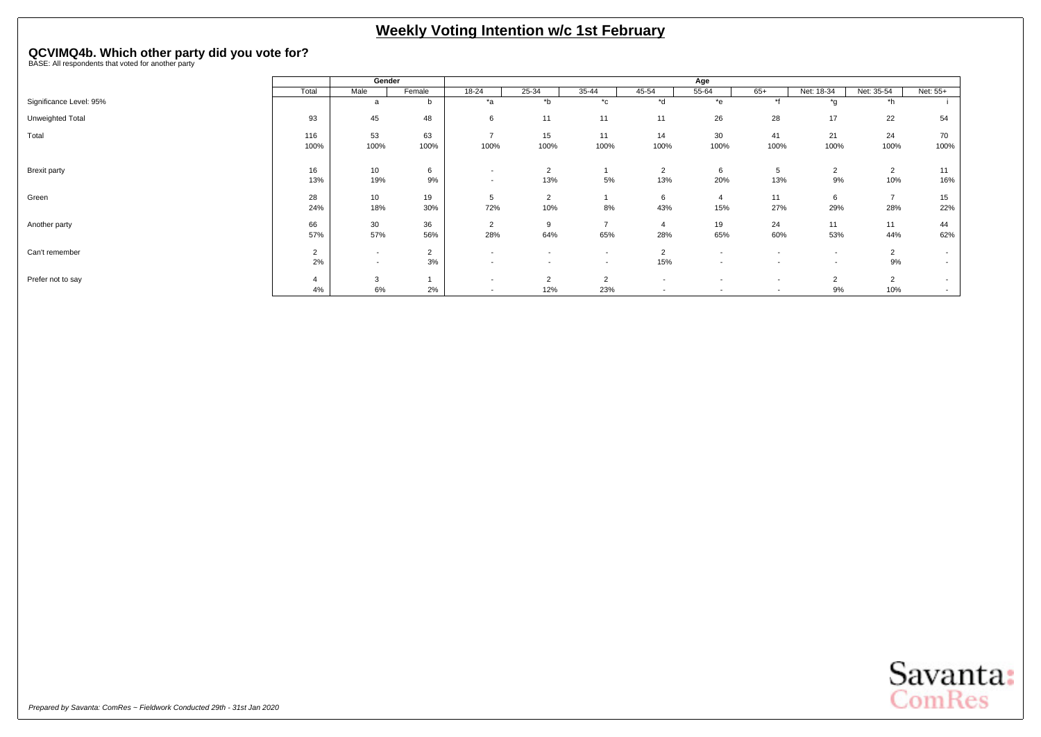# Weekly Voting Intention w/c 1st February

## QCVIMQ4b. Which other party did you vote for?

BASE: All respondents that voted for another party

| | Total | Gender | | Age | | | | | | | | |
|---|---|---|---|---|---|---|---|---|---|---|---|---|
| | | Male | Female | 18-24 | 25-34 | 35-44 | 45-54 | 55-64 | 65+ | Net: 18-34 | Net: 35-54 | Net: 55+ |
| Significance Level: 95% | | a | b | *a | *b | *c | *d | *e | *f | *g | *h | i |
| Unweighted Total | 93 | 45 | 48 | 6 | 11 | 11 | 11 | 26 | 28 | 17 | 22 | 54 |
| Total | 116 | 53 | 63 | 7 | 15 | 11 | 14 | 30 | 41 | 21 | 24 | 70 |
| | 100% | 100% | 100% | 100% | 100% | 100% | 100% | 100% | 100% | 100% | 100% | 100% |
| Brexit party | 16 | 10 | 6 | - | 2 | 1 | 2 | 6 | 5 | 2 | 2 | 11 |
| | 13% | 19% | 9% | - | 13% | 5% | 13% | 20% | 13% | 9% | 10% | 16% |
| Green | 28 | 10 | 19 | 5 | 2 | 1 | 6 | 4 | 11 | 6 | 7 | 15 |
| | 24% | 18% | 30% | 72% | 10% | 8% | 43% | 15% | 27% | 29% | 28% | 22% |
| Another party | 66 | 30 | 36 | 2 | 9 | 7 | 4 | 19 | 24 | 11 | 11 | 44 |
| | 57% | 57% | 56% | 28% | 64% | 65% | 28% | 65% | 60% | 53% | 44% | 62% |
| Can't remember | 2 | - | 2 | - | - | - | 2 | - | - | - | 2 | - |
| | 2% | - | 3% | - | - | - | 15% | - | - | - | 9% | - |
| Prefer not to say | 4 | 3 | 1 | - | 2 | 2 | - | - | - | 2 | 2 | - |
| | 4% | 6% | 2% | - | 12% | 23% | - | - | - | 9% | 10% | - |

*Prepared by Savanta: ComRes – Fieldwork Conducted 29th - 31st Jan 2020*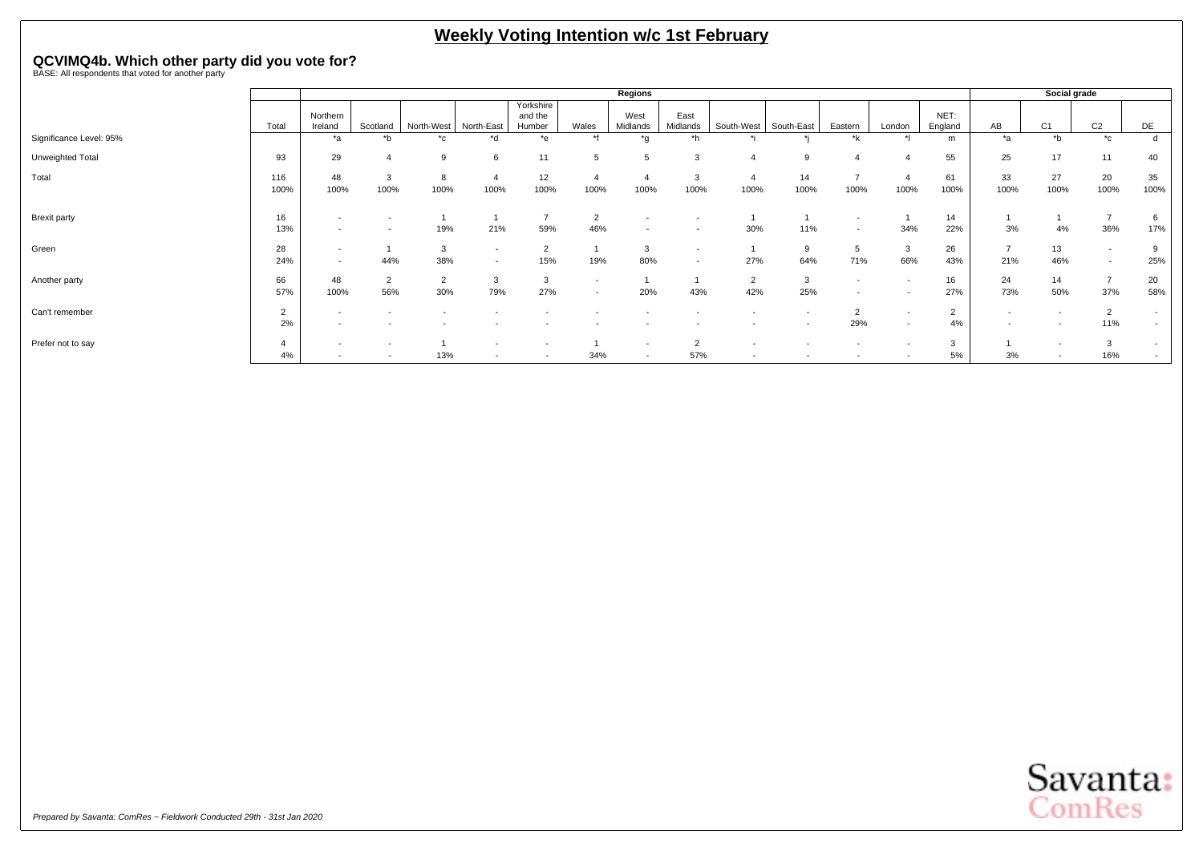# Weekly Voting Intention w/c 1st February

## QCVIMQ4b. Which other party did you vote for?

BASE: All respondents that voted for another party

| | | Regions | | | | | | | | | | | | | Social grade | | | |
|---|---|---|---|---|---|---|---|---|---|---|---|---|---|---|---|---|---|---|
| | Total | Northern Ireland | Scotland | North-West | North-East | Yorkshire and the Humber | Wales | West Midlands | East Midlands | South-West | South-East | Eastern | London | NET: England | AB | C1 | C2 | DE |
| Significance Level: 95% | | *a | *b | *c | *d | *e | *f | *g | *h | *i | *j | *k | *l | m | *a | *b | *c | d |
| Unweighted Total | 93 | 29 | 4 | 9 | 6 | 11 | 5 | 5 | 3 | 4 | 9 | 4 | 4 | 55 | 25 | 17 | 11 | 40 |
| Total | 116 | 48 | 3 | 8 | 4 | 12 | 4 | 4 | 3 | 4 | 14 | 7 | 4 | 61 | 33 | 27 | 20 | 35 |
| | 100% | 100% | 100% | 100% | 100% | 100% | 100% | 100% | 100% | 100% | 100% | 100% | 100% | 100% | 100% | 100% | 100% | 100% |
| Brexit party | 16 | - | - | 1 | 1 | 7 | 2 | - | - | 1 | 1 | - | 1 | 14 | 1 | 1 | 7 | 6 |
| | 13% | - | - | 19% | 21% | 59% | 46% | - | - | 30% | 11% | - | 34% | 22% | 3% | 4% | 36% | 17% |
| Green | 28 | - | 1 | 3 | - | 2 | 1 | 3 | - | 1 | 9 | 5 | 3 | 26 | 7 | 13 | - | 9 |
| | 24% | - | 44% | 38% | - | 15% | 19% | 80% | - | 27% | 64% | 71% | 66% | 43% | 21% | 46% | - | 25% |
| Another party | 66 | 48 | 2 | 2 | 3 | 3 | - | 1 | 1 | 2 | 3 | - | - | 16 | 24 | 14 | 7 | 20 |
| | 57% | 100% | 56% | 30% | 79% | 27% | - | 20% | 43% | 42% | 25% | - | - | 27% | 73% | 50% | 37% | 58% |
| Can't remember | 2 | - | - | - | - | - | - | - | - | - | - | 2 | - | 2 | - | - | 2 | - |
| | 2% | - | - | - | - | - | - | - | - | - | - | 29% | - | 4% | - | - | 11% | - |
| Prefer not to say | 4 | - | - | 1 | - | - | 1 | - | 2 | - | - | - | - | 3 | 1 | - | 3 | - |
| | 4% | - | - | 13% | - | - | 34% | - | 57% | - | - | - | - | 5% | 3% | - | 16% | - |

*Prepared by Savanta: ComRes – Fieldwork Conducted 29th - 31st Jan 2020*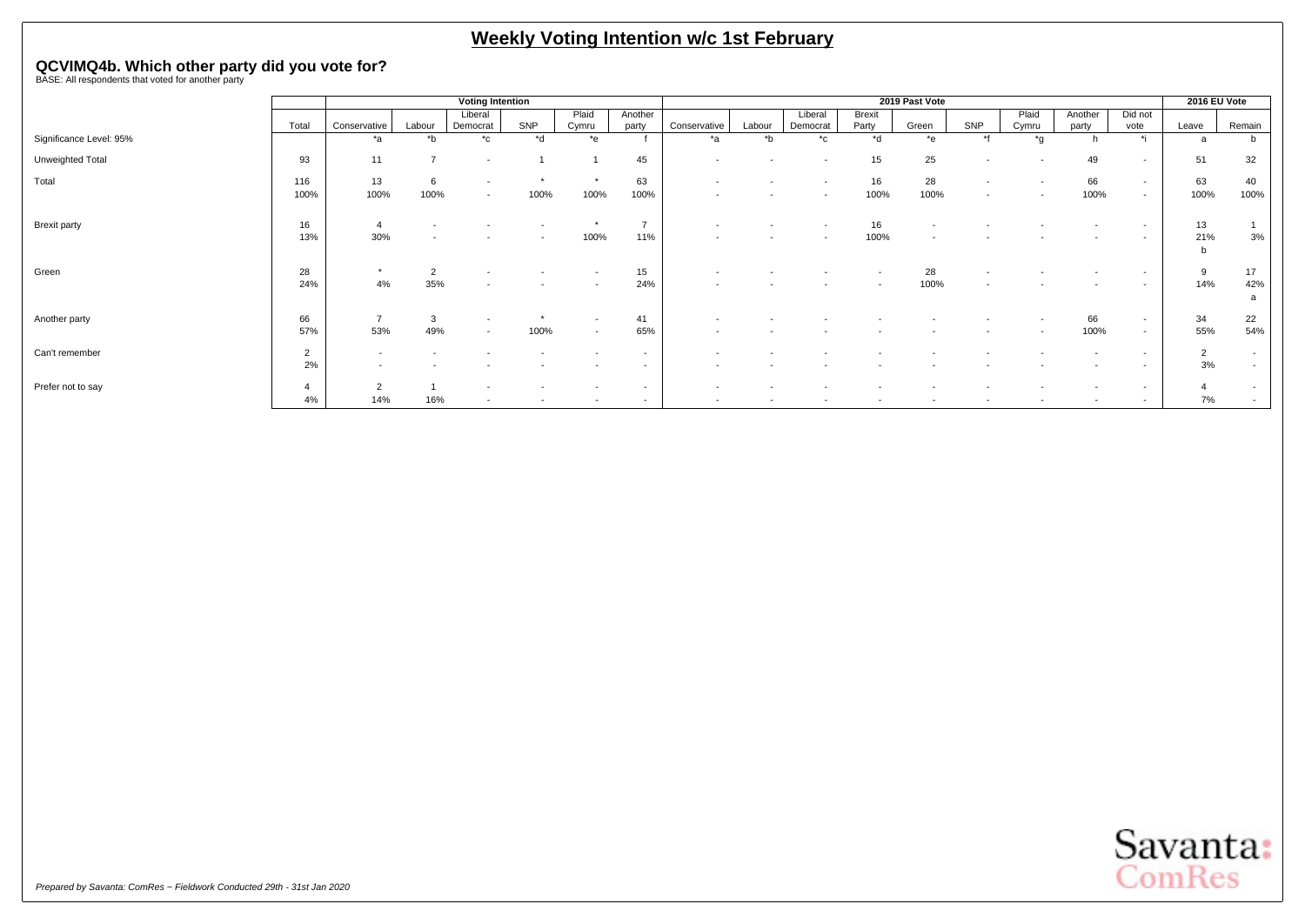# Weekly Voting Intention w/c 1st February

## QCVIMQ4b. Which other party did you vote for?

BASE: All respondents that voted for another party

| | | Voting Intention | | | | | | 2019 Past Vote | | | | | | | | | | 2016 EU Vote | |
|---|---|---|---|---|---|---|---|---|---|---|---|---|---|---|---|---|---|---|---|
| | Total | Conservative | Labour | Liberal Democrat | SNP | Plaid Cymru | Another party | Conservative | Labour | Liberal Democrat | Brexit Party | Green | SNP | Plaid Cymru | Another party | Did not vote | Leave | Remain |
| Significance Level: 95% | | *a | *b | *c | *d | *e | f | *a | *b | *c | *d | *e | *f | *g | h | *i | a | b |
| Unweighted Total | 93 | 11 | 7 | - | 1 | 1 | 45 | - | - | - | 15 | 25 | - | - | 49 | - | 51 | 32 |
| Total | 116 | 13 | 6 | - | * | * | 63 | - | - | - | 16 | 28 | - | - | 66 | - | 63 | 40 |
| | 100% | 100% | 100% | - | 100% | 100% | 100% | - | - | - | 100% | 100% | - | - | 100% | - | 100% | 100% |
| Brexit party | 16 | 4 | - | - | - | * | 7 | - | - | - | 16 | - | - | - | - | - | 13 | 1 |
| | 13% | 30% | - | - | - | 100% | 11% | - | - | - | 100% | - | - | - | - | - | 21% | 3% |
| | | | | | | | | | | | | | | | | | b | |
| Green | 28 | * | 2 | - | - | - | 15 | - | - | - | - | 28 | - | - | - | - | 9 | 17 |
| | 24% | 4% | 35% | - | - | - | 24% | - | - | - | - | 100% | - | - | - | - | 14% | 42% |
| | | | | | | | | | | | | | | | | | | a |
| Another party | 66 | 7 | 3 | - | * | - | 41 | - | - | - | - | - | - | - | 66 | - | 34 | 22 |
| | 57% | 53% | 49% | - | 100% | - | 65% | - | - | - | - | - | - | - | 100% | - | 55% | 54% |
| Can't remember | 2 | - | - | - | - | - | - | - | - | - | - | - | - | - | - | - | 2 | - |
| | 2% | - | - | - | - | - | - | - | - | - | - | - | - | - | - | - | 3% | - |
| Prefer not to say | 4 | 2 | 1 | - | - | - | - | - | - | - | - | - | - | - | - | - | 4 | - |
| | 4% | 14% | 16% | - | - | - | - | - | - | - | - | - | - | - | - | - | 7% | - |

*Prepared by Savanta: ComRes – Fieldwork Conducted 29th - 31st Jan 2020*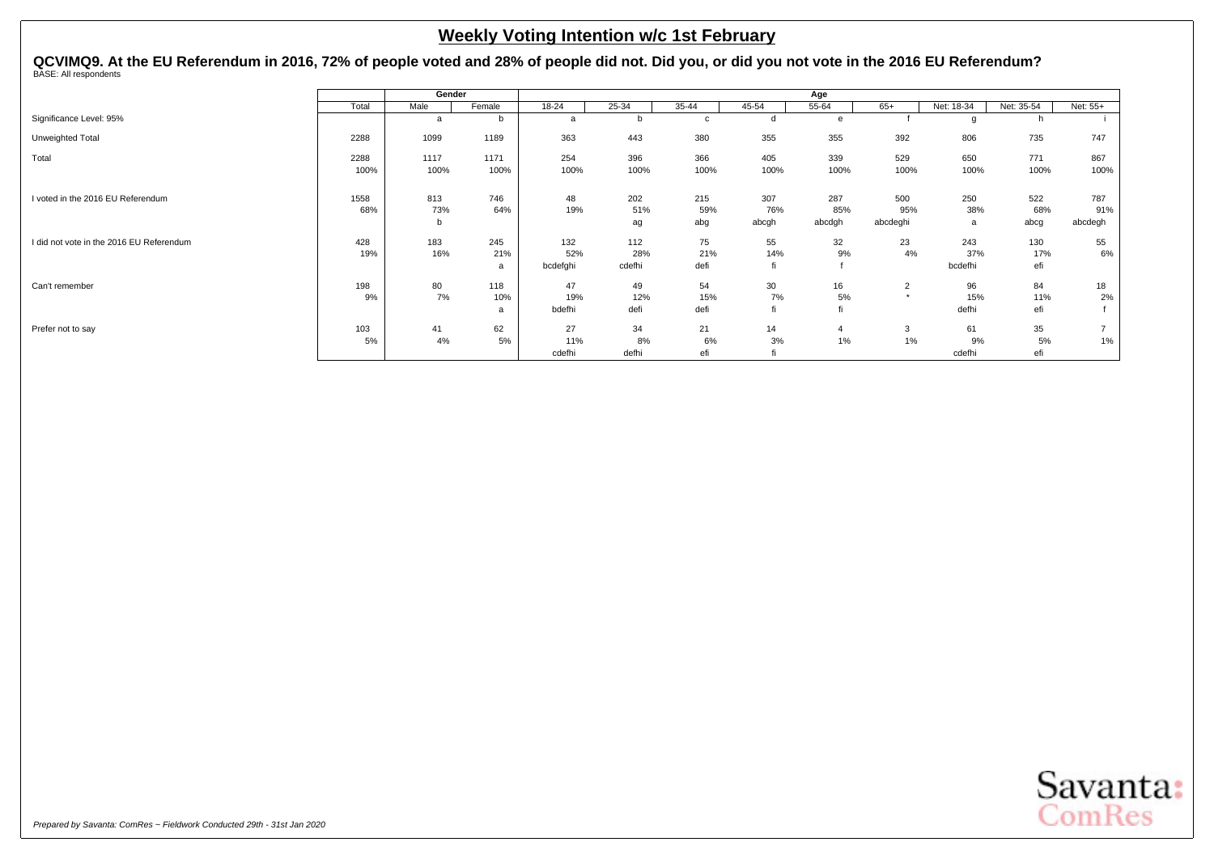# Weekly Voting Intention w/c 1st February

**QCVIMQ9. At the EU Referendum in 2016, 72% of people voted and 28% of people did not. Did you, or did you not vote in the 2016 EU Referendum?**

BASE: All respondents

| | Total | Gender | | Age | | | | | | | | |
|---|---|---|---|---|---|---|---|---|---|---|---|---|
| | | Male | Female | 18-24 | 25-34 | 35-44 | 45-54 | 55-64 | 65+ | Net: 18-34 | Net: 35-54 | Net: 55+ |
| Significance Level: 95% | | a | b | a | b | c | d | e | f | g | h | i |
| Unweighted Total | 2288 | 1099 | 1189 | 363 | 443 | 380 | 355 | 355 | 392 | 806 | 735 | 747 |
| Total | 2288 | 1117 | 1171 | 254 | 396 | 366 | 405 | 339 | 529 | 650 | 771 | 867 |
| | 100% | 100% | 100% | 100% | 100% | 100% | 100% | 100% | 100% | 100% | 100% | 100% |
| I voted in the 2016 EU Referendum | 1558 | 813 | 746 | 48 | 202 | 215 | 307 | 287 | 500 | 250 | 522 | 787 |
| | 68% | 73% | 64% | 19% | 51% | 59% | 76% | 85% | 95% | 38% | 68% | 91% |
| | | b | | | ag | abg | abcgh | abcdgh | abcdeghi | a | abcg | abcdegh |
| I did not vote in the 2016 EU Referendum | 428 | 183 | 245 | 132 | 112 | 75 | 55 | 32 | 23 | 243 | 130 | 55 |
| | 19% | 16% | 21% | 52% | 28% | 21% | 14% | 9% | 4% | 37% | 17% | 6% |
| | | | a | bcdefghi | cdefhi | defi | fi | f | | bcdefhi | efi | |
| Can't remember | 198 | 80 | 118 | 47 | 49 | 54 | 30 | 16 | 2 | 96 | 84 | 18 |
| | 9% | 7% | 10% | 19% | 12% | 15% | 7% | 5% | * | 15% | 11% | 2% |
| | | | a | bdefhi | defi | defi | fi | fi | | defhi | efi | f |
| Prefer not to say | 103 | 41 | 62 | 27 | 34 | 21 | 14 | 4 | 3 | 61 | 35 | 7 |
| | 5% | 4% | 5% | 11% | 8% | 6% | 3% | 1% | 1% | 9% | 5% | 1% |
| | | | | cdefhi | defhi | efi | fi | | | cdefhi | efi | |

*Prepared by Savanta: ComRes – Fieldwork Conducted 29th - 31st Jan 2020*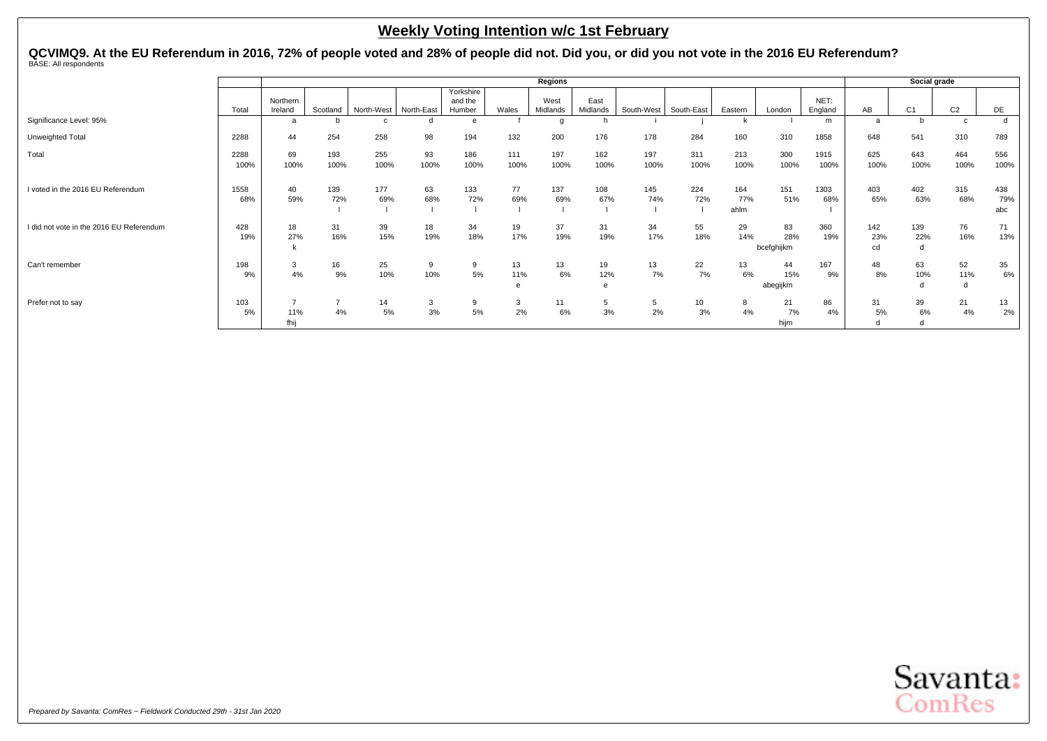# Weekly Voting Intention w/c 1st February

## QCVIMQ9. At the EU Referendum in 2016, 72% of people voted and 28% of people did not. Did you, or did you not vote in the 2016 EU Referendum?

BASE: All respondents

| | | Regions | | | | | | | | | | | | | | Social grade | | | |
|---|---|---|---|---|---|---|---|---|---|---|---|---|---|---|---|---|---|---|---|
| | Total | Northern Ireland | Scotland | North-West | North-East | Yorkshire and the Humber | Wales | West Midlands | East Midlands | South-West | South-East | Eastern | London | NET: England | AB | C1 | C2 | DE |
| Significance Level: 95% | | a | b | c | d | e | f | g | h | i | j | k | l | m | a | b | c | d |
| Unweighted Total | 2288 | 44 | 254 | 258 | 98 | 194 | 132 | 200 | 176 | 178 | 284 | 160 | 310 | 1858 | 648 | 541 | 310 | 789 |
| Total | 2288<br>100% | 69<br>100% | 193<br>100% | 255<br>100% | 93<br>100% | 186<br>100% | 111<br>100% | 197<br>100% | 162<br>100% | 197<br>100% | 311<br>100% | 213<br>100% | 300<br>100% | 1915<br>100% | 625<br>100% | 643<br>100% | 464<br>100% | 556<br>100% |
| I voted in the 2016 EU Referendum | 1558<br>68% | 40<br>59% | 139<br>72%<br>l | 177<br>69%<br>l | 63<br>68%<br>l | 133<br>72%<br>l | 77<br>69%<br>l | 137<br>69%<br>l | 108<br>67%<br>l | 145<br>74%<br>l | 224<br>72%<br>l | 164<br>77%<br>ahlm | 151<br>51% | 1303<br>68%<br>l | 403<br>65% | 402<br>63% | 315<br>68% | 438<br>79%<br>abc |
| I did not vote in the 2016 EU Referendum | 428<br>19% | 18<br>27%<br>k | 31<br>16% | 39<br>15% | 18<br>19% | 34<br>18% | 19<br>17% | 37<br>19% | 31<br>19% | 34<br>17% | 55<br>18% | 29<br>14% | 83<br>28%<br>bcefghijkm | 360<br>19% | 142<br>23%<br>cd | 139<br>22%<br>d | 76<br>16% | 71<br>13% |
| Can't remember | 198<br>9% | 3<br>4% | 16<br>9% | 25<br>10% | 9<br>10% | 9<br>5% | 13<br>11%<br>e | 13<br>6% | 19<br>12%<br>e | 13<br>7% | 22<br>7% | 13<br>6% | 44<br>15%<br>abegijkm | 167<br>9% | 48<br>8% | 63<br>10%<br>d | 52<br>11%<br>d | 35<br>6% |
| Prefer not to say | 103<br>5% | 7<br>11%<br>fhij | 7<br>4% | 14<br>5% | 3<br>3% | 9<br>5% | 3<br>2% | 11<br>6% | 5<br>3% | 5<br>2% | 10<br>3% | 8<br>4% | 21<br>7%<br>hijm | 86<br>4% | 31<br>5%<br>d | 39<br>6%<br>d | 21<br>4% | 13<br>2% |

*Prepared by Savanta: ComRes – Fieldwork Conducted 29th - 31st Jan 2020*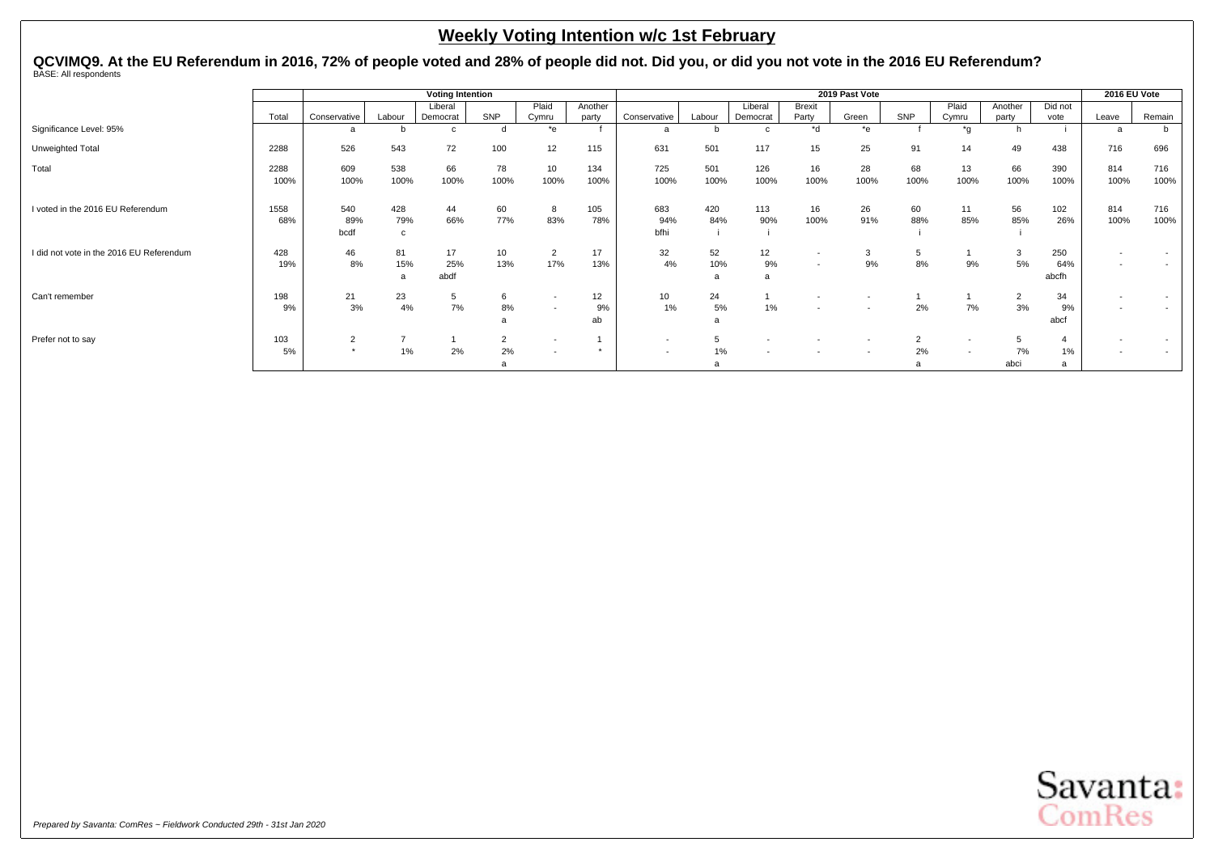# Weekly Voting Intention w/c 1st February

## QCVIMQ9. At the EU Referendum in 2016, 72% of people voted and 28% of people did not. Did you, or did you not vote in the 2016 EU Referendum?

BASE: All respondents

| | | Voting Intention | | | | | | 2019 Past Vote | | | | | | | | | 2016 EU Vote | |
|---|---|---|---|---|---|---|---|---|---|---|---|---|---|---|---|---|---|---|
| | Total | Conservative | Labour | Liberal Democrat | SNP | Plaid Cymru | Another party | Conservative | Labour | Liberal Democrat | Brexit Party | Green | SNP | Plaid Cymru | Another party | Did not vote | Leave | Remain |
| Significance Level: 95% | | a | b | c | d | *e | f | a | b | c | *d | *e | f | *g | h | i | a | b |
| Unweighted Total | 2288 | 526 | 543 | 72 | 100 | 12 | 115 | 631 | 501 | 117 | 15 | 25 | 91 | 14 | 49 | 438 | 716 | 696 |
| Total | 2288<br>100% | 609<br>100% | 538<br>100% | 66<br>100% | 78<br>100% | 10<br>100% | 134<br>100% | 725<br>100% | 501<br>100% | 126<br>100% | 16<br>100% | 28<br>100% | 68<br>100% | 13<br>100% | 66<br>100% | 390<br>100% | 814<br>100% | 716<br>100% |
| I voted in the 2016 EU Referendum | 1558<br>68% | 540<br>89%<br>bcdf | 428<br>79%<br>c | 44<br>66% | 60<br>77% | 8<br>83% | 105<br>78% | 683<br>94%<br>bfhi | 420<br>84%<br>i | 113<br>90%<br>i | 16<br>100% | 26<br>91% | 60<br>88%<br>i | 11<br>85% | 56<br>85%<br>i | 102<br>26% | 814<br>100% | 716<br>100% |
| I did not vote in the 2016 EU Referendum | 428<br>19% | 46<br>8% | 81<br>15%<br>a | 17<br>25%<br>abdf | 10<br>13% | 2<br>17% | 17<br>13% | 32<br>4% | 52<br>10%<br>a | 12<br>9%<br>a | -<br>- | 3<br>9% | 5<br>8% | 1<br>9% | 3<br>5% | 250<br>64%<br>abcfh | -<br>- | -<br>- |
| Can't remember | 198<br>9% | 21<br>3% | 23<br>4% | 5<br>7% | 6<br>8%<br>a | -<br>- | 12<br>9%<br>ab | 10<br>1% | 24<br>5%<br>a | 1<br>1% | -<br>- | -<br>- | 1<br>2% | 1<br>7% | 2<br>3% | 34<br>9%<br>abcf | -<br>- | -<br>- |
| Prefer not to say | 103<br>5% | 2<br>* | 7<br>1% | 1<br>2% | 2<br>2%<br>a | -<br>- | 1<br>* | -<br>- | 5<br>1%<br>a | -<br>- | -<br>- | -<br>- | 2<br>2%<br>a | -<br>- | 5<br>7%<br>abci | 4<br>1%<br>a | -<br>- | -<br>- |

*Prepared by Savanta: ComRes – Fieldwork Conducted 29th - 31st Jan 2020*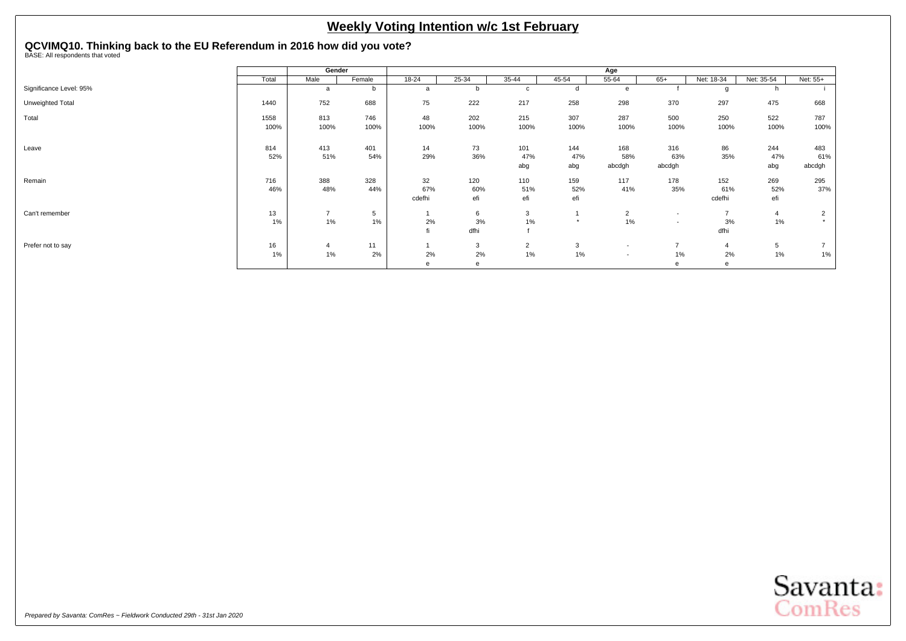# Weekly Voting Intention w/c 1st February

## QCVIMQ10. Thinking back to the EU Referendum in 2016 how did you vote?

BASE: All respondents that voted

| | Total | Gender | | Age | | | | | | | | |
|---|---|---|---|---|---|---|---|---|---|---|---|---|
| | | Male | Female | 18-24 | 25-34 | 35-44 | 45-54 | 55-64 | 65+ | Net: 18-34 | Net: 35-54 | Net: 55+ |
| Significance Level: 95% | | a | b | a | b | c | d | e | f | g | h | i |
| Unweighted Total | 1440 | 752 | 688 | 75 | 222 | 217 | 258 | 298 | 370 | 297 | 475 | 668 |
| Total | 1558 | 813 | 746 | 48 | 202 | 215 | 307 | 287 | 500 | 250 | 522 | 787 |
| | 100% | 100% | 100% | 100% | 100% | 100% | 100% | 100% | 100% | 100% | 100% | 100% |
| Leave | 814 | 413 | 401 | 14 | 73 | 101 | 144 | 168 | 316 | 86 | 244 | 483 |
| | 52% | 51% | 54% | 29% | 36% | 47% | 47% | 58% | 63% | 35% | 47% | 61% |
| | | | | | | abg | abg | abcdgh | abcdgh | | abg | abcdgh |
| Remain | 716 | 388 | 328 | 32 | 120 | 110 | 159 | 117 | 178 | 152 | 269 | 295 |
| | 46% | 48% | 44% | 67% | 60% | 51% | 52% | 41% | 35% | 61% | 52% | 37% |
| | | | | cdefhi | efi | efi | efi | | | cdefhi | efi | |
| Can't remember | 13 | 7 | 5 | 1 | 6 | 3 | 1 | 2 | - | 7 | 4 | 2 |
| | 1% | 1% | 1% | 2% | 3% | 1% | * | 1% | - | 3% | 1% | * |
| | | | | fi | dfhi | f | | | | dfhi | | |
| Prefer not to say | 16 | 4 | 11 | 1 | 3 | 2 | 3 | - | 7 | 4 | 5 | 7 |
| | 1% | 1% | 2% | 2% | 2% | 1% | 1% | - | 1% | 2% | 1% | 1% |
| | | | | e | e | | | | e | e | | |

*Prepared by Savanta: ComRes – Fieldwork Conducted 29th - 31st Jan 2020*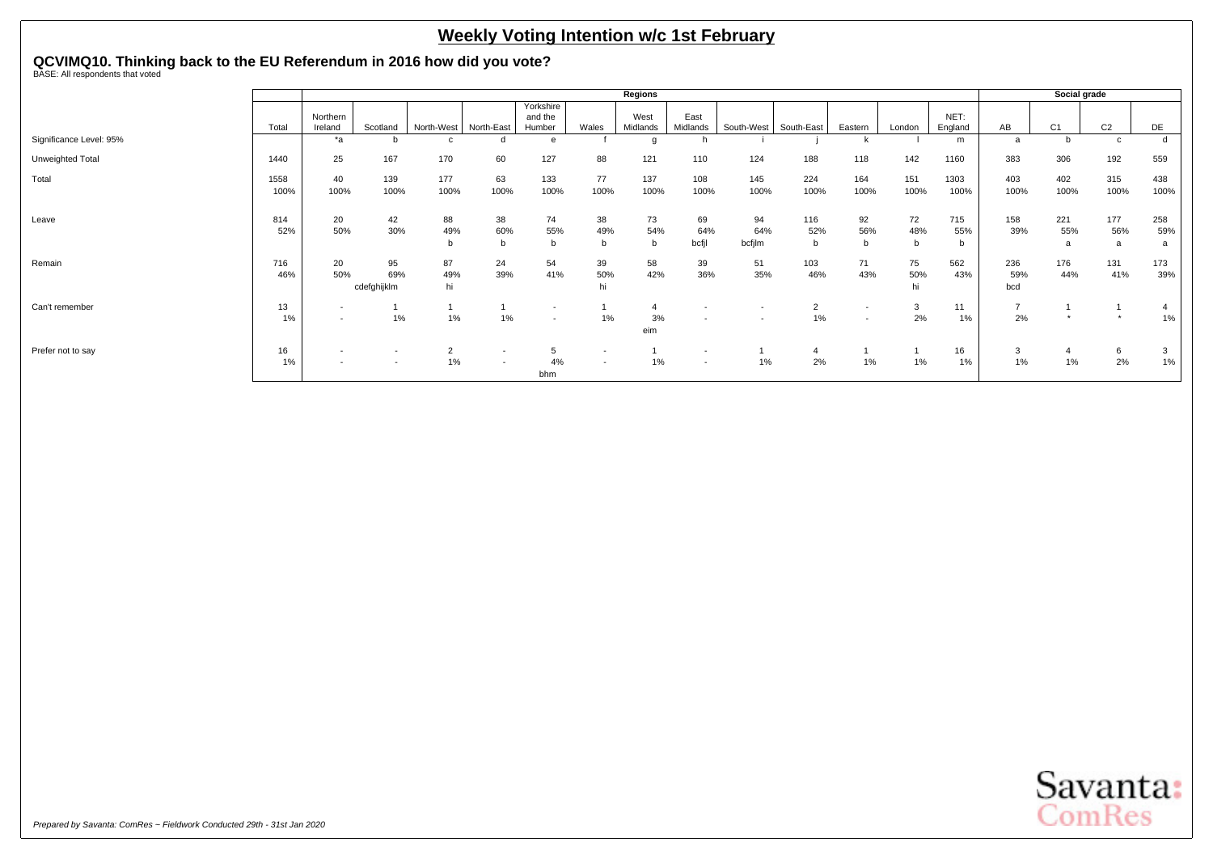# Weekly Voting Intention w/c 1st February

## QCVIMQ10. Thinking back to the EU Referendum in 2016 how did you vote?

BASE: All respondents that voted

| | | Regions | | | | | | | | | | | | | Social grade | | | |
|---|---|---|---|---|---|---|---|---|---|---|---|---|---|---|---|---|---|---|
| | Total | Northern Ireland | Scotland | North-West | North-East | Yorkshire and the Humber | Wales | West Midlands | East Midlands | South-West | South-East | Eastern | London | NET: England | AB | C1 | C2 | DE |
| Significance Level: 95% | | *a | b | c | d | e | f | g | h | i | j | k | l | m | a | b | c | d |
| Unweighted Total | 1440 | 25 | 167 | 170 | 60 | 127 | 88 | 121 | 110 | 124 | 188 | 118 | 142 | 1160 | 383 | 306 | 192 | 559 |
| Total | 1558<br>100% | 40<br>100% | 139<br>100% | 177<br>100% | 63<br>100% | 133<br>100% | 77<br>100% | 137<br>100% | 108<br>100% | 145<br>100% | 224<br>100% | 164<br>100% | 151<br>100% | 1303<br>100% | 403<br>100% | 402<br>100% | 315<br>100% | 438<br>100% |
| Leave | 814<br>52% | 20<br>50% | 42<br>30% | 88<br>49%<br>b | 38<br>60%<br>b | 74<br>55%<br>b | 38<br>49%<br>b | 73<br>54%<br>b | 69<br>64%<br>bcfjl | 94<br>64%<br>bcfjlm | 116<br>52%<br>b | 92<br>56%<br>b | 72<br>48%<br>b | 715<br>55%<br>b | 158<br>39% | 221<br>55%<br>a | 177<br>56%<br>a | 258<br>59%<br>a |
| Remain | 716<br>46% | 20<br>50% | 95<br>69%<br>cdefghijklm | 87<br>49%<br>hi | 24<br>39% | 54<br>41% | 39<br>50%<br>hi | 58<br>42% | 39<br>36% | 51<br>35% | 103<br>46% | 71<br>43% | 75<br>50%<br>hi | 562<br>43% | 236<br>59%<br>bcd | 176<br>44% | 131<br>41% | 173<br>39% |
| Can't remember | 13<br>1% | -<br>- | 1<br>1% | 1<br>1% | 1<br>1% | -<br>- | 1<br>1% | 4<br>3%<br>eim | -<br>- | -<br>- | 2<br>1% | -<br>- | 3<br>2% | 11<br>1% | 7<br>2% | 1<br>* | 1<br>* | 4<br>1% |
| Prefer not to say | 16<br>1% | -<br>- | -<br>- | 2<br>1% | -<br>- | 5<br>4%<br>bhm | -<br>- | 1<br>1% | -<br>- | 1<br>1% | 4<br>2% | 1<br>1% | 1<br>1% | 16<br>1% | 3<br>1% | 4<br>1% | 6<br>2% | 3<br>1% |

*Prepared by Savanta: ComRes – Fieldwork Conducted 29th - 31st Jan 2020*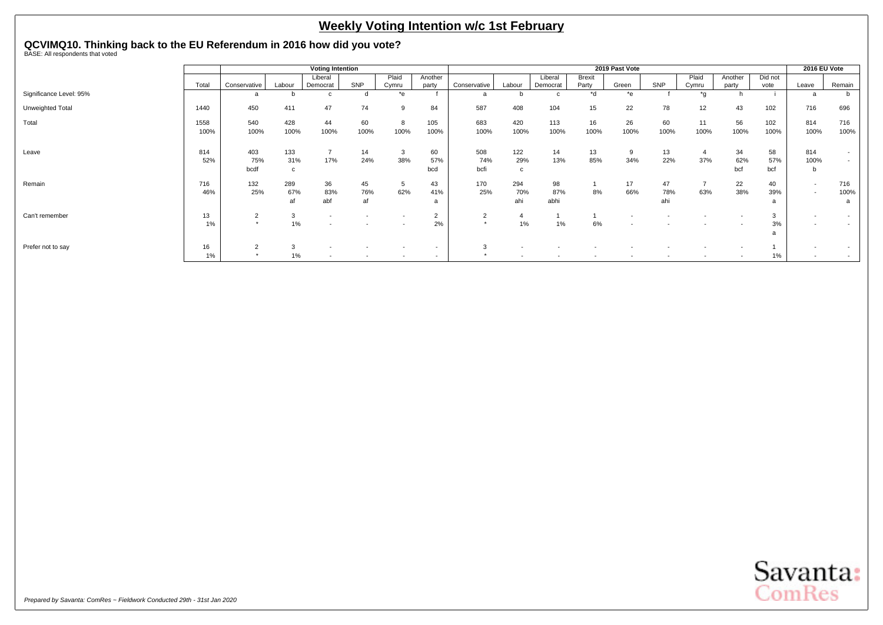## Weekly Voting Intention w/c 1st February

### QCVIMQ10. Thinking back to the EU Referendum in 2016 how did you vote?

BASE: All respondents that voted

| | | Voting Intention | | | | | | 2019 Past Vote | | | | | | | | | 2016 EU Vote | |
|---|---|---|---|---|---|---|---|---|---|---|---|---|---|---|---|---|---|---|
| | Total | Conservative | Labour | Liberal Democrat | SNP | Plaid Cymru | Another party | Conservative | Labour | Liberal Democrat | Brexit Party | Green | SNP | Plaid Cymru | Another party | Did not vote | Leave | Remain |
| Significance Level: 95% | | a | b | c | d | *e | f | a | b | c | *d | *e | f | *g | h | i | a | b |
| Unweighted Total | 1440 | 450 | 411 | 47 | 74 | 9 | 84 | 587 | 408 | 104 | 15 | 22 | 78 | 12 | 43 | 102 | 716 | 696 |
| Total | 1558 | 540 | 428 | 44 | 60 | 8 | 105 | 683 | 420 | 113 | 16 | 26 | 60 | 11 | 56 | 102 | 814 | 716 |
| | 100% | 100% | 100% | 100% | 100% | 100% | 100% | 100% | 100% | 100% | 100% | 100% | 100% | 100% | 100% | 100% | 100% | 100% |
| Leave | 814 | 403 | 133 | 7 | 14 | 3 | 60 | 508 | 122 | 14 | 13 | 9 | 13 | 4 | 34 | 58 | 814 | - |
| | 52% | 75% | 31% | 17% | 24% | 38% | 57% | 74% | 29% | 13% | 85% | 34% | 22% | 37% | 62% | 57% | 100% | - |
| | | bcdf | c | | | | bcd | bcfi | c | | | | | | bcf | bcf | b | |
| Remain | 716 | 132 | 289 | 36 | 45 | 5 | 43 | 170 | 294 | 98 | 1 | 17 | 47 | 7 | 22 | 40 | - | 716 |
| | 46% | 25% | 67% | 83% | 76% | 62% | 41% | 25% | 70% | 87% | 8% | 66% | 78% | 63% | 38% | 39% | - | 100% |
| | | | af | abf | af | | a | | ahi | abhi | | | ahi | | | a | | a |
| Can't remember | 13 | 2 | 3 | - | - | - | 2 | 2 | 4 | 1 | 1 | - | - | - | - | 3 | - | - |
| | 1% | * | 1% | - | - | - | 2% | * | 1% | 1% | 6% | - | - | - | - | 3% | - | - |
| | | | | | | | | | | | | | | | | a | | |
| Prefer not to say | 16 | 2 | 3 | - | - | - | - | 3 | - | - | - | - | - | - | - | 1 | - | - |
| | 1% | * | 1% | - | - | - | - | * | - | - | - | - | - | - | - | 1% | - | - |

*Prepared by Savanta: ComRes – Fieldwork Conducted 29th - 31st Jan 2020*